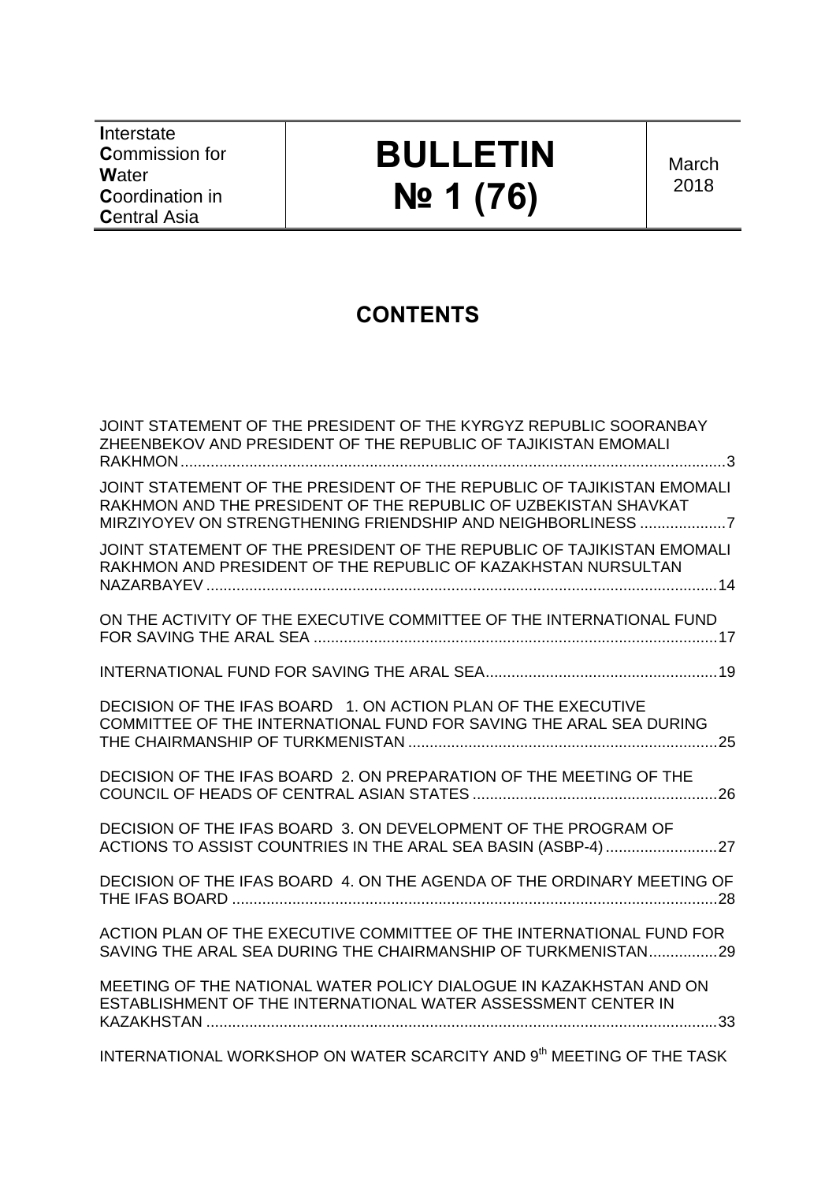| | | |
|---|---|---|
| **I**nterstate **C**ommission for **W**ater **C**oordination in **C**entral Asia | **BULLETIN № 1 (76)** | March 2018 |

# CONTENTS

JOINT STATEMENT OF THE PRESIDENT OF THE KYRGYZ REPUBLIC SOORANBAY ZHEENBEKOV AND PRESIDENT OF THE REPUBLIC OF TAJIKISTAN EMOMALI RAKHMON........................................................................................................................3

JOINT STATEMENT OF THE PRESIDENT OF THE REPUBLIC OF TAJIKISTAN EMOMALI RAKHMON AND THE PRESIDENT OF THE REPUBLIC OF UZBEKISTAN SHAVKAT MIRZIYOYEV ON STRENGTHENING FRIENDSHIP AND NEIGHBORLINESS ....................7

JOINT STATEMENT OF THE PRESIDENT OF THE REPUBLIC OF TAJIKISTAN EMOMALI RAKHMON AND PRESIDENT OF THE REPUBLIC OF KAZAKHSTAN NURSULTAN NAZARBAYEV ......................................................................................................................14

ON THE ACTIVITY OF THE EXECUTIVE COMMITTEE OF THE INTERNATIONAL FUND FOR SAVING THE ARAL SEA .............................................................................................17

INTERNATIONAL FUND FOR SAVING THE ARAL SEA......................................................19

DECISION OF THE IFAS BOARD 1. ON ACTION PLAN OF THE EXECUTIVE COMMITTEE OF THE INTERNATIONAL FUND FOR SAVING THE ARAL SEA DURING THE CHAIRMANSHIP OF TURKMENISTAN ........................................................................25

DECISION OF THE IFAS BOARD 2. ON PREPARATION OF THE MEETING OF THE COUNCIL OF HEADS OF CENTRAL ASIAN STATES .........................................................26

DECISION OF THE IFAS BOARD 3. ON DEVELOPMENT OF THE PROGRAM OF ACTIONS TO ASSIST COUNTRIES IN THE ARAL SEA BASIN (ASBP-4) ..........................27

DECISION OF THE IFAS BOARD 4. ON THE AGENDA OF THE ORDINARY MEETING OF THE IFAS BOARD ..................................................................................................................28

ACTION PLAN OF THE EXECUTIVE COMMITTEE OF THE INTERNATIONAL FUND FOR SAVING THE ARAL SEA DURING THE CHAIRMANSHIP OF TURKMENISTAN................29

MEETING OF THE NATIONAL WATER POLICY DIALOGUE IN KAZAKHSTAN AND ON ESTABLISHMENT OF THE INTERNATIONAL WATER ASSESSMENT CENTER IN KAZAKHSTAN ......................................................................................................................33

INTERNATIONAL WORKSHOP ON WATER SCARCITY AND 9th MEETING OF THE TASK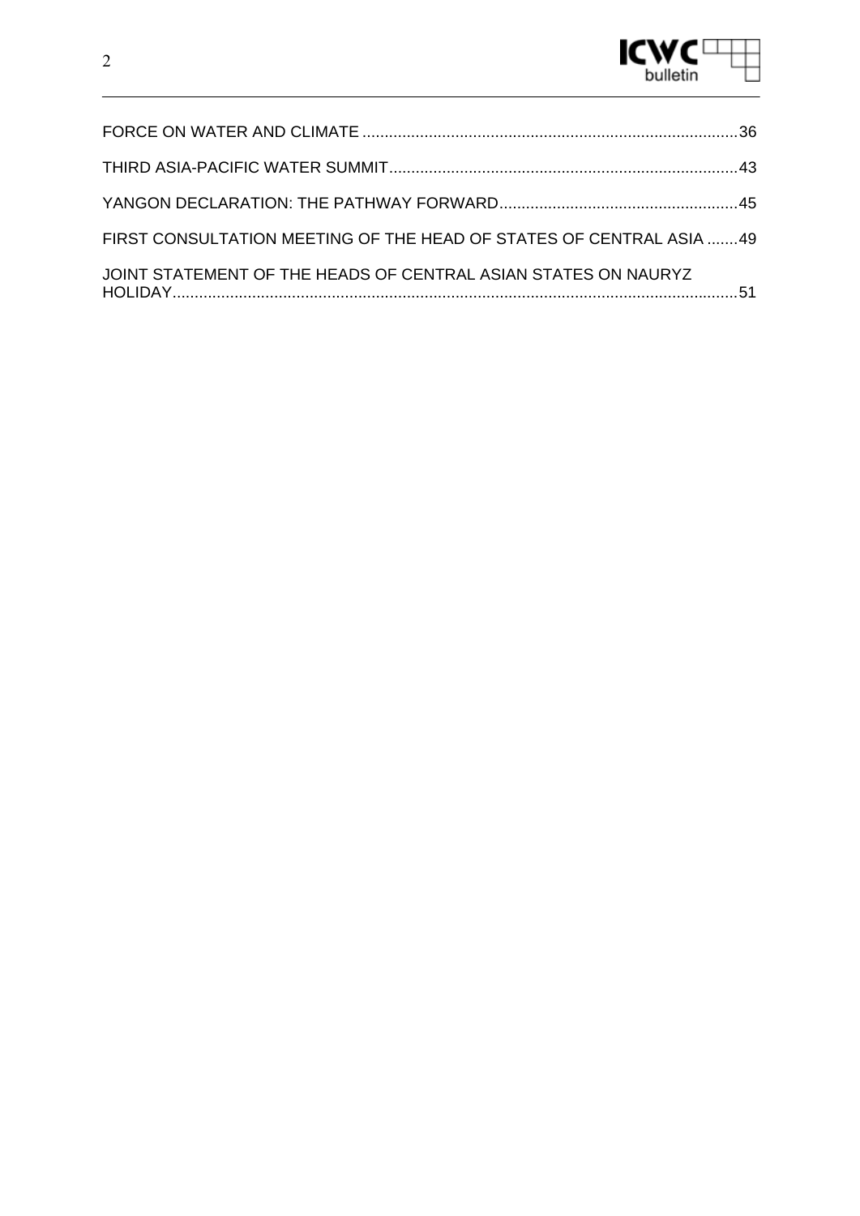FORCE ON WATER AND CLIMATE ....................................................................................36

THIRD ASIA-PACIFIC WATER SUMMIT..............................................................................43

YANGON DECLARATION: THE PATHWAY FORWARD......................................................45

FIRST CONSULTATION MEETING OF THE HEAD OF STATES OF CENTRAL ASIA .......49

JOINT STATEMENT OF THE HEADS OF CENTRAL ASIAN STATES ON NAURYZ HOLIDAY...............................................................................................................................51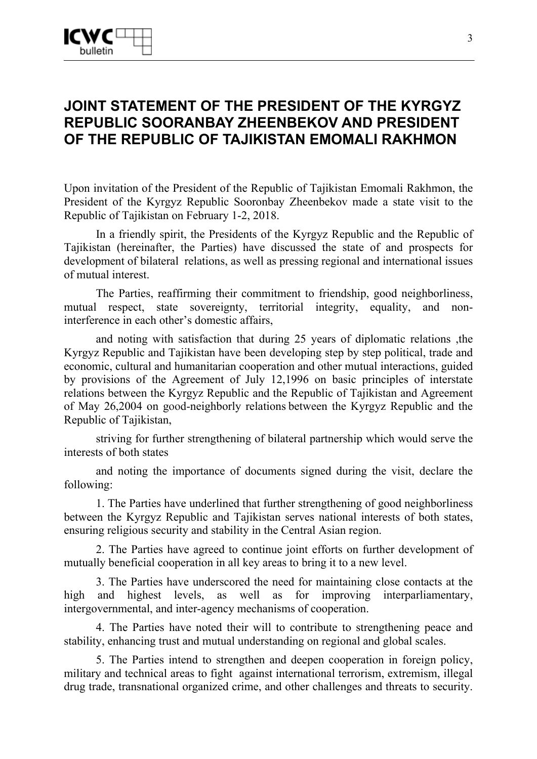# JOINT STATEMENT OF THE PRESIDENT OF THE KYRGYZ REPUBLIC SOORANBAY ZHEENBEKOV AND PRESIDENT OF THE REPUBLIC OF TAJIKISTAN EMOMALI RAKHMON

Upon invitation of the President of the Republic of Tajikistan Emomali Rakhmon, the President of the Kyrgyz Republic Sooronbay Zheenbekov made a state visit to the Republic of Tajikistan on February 1-2, 2018.

In a friendly spirit, the Presidents of the Kyrgyz Republic and the Republic of Tajikistan (hereinafter, the Parties) have discussed the state of and prospects for development of bilateral relations, as well as pressing regional and international issues of mutual interest.

The Parties, reaffirming their commitment to friendship, good neighborliness, mutual respect, state sovereignty, territorial integrity, equality, and non-interference in each other's domestic affairs,

and noting with satisfaction that during 25 years of diplomatic relations ,the Kyrgyz Republic and Tajikistan have been developing step by step political, trade and economic, cultural and humanitarian cooperation and other mutual interactions, guided by provisions of the Agreement of July 12,1996 on basic principles of interstate relations between the Kyrgyz Republic and the Republic of Tajikistan and Agreement of May 26,2004 on good-neighborly relations between the Kyrgyz Republic and the Republic of Tajikistan,

striving for further strengthening of bilateral partnership which would serve the interests of both states

and noting the importance of documents signed during the visit, declare the following:

1. The Parties have underlined that further strengthening of good neighborliness between the Kyrgyz Republic and Tajikistan serves national interests of both states, ensuring religious security and stability in the Central Asian region.

2. The Parties have agreed to continue joint efforts on further development of mutually beneficial cooperation in all key areas to bring it to a new level.

3. The Parties have underscored the need for maintaining close contacts at the high and highest levels, as well as for improving interparliamentary, intergovernmental, and inter-agency mechanisms of cooperation.

4. The Parties have noted their will to contribute to strengthening peace and stability, enhancing trust and mutual understanding on regional and global scales.

5. The Parties intend to strengthen and deepen cooperation in foreign policy, military and technical areas to fight against international terrorism, extremism, illegal drug trade, transnational organized crime, and other challenges and threats to security.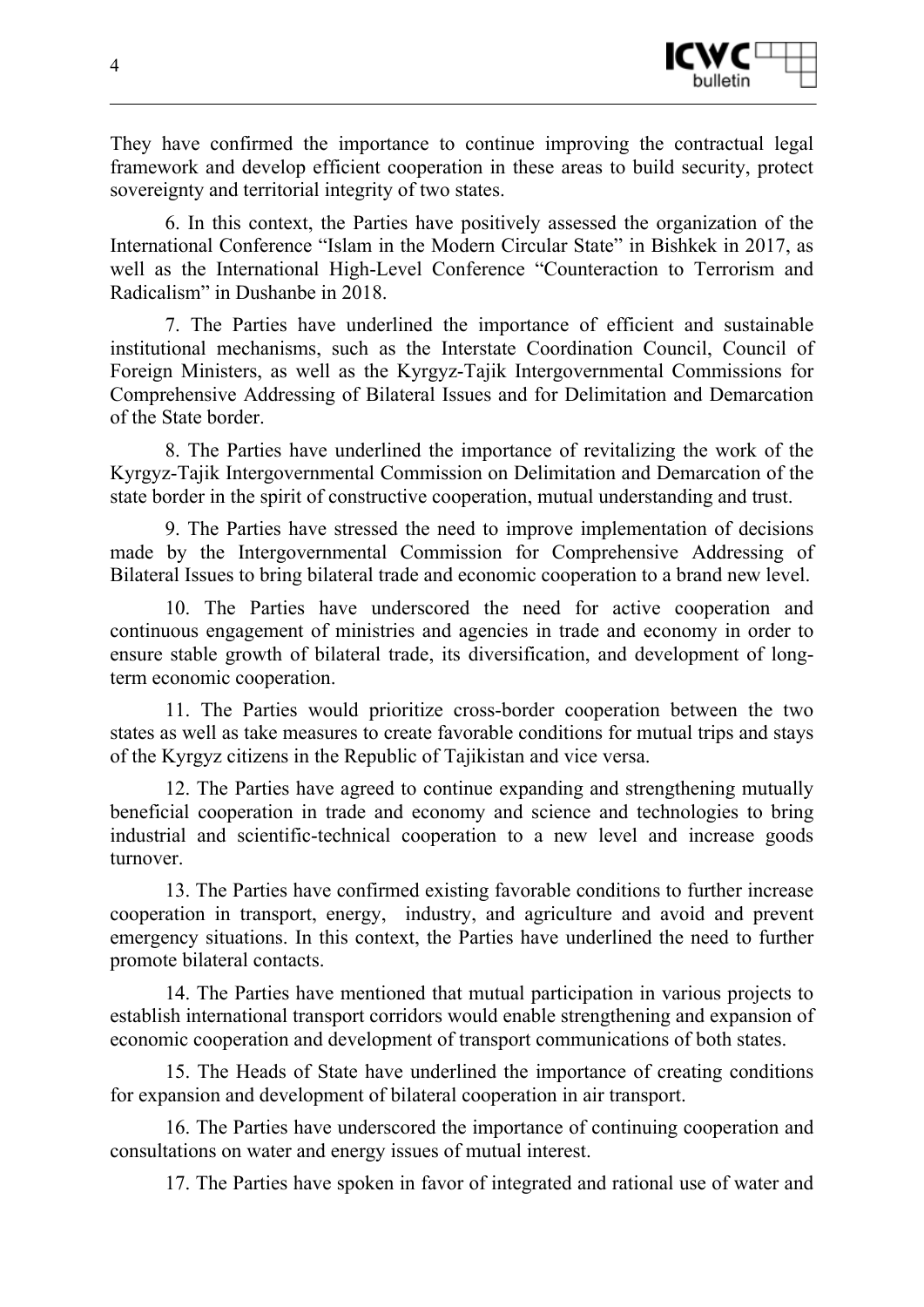They have confirmed the importance to continue improving the contractual legal framework and develop efficient cooperation in these areas to build security, protect sovereignty and territorial integrity of two states.

6. In this context, the Parties have positively assessed the organization of the International Conference "Islam in the Modern Circular State" in Bishkek in 2017, as well as the International High-Level Conference "Counteraction to Terrorism and Radicalism" in Dushanbe in 2018.

7. The Parties have underlined the importance of efficient and sustainable institutional mechanisms, such as the Interstate Coordination Council, Council of Foreign Ministers, as well as the Kyrgyz-Tajik Intergovernmental Commissions for Comprehensive Addressing of Bilateral Issues and for Delimitation and Demarcation of the State border.

8. The Parties have underlined the importance of revitalizing the work of the Kyrgyz-Tajik Intergovernmental Commission on Delimitation and Demarcation of the state border in the spirit of constructive cooperation, mutual understanding and trust.

9. The Parties have stressed the need to improve implementation of decisions made by the Intergovernmental Commission for Comprehensive Addressing of Bilateral Issues to bring bilateral trade and economic cooperation to a brand new level.

10. The Parties have underscored the need for active cooperation and continuous engagement of ministries and agencies in trade and economy in order to ensure stable growth of bilateral trade, its diversification, and development of long-term economic cooperation.

11. The Parties would prioritize cross-border cooperation between the two states as well as take measures to create favorable conditions for mutual trips and stays of the Kyrgyz citizens in the Republic of Tajikistan and vice versa.

12. The Parties have agreed to continue expanding and strengthening mutually beneficial cooperation in trade and economy and science and technologies to bring industrial and scientific-technical cooperation to a new level and increase goods turnover.

13. The Parties have confirmed existing favorable conditions to further increase cooperation in transport, energy, industry, and agriculture and avoid and prevent emergency situations. In this context, the Parties have underlined the need to further promote bilateral contacts.

14. The Parties have mentioned that mutual participation in various projects to establish international transport corridors would enable strengthening and expansion of economic cooperation and development of transport communications of both states.

15. The Heads of State have underlined the importance of creating conditions for expansion and development of bilateral cooperation in air transport.

16. The Parties have underscored the importance of continuing cooperation and consultations on water and energy issues of mutual interest.

17. The Parties have spoken in favor of integrated and rational use of water and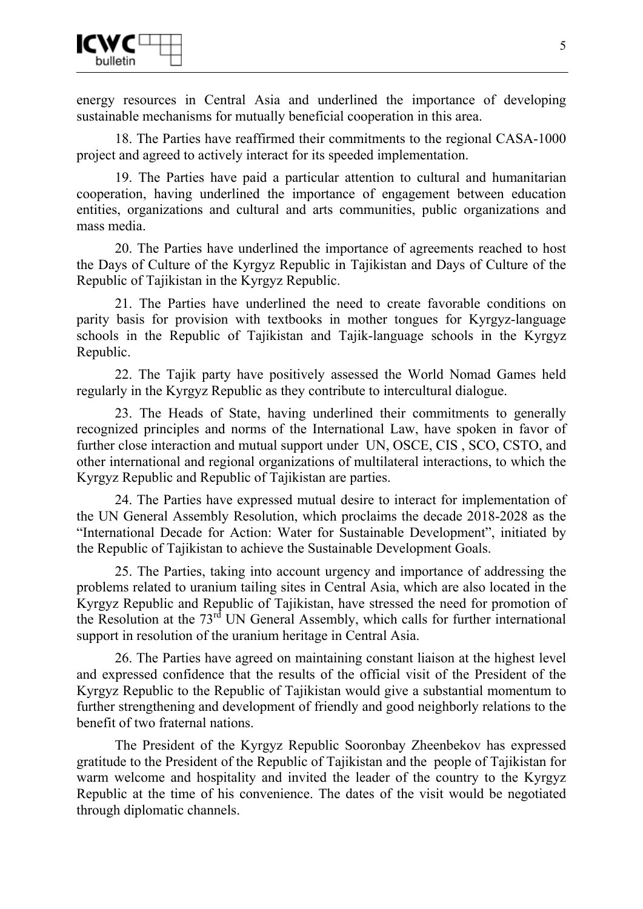energy resources in Central Asia and underlined the importance of developing sustainable mechanisms for mutually beneficial cooperation in this area.

18. The Parties have reaffirmed their commitments to the regional CASA-1000 project and agreed to actively interact for its speeded implementation.

19. The Parties have paid a particular attention to cultural and humanitarian cooperation, having underlined the importance of engagement between education entities, organizations and cultural and arts communities, public organizations and mass media.

20. The Parties have underlined the importance of agreements reached to host the Days of Culture of the Kyrgyz Republic in Tajikistan and Days of Culture of the Republic of Tajikistan in the Kyrgyz Republic.

21. The Parties have underlined the need to create favorable conditions on parity basis for provision with textbooks in mother tongues for Kyrgyz-language schools in the Republic of Tajikistan and Tajik-language schools in the Kyrgyz Republic.

22. The Tajik party have positively assessed the World Nomad Games held regularly in the Kyrgyz Republic as they contribute to intercultural dialogue.

23. The Heads of State, having underlined their commitments to generally recognized principles and norms of the International Law, have spoken in favor of further close interaction and mutual support under UN, OSCE, CIS , SCO, CSTO, and other international and regional organizations of multilateral interactions, to which the Kyrgyz Republic and Republic of Tajikistan are parties.

24. The Parties have expressed mutual desire to interact for implementation of the UN General Assembly Resolution, which proclaims the decade 2018-2028 as the "International Decade for Action: Water for Sustainable Development", initiated by the Republic of Tajikistan to achieve the Sustainable Development Goals.

25. The Parties, taking into account urgency and importance of addressing the problems related to uranium tailing sites in Central Asia, which are also located in the Kyrgyz Republic and Republic of Tajikistan, have stressed the need for promotion of the Resolution at the 73rd UN General Assembly, which calls for further international support in resolution of the uranium heritage in Central Asia.

26. The Parties have agreed on maintaining constant liaison at the highest level and expressed confidence that the results of the official visit of the President of the Kyrgyz Republic to the Republic of Tajikistan would give a substantial momentum to further strengthening and development of friendly and good neighborly relations to the benefit of two fraternal nations.

The President of the Kyrgyz Republic Sooronbay Zheenbekov has expressed gratitude to the President of the Republic of Tajikistan and the people of Tajikistan for warm welcome and hospitality and invited the leader of the country to the Kyrgyz Republic at the time of his convenience. The dates of the visit would be negotiated through diplomatic channels.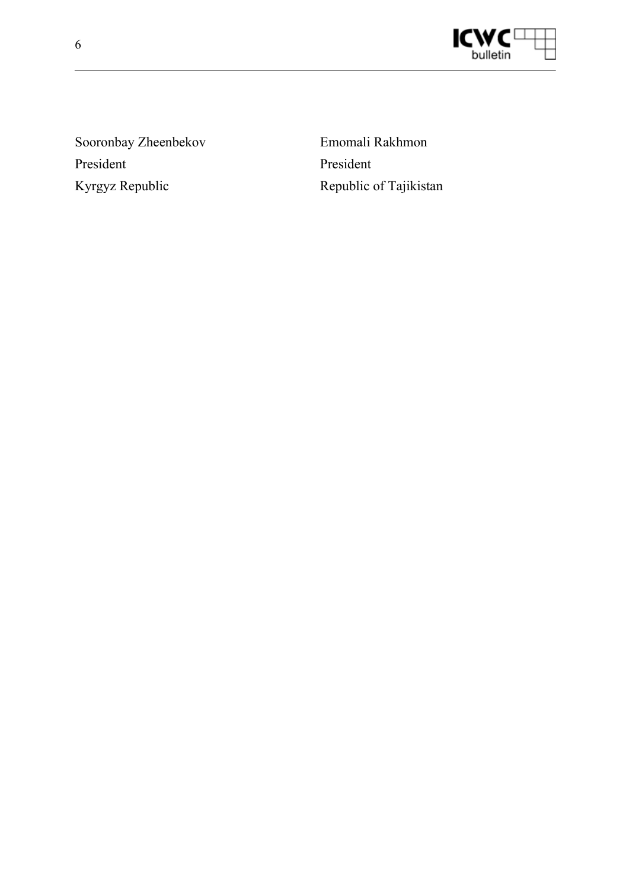| | |
|---|---|
| Sooronbay Zheenbekov | Emomali Rakhmon |
| President | President |
| Kyrgyz Republic | Republic of Tajikistan |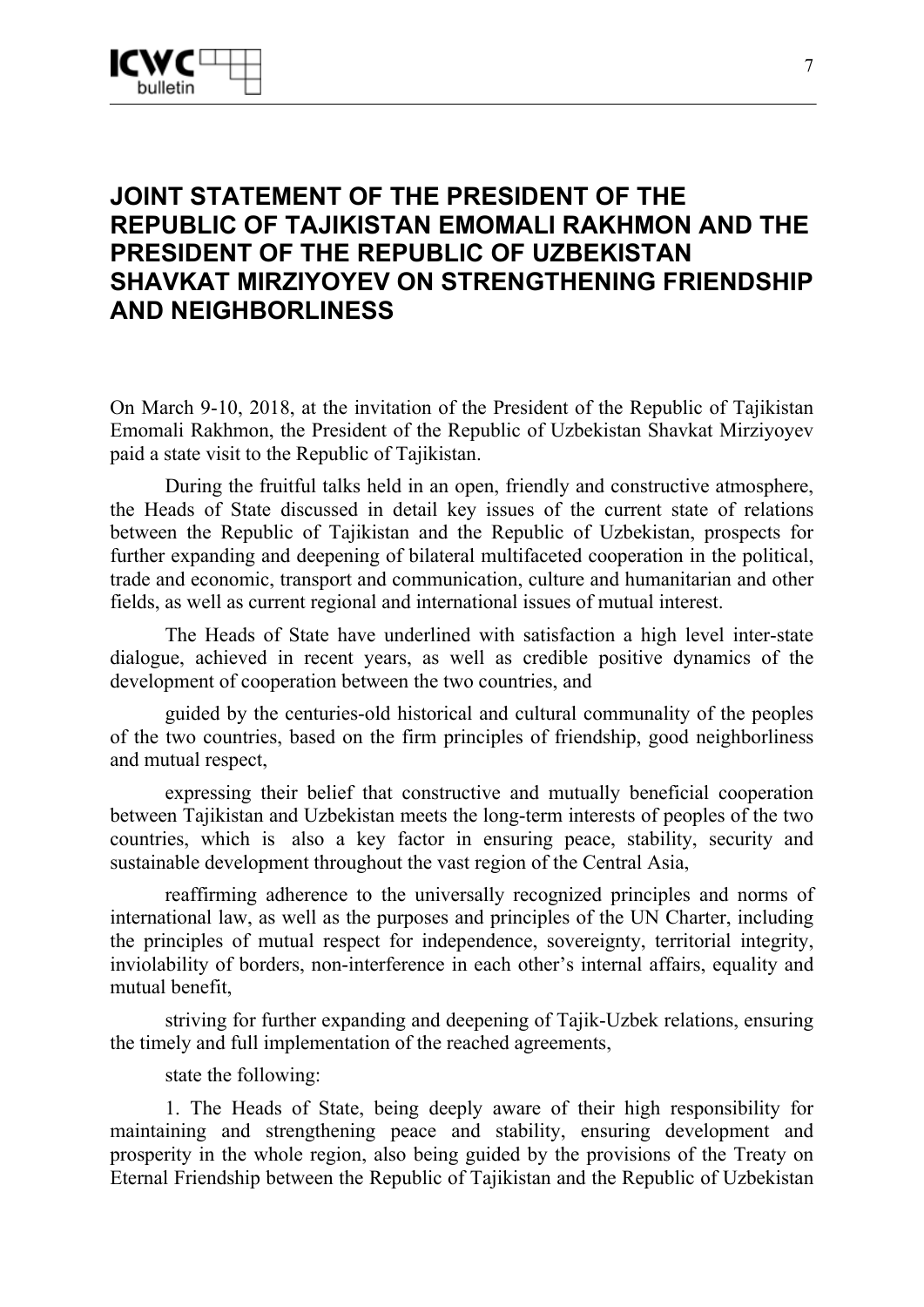# JOINT STATEMENT OF THE PRESIDENT OF THE REPUBLIC OF TAJIKISTAN EMOMALI RAKHMON AND THE PRESIDENT OF THE REPUBLIC OF UZBEKISTAN SHAVKAT MIRZIYOYEV ON STRENGTHENING FRIENDSHIP AND NEIGHBORLINESS

On March 9-10, 2018, at the invitation of the President of the Republic of Tajikistan Emomali Rakhmon, the President of the Republic of Uzbekistan Shavkat Mirziyoyev paid a state visit to the Republic of Tajikistan.

During the fruitful talks held in an open, friendly and constructive atmosphere, the Heads of State discussed in detail key issues of the current state of relations between the Republic of Tajikistan and the Republic of Uzbekistan, prospects for further expanding and deepening of bilateral multifaceted cooperation in the political, trade and economic, transport and communication, culture and humanitarian and other fields, as well as current regional and international issues of mutual interest.

The Heads of State have underlined with satisfaction a high level inter-state dialogue, achieved in recent years, as well as credible positive dynamics of the development of cooperation between the two countries, and

guided by the centuries-old historical and cultural communality of the peoples of the two countries, based on the firm principles of friendship, good neighborliness and mutual respect,

expressing their belief that constructive and mutually beneficial cooperation between Tajikistan and Uzbekistan meets the long-term interests of peoples of the two countries, which is also a key factor in ensuring peace, stability, security and sustainable development throughout the vast region of the Central Asia,

reaffirming adherence to the universally recognized principles and norms of international law, as well as the purposes and principles of the UN Charter, including the principles of mutual respect for independence, sovereignty, territorial integrity, inviolability of borders, non-interference in each other's internal affairs, equality and mutual benefit,

striving for further expanding and deepening of Tajik-Uzbek relations, ensuring the timely and full implementation of the reached agreements,

state the following:

1. The Heads of State, being deeply aware of their high responsibility for maintaining and strengthening peace and stability, ensuring development and prosperity in the whole region, also being guided by the provisions of the Treaty on Eternal Friendship between the Republic of Tajikistan and the Republic of Uzbekistan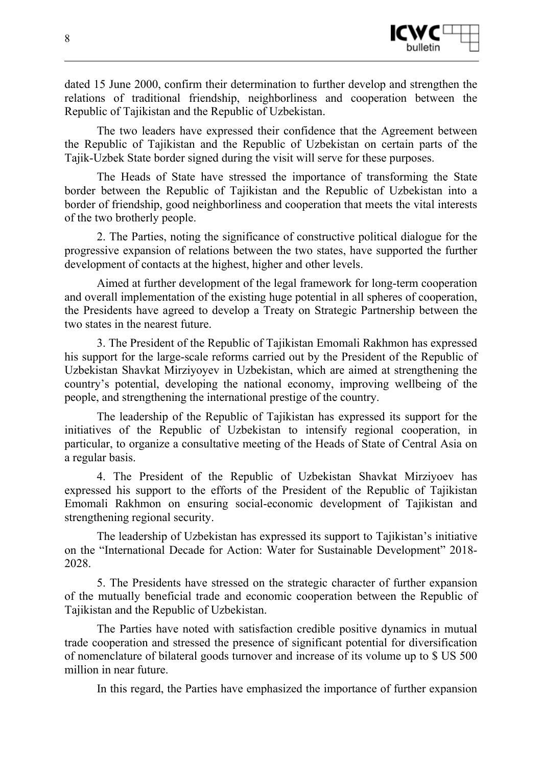dated 15 June 2000, confirm their determination to further develop and strengthen the relations of traditional friendship, neighborliness and cooperation between the Republic of Tajikistan and the Republic of Uzbekistan.

The two leaders have expressed their confidence that the Agreement between the Republic of Tajikistan and the Republic of Uzbekistan on certain parts of the Tajik-Uzbek State border signed during the visit will serve for these purposes.

The Heads of State have stressed the importance of transforming the State border between the Republic of Tajikistan and the Republic of Uzbekistan into a border of friendship, good neighborliness and cooperation that meets the vital interests of the two brotherly people.

2. The Parties, noting the significance of constructive political dialogue for the progressive expansion of relations between the two states, have supported the further development of contacts at the highest, higher and other levels.

Aimed at further development of the legal framework for long-term cooperation and overall implementation of the existing huge potential in all spheres of cooperation, the Presidents have agreed to develop a Treaty on Strategic Partnership between the two states in the nearest future.

3. The President of the Republic of Tajikistan Emomali Rakhmon has expressed his support for the large-scale reforms carried out by the President of the Republic of Uzbekistan Shavkat Mirziyoyev in Uzbekistan, which are aimed at strengthening the country's potential, developing the national economy, improving wellbeing of the people, and strengthening the international prestige of the country.

The leadership of the Republic of Tajikistan has expressed its support for the initiatives of the Republic of Uzbekistan to intensify regional cooperation, in particular, to organize a consultative meeting of the Heads of State of Central Asia on a regular basis.

4. The President of the Republic of Uzbekistan Shavkat Mirziyoev has expressed his support to the efforts of the President of the Republic of Tajikistan Emomali Rakhmon on ensuring social-economic development of Tajikistan and strengthening regional security.

The leadership of Uzbekistan has expressed its support to Tajikistan's initiative on the "International Decade for Action: Water for Sustainable Development" 2018-2028.

5. The Presidents have stressed on the strategic character of further expansion of the mutually beneficial trade and economic cooperation between the Republic of Tajikistan and the Republic of Uzbekistan.

The Parties have noted with satisfaction credible positive dynamics in mutual trade cooperation and stressed the presence of significant potential for diversification of nomenclature of bilateral goods turnover and increase of its volume up to $ US 500 million in near future.

In this regard, the Parties have emphasized the importance of further expansion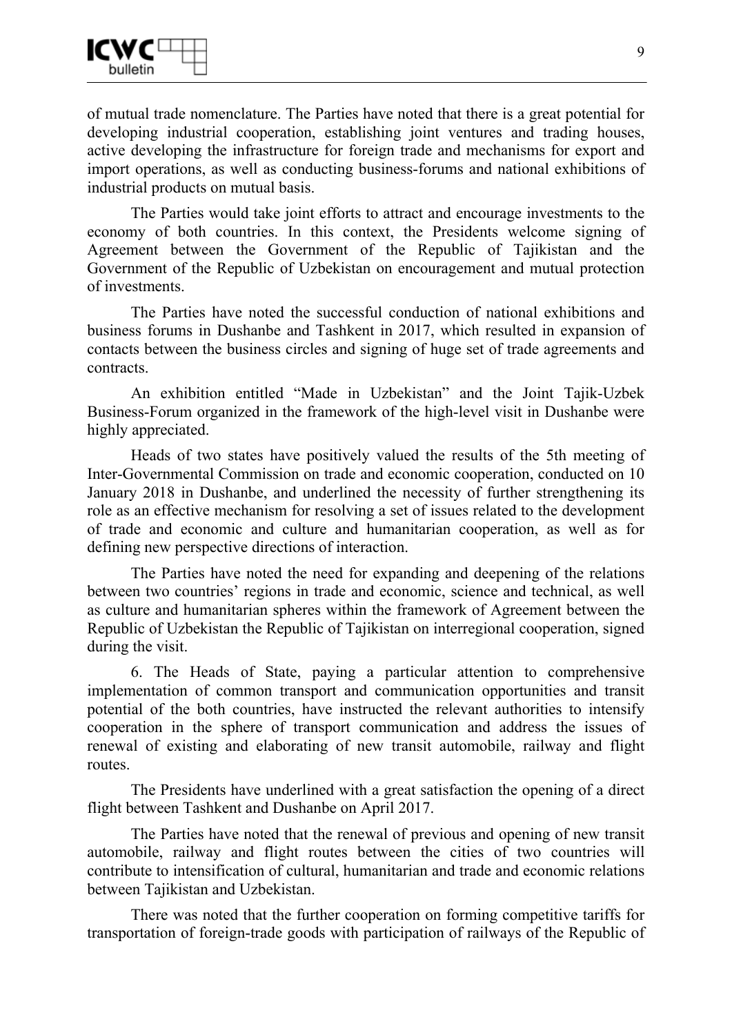of mutual trade nomenclature. The Parties have noted that there is a great potential for developing industrial cooperation, establishing joint ventures and trading houses, active developing the infrastructure for foreign trade and mechanisms for export and import operations, as well as conducting business-forums and national exhibitions of industrial products on mutual basis.

The Parties would take joint efforts to attract and encourage investments to the economy of both countries. In this context, the Presidents welcome signing of Agreement between the Government of the Republic of Tajikistan and the Government of the Republic of Uzbekistan on encouragement and mutual protection of investments.

The Parties have noted the successful conduction of national exhibitions and business forums in Dushanbe and Tashkent in 2017, which resulted in expansion of contacts between the business circles and signing of huge set of trade agreements and contracts.

An exhibition entitled “Made in Uzbekistan” and the Joint Tajik-Uzbek Business-Forum organized in the framework of the high-level visit in Dushanbe were highly appreciated.

Heads of two states have positively valued the results of the 5th meeting of Inter-Governmental Commission on trade and economic cooperation, conducted on 10 January 2018 in Dushanbe, and underlined the necessity of further strengthening its role as an effective mechanism for resolving a set of issues related to the development of trade and economic and culture and humanitarian cooperation, as well as for defining new perspective directions of interaction.

The Parties have noted the need for expanding and deepening of the relations between two countries’ regions in trade and economic, science and technical, as well as culture and humanitarian spheres within the framework of Agreement between the Republic of Uzbekistan the Republic of Tajikistan on interregional cooperation, signed during the visit.

6. The Heads of State, paying a particular attention to comprehensive implementation of common transport and communication opportunities and transit potential of the both countries, have instructed the relevant authorities to intensify cooperation in the sphere of transport communication and address the issues of renewal of existing and elaborating of new transit automobile, railway and flight routes.

The Presidents have underlined with a great satisfaction the opening of a direct flight between Tashkent and Dushanbe on April 2017.

The Parties have noted that the renewal of previous and opening of new transit automobile, railway and flight routes between the cities of two countries will contribute to intensification of cultural, humanitarian and trade and economic relations between Tajikistan and Uzbekistan.

There was noted that the further cooperation on forming competitive tariffs for transportation of foreign-trade goods with participation of railways of the Republic of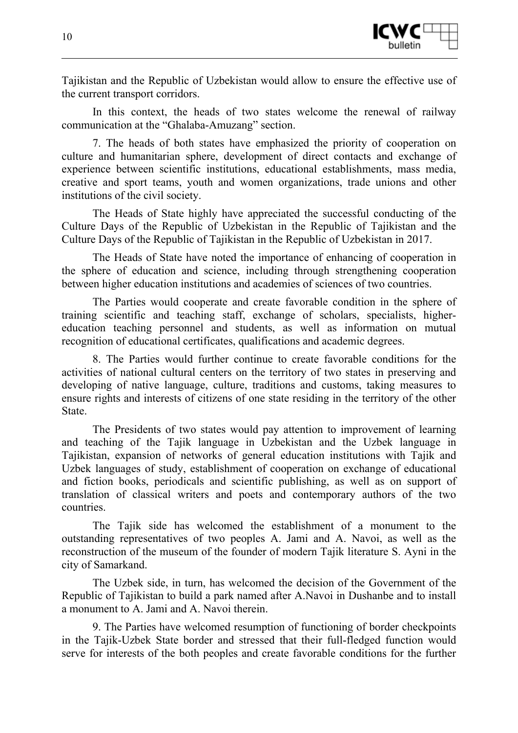Tajikistan and the Republic of Uzbekistan would allow to ensure the effective use of the current transport corridors.

In this context, the heads of two states welcome the renewal of railway communication at the "Ghalaba-Amuzang" section.

7. The heads of both states have emphasized the priority of cooperation on culture and humanitarian sphere, development of direct contacts and exchange of experience between scientific institutions, educational establishments, mass media, creative and sport teams, youth and women organizations, trade unions and other institutions of the civil society.

The Heads of State highly have appreciated the successful conducting of the Culture Days of the Republic of Uzbekistan in the Republic of Tajikistan and the Culture Days of the Republic of Tajikistan in the Republic of Uzbekistan in 2017.

The Heads of State have noted the importance of enhancing of cooperation in the sphere of education and science, including through strengthening cooperation between higher education institutions and academies of sciences of two countries.

The Parties would cooperate and create favorable condition in the sphere of training scientific and teaching staff, exchange of scholars, specialists, higher-education teaching personnel and students, as well as information on mutual recognition of educational certificates, qualifications and academic degrees.

8. The Parties would further continue to create favorable conditions for the activities of national cultural centers on the territory of two states in preserving and developing of native language, culture, traditions and customs, taking measures to ensure rights and interests of citizens of one state residing in the territory of the other State.

The Presidents of two states would pay attention to improvement of learning and teaching of the Tajik language in Uzbekistan and the Uzbek language in Tajikistan, expansion of networks of general education institutions with Tajik and Uzbek languages of study, establishment of cooperation on exchange of educational and fiction books, periodicals and scientific publishing, as well as on support of translation of classical writers and poets and contemporary authors of the two countries.

The Tajik side has welcomed the establishment of a monument to the outstanding representatives of two peoples A. Jami and A. Navoi, as well as the reconstruction of the museum of the founder of modern Tajik literature S. Ayni in the city of Samarkand.

The Uzbek side, in turn, has welcomed the decision of the Government of the Republic of Tajikistan to build a park named after A.Navoi in Dushanbe and to install a monument to A. Jami and A. Navoi therein.

9. The Parties have welcomed resumption of functioning of border checkpoints in the Tajik-Uzbek State border and stressed that their full-fledged function would serve for interests of the both peoples and create favorable conditions for the further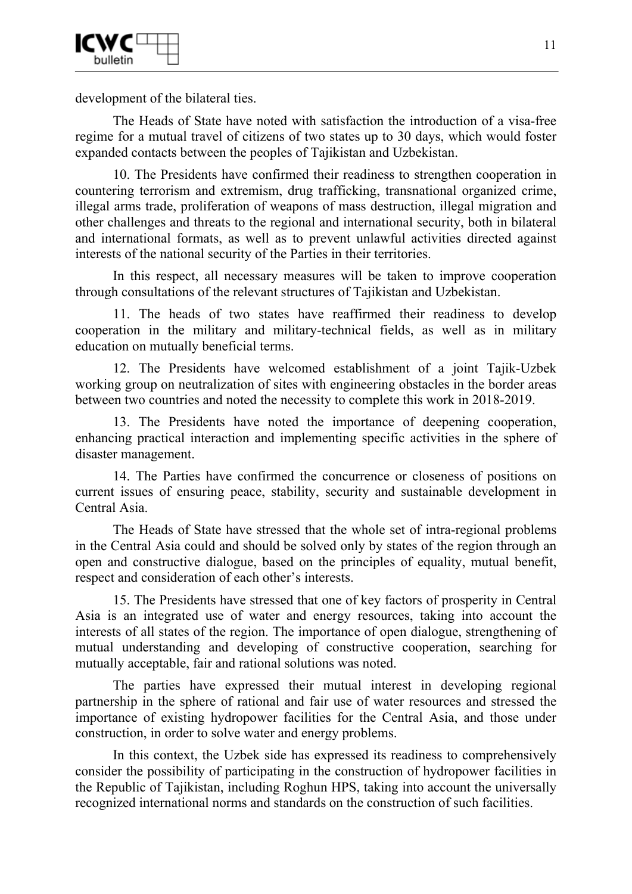development of the bilateral ties.

The Heads of State have noted with satisfaction the introduction of a visa-free regime for a mutual travel of citizens of two states up to 30 days, which would foster expanded contacts between the peoples of Tajikistan and Uzbekistan.

10. The Presidents have confirmed their readiness to strengthen cooperation in countering terrorism and extremism, drug trafficking, transnational organized crime, illegal arms trade, proliferation of weapons of mass destruction, illegal migration and other challenges and threats to the regional and international security, both in bilateral and international formats, as well as to prevent unlawful activities directed against interests of the national security of the Parties in their territories.

In this respect, all necessary measures will be taken to improve cooperation through consultations of the relevant structures of Tajikistan and Uzbekistan.

11. The heads of two states have reaffirmed their readiness to develop cooperation in the military and military-technical fields, as well as in military education on mutually beneficial terms.

12. The Presidents have welcomed establishment of a joint Tajik-Uzbek working group on neutralization of sites with engineering obstacles in the border areas between two countries and noted the necessity to complete this work in 2018-2019.

13. The Presidents have noted the importance of deepening cooperation, enhancing practical interaction and implementing specific activities in the sphere of disaster management.

14. The Parties have confirmed the concurrence or closeness of positions on current issues of ensuring peace, stability, security and sustainable development in Central Asia.

The Heads of State have stressed that the whole set of intra-regional problems in the Central Asia could and should be solved only by states of the region through an open and constructive dialogue, based on the principles of equality, mutual benefit, respect and consideration of each other's interests.

15. The Presidents have stressed that one of key factors of prosperity in Central Asia is an integrated use of water and energy resources, taking into account the interests of all states of the region. The importance of open dialogue, strengthening of mutual understanding and developing of constructive cooperation, searching for mutually acceptable, fair and rational solutions was noted.

The parties have expressed their mutual interest in developing regional partnership in the sphere of rational and fair use of water resources and stressed the importance of existing hydropower facilities for the Central Asia, and those under construction, in order to solve water and energy problems.

In this context, the Uzbek side has expressed its readiness to comprehensively consider the possibility of participating in the construction of hydropower facilities in the Republic of Tajikistan, including Roghun HPS, taking into account the universally recognized international norms and standards on the construction of such facilities.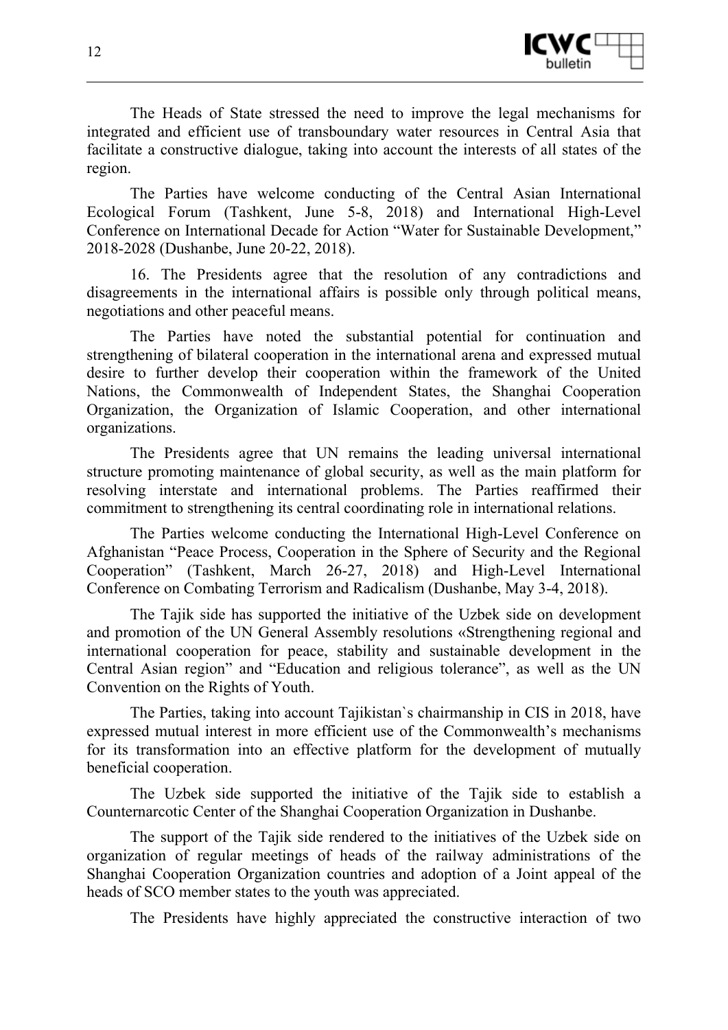The Heads of State stressed the need to improve the legal mechanisms for integrated and efficient use of transboundary water resources in Central Asia that facilitate a constructive dialogue, taking into account the interests of all states of the region.

The Parties have welcome conducting of the Central Asian International Ecological Forum (Tashkent, June 5-8, 2018) and International High-Level Conference on International Decade for Action "Water for Sustainable Development," 2018-2028 (Dushanbe, June 20-22, 2018).

16. The Presidents agree that the resolution of any contradictions and disagreements in the international affairs is possible only through political means, negotiations and other peaceful means.

The Parties have noted the substantial potential for continuation and strengthening of bilateral cooperation in the international arena and expressed mutual desire to further develop their cooperation within the framework of the United Nations, the Commonwealth of Independent States, the Shanghai Cooperation Organization, the Organization of Islamic Cooperation, and other international organizations.

The Presidents agree that UN remains the leading universal international structure promoting maintenance of global security, as well as the main platform for resolving interstate and international problems. The Parties reaffirmed their commitment to strengthening its central coordinating role in international relations.

The Parties welcome conducting the International High-Level Conference on Afghanistan "Peace Process, Cooperation in the Sphere of Security and the Regional Cooperation" (Tashkent, March 26-27, 2018) and High-Level International Conference on Combating Terrorism and Radicalism (Dushanbe, May 3-4, 2018).

The Tajik side has supported the initiative of the Uzbek side on development and promotion of the UN General Assembly resolutions «Strengthening regional and international cooperation for peace, stability and sustainable development in the Central Asian region" and "Education and religious tolerance", as well as the UN Convention on the Rights of Youth.

The Parties, taking into account Tajikistan`s chairmanship in CIS in 2018, have expressed mutual interest in more efficient use of the Commonwealth's mechanisms for its transformation into an effective platform for the development of mutually beneficial cooperation.

The Uzbek side supported the initiative of the Tajik side to establish a Counternarcotic Center of the Shanghai Cooperation Organization in Dushanbe.

The support of the Tajik side rendered to the initiatives of the Uzbek side on organization of regular meetings of heads of the railway administrations of the Shanghai Cooperation Organization countries and adoption of a Joint appeal of the heads of SCO member states to the youth was appreciated.

The Presidents have highly appreciated the constructive interaction of two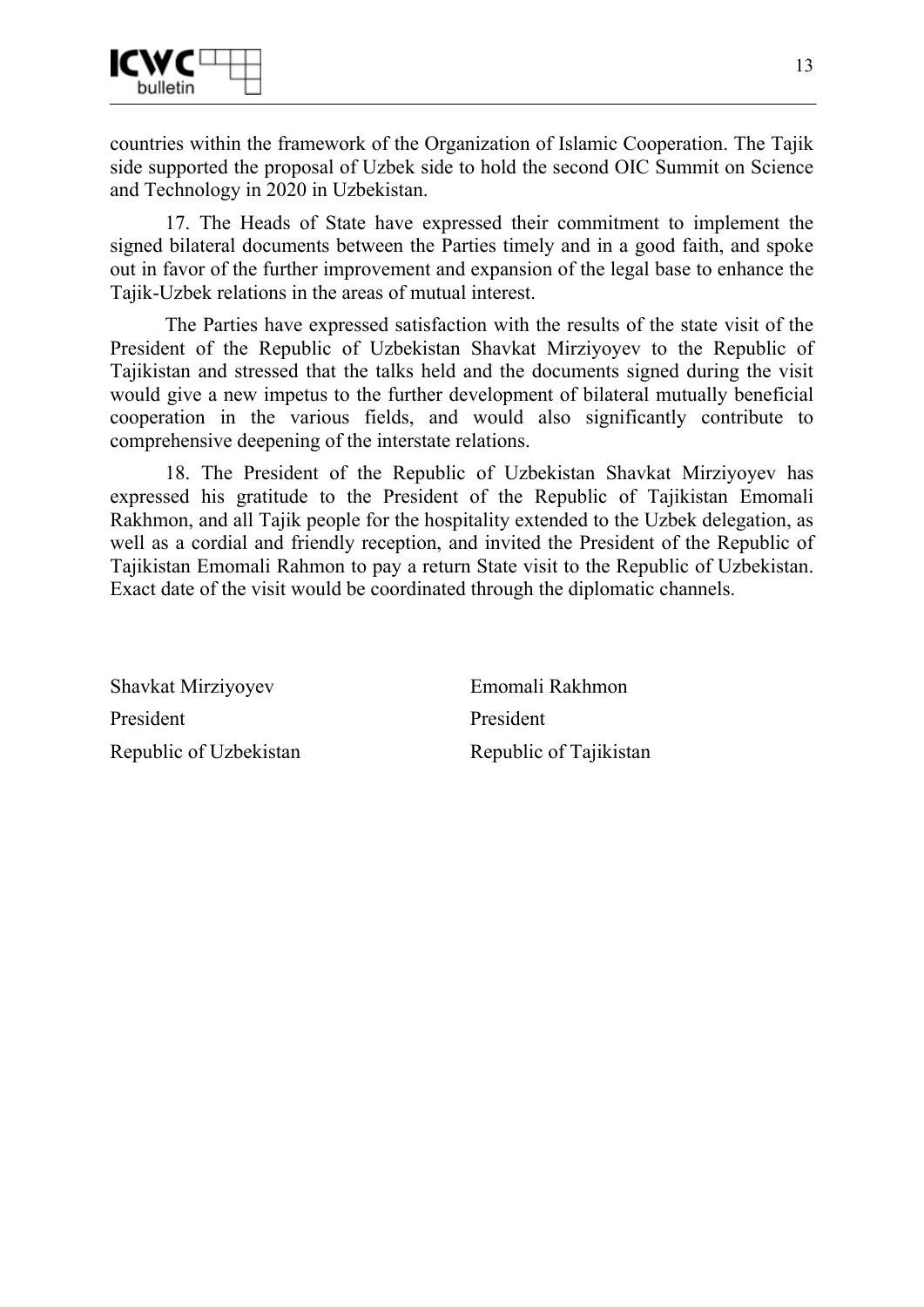countries within the framework of the Organization of Islamic Cooperation. The Tajik side supported the proposal of Uzbek side to hold the second OIC Summit on Science and Technology in 2020 in Uzbekistan.

17. The Heads of State have expressed their commitment to implement the signed bilateral documents between the Parties timely and in a good faith, and spoke out in favor of the further improvement and expansion of the legal base to enhance the Tajik-Uzbek relations in the areas of mutual interest.

The Parties have expressed satisfaction with the results of the state visit of the President of the Republic of Uzbekistan Shavkat Mirziyoyev to the Republic of Tajikistan and stressed that the talks held and the documents signed during the visit would give a new impetus to the further development of bilateral mutually beneficial cooperation in the various fields, and would also significantly contribute to comprehensive deepening of the interstate relations.

18. The President of the Republic of Uzbekistan Shavkat Mirziyoyev has expressed his gratitude to the President of the Republic of Tajikistan Emomali Rakhmon, and all Tajik people for the hospitality extended to the Uzbek delegation, as well as a cordial and friendly reception, and invited the President of the Republic of Tajikistan Emomali Rahmon to pay a return State visit to the Republic of Uzbekistan. Exact date of the visit would be coordinated through the diplomatic channels.

| Shavkat Mirziyoyev | Emomali Rakhmon |
|---|---|
| President | President |
| Republic of Uzbekistan | Republic of Tajikistan |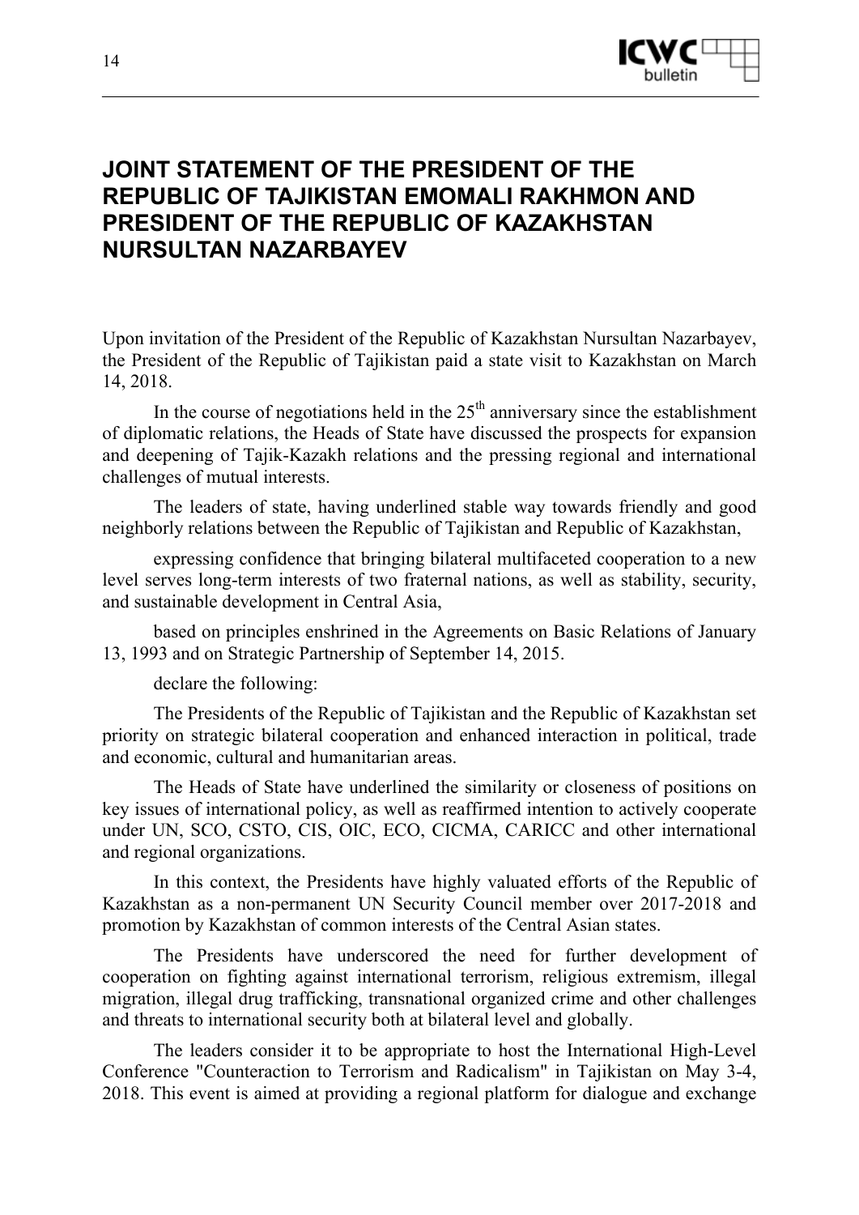# JOINT STATEMENT OF THE PRESIDENT OF THE REPUBLIC OF TAJIKISTAN EMOMALI RAKHMON AND PRESIDENT OF THE REPUBLIC OF KAZAKHSTAN NURSULTAN NAZARBAYEV

Upon invitation of the President of the Republic of Kazakhstan Nursultan Nazarbayev, the President of the Republic of Tajikistan paid a state visit to Kazakhstan on March 14, 2018.

In the course of negotiations held in the 25th anniversary since the establishment of diplomatic relations, the Heads of State have discussed the prospects for expansion and deepening of Tajik-Kazakh relations and the pressing regional and international challenges of mutual interests.

The leaders of state, having underlined stable way towards friendly and good neighborly relations between the Republic of Tajikistan and Republic of Kazakhstan,

expressing confidence that bringing bilateral multifaceted cooperation to a new level serves long-term interests of two fraternal nations, as well as stability, security, and sustainable development in Central Asia,

based on principles enshrined in the Agreements on Basic Relations of January 13, 1993 and on Strategic Partnership of September 14, 2015.

declare the following:

The Presidents of the Republic of Tajikistan and the Republic of Kazakhstan set priority on strategic bilateral cooperation and enhanced interaction in political, trade and economic, cultural and humanitarian areas.

The Heads of State have underlined the similarity or closeness of positions on key issues of international policy, as well as reaffirmed intention to actively cooperate under UN, SCO, CSTO, CIS, OIC, ECO, CICMA, CARICC and other international and regional organizations.

In this context, the Presidents have highly valuated efforts of the Republic of Kazakhstan as a non-permanent UN Security Council member over 2017-2018 and promotion by Kazakhstan of common interests of the Central Asian states.

The Presidents have underscored the need for further development of cooperation on fighting against international terrorism, religious extremism, illegal migration, illegal drug trafficking, transnational organized crime and other challenges and threats to international security both at bilateral level and globally.

The leaders consider it to be appropriate to host the International High-Level Conference "Counteraction to Terrorism and Radicalism" in Tajikistan on May 3-4, 2018. This event is aimed at providing a regional platform for dialogue and exchange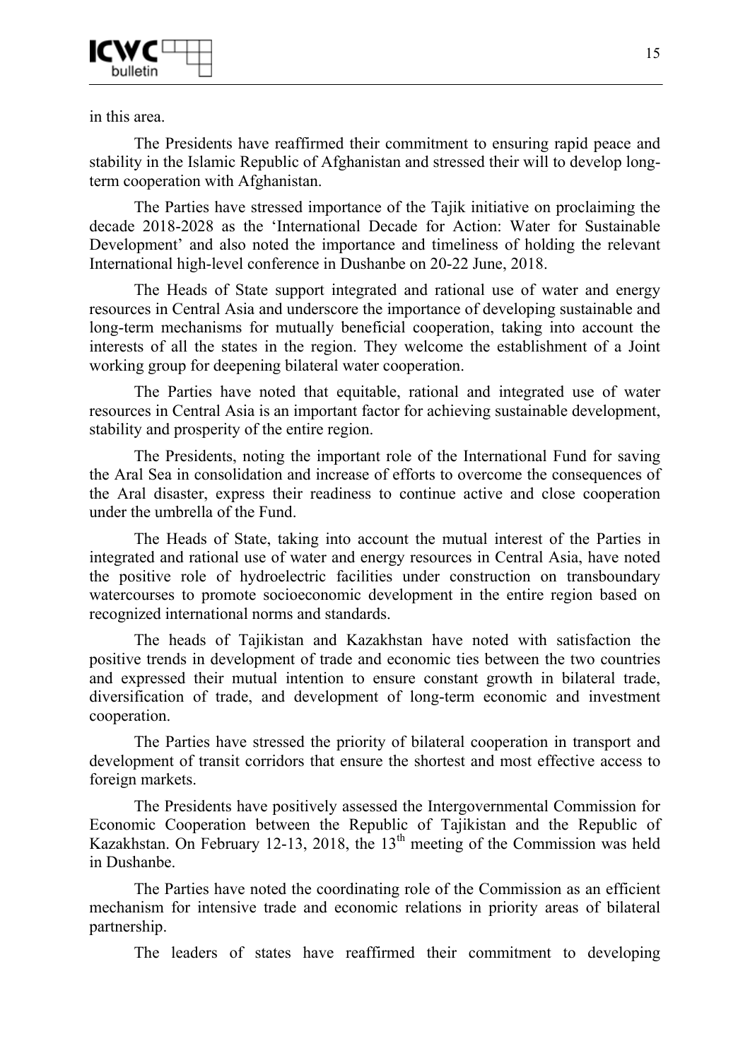in this area.

The Presidents have reaffirmed their commitment to ensuring rapid peace and stability in the Islamic Republic of Afghanistan and stressed their will to develop long-term cooperation with Afghanistan.

The Parties have stressed importance of the Tajik initiative on proclaiming the decade 2018-2028 as the 'International Decade for Action: Water for Sustainable Development' and also noted the importance and timeliness of holding the relevant International high-level conference in Dushanbe on 20-22 June, 2018.

The Heads of State support integrated and rational use of water and energy resources in Central Asia and underscore the importance of developing sustainable and long-term mechanisms for mutually beneficial cooperation, taking into account the interests of all the states in the region. They welcome the establishment of a Joint working group for deepening bilateral water cooperation.

The Parties have noted that equitable, rational and integrated use of water resources in Central Asia is an important factor for achieving sustainable development, stability and prosperity of the entire region.

The Presidents, noting the important role of the International Fund for saving the Aral Sea in consolidation and increase of efforts to overcome the consequences of the Aral disaster, express their readiness to continue active and close cooperation under the umbrella of the Fund.

The Heads of State, taking into account the mutual interest of the Parties in integrated and rational use of water and energy resources in Central Asia, have noted the positive role of hydroelectric facilities under construction on transboundary watercourses to promote socioeconomic development in the entire region based on recognized international norms and standards.

The heads of Tajikistan and Kazakhstan have noted with satisfaction the positive trends in development of trade and economic ties between the two countries and expressed their mutual intention to ensure constant growth in bilateral trade, diversification of trade, and development of long-term economic and investment cooperation.

The Parties have stressed the priority of bilateral cooperation in transport and development of transit corridors that ensure the shortest and most effective access to foreign markets.

The Presidents have positively assessed the Intergovernmental Commission for Economic Cooperation between the Republic of Tajikistan and the Republic of Kazakhstan. On February 12-13, 2018, the 13th meeting of the Commission was held in Dushanbe.

The Parties have noted the coordinating role of the Commission as an efficient mechanism for intensive trade and economic relations in priority areas of bilateral partnership.

The leaders of states have reaffirmed their commitment to developing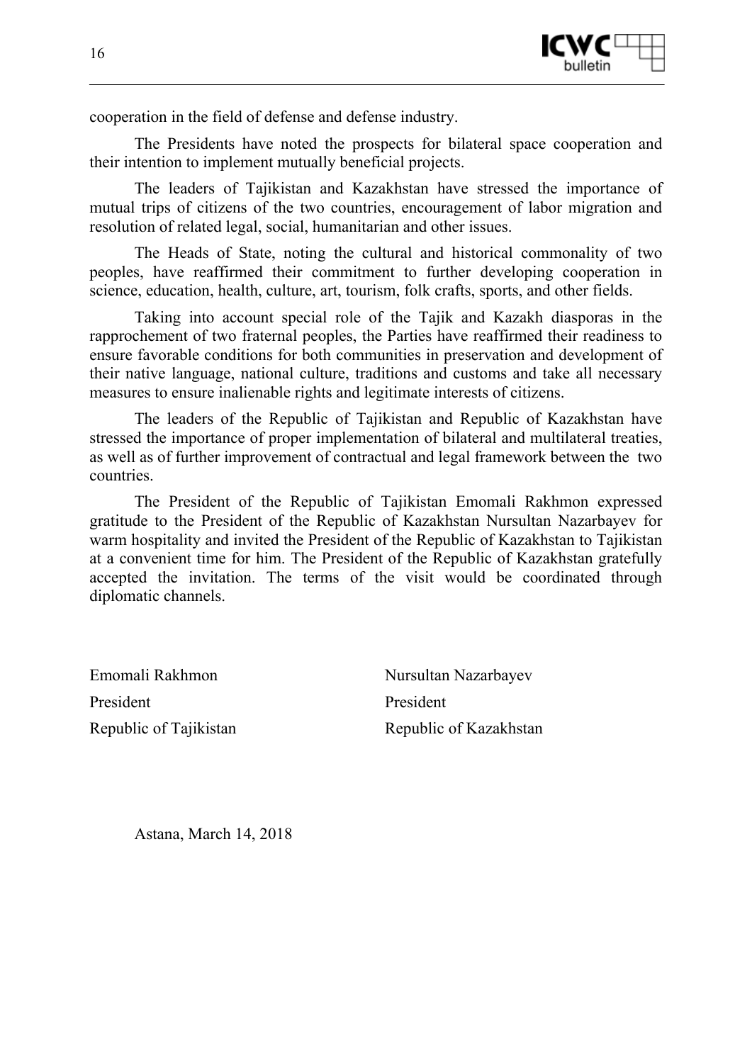cooperation in the field of defense and defense industry.

The Presidents have noted the prospects for bilateral space cooperation and their intention to implement mutually beneficial projects.

The leaders of Tajikistan and Kazakhstan have stressed the importance of mutual trips of citizens of the two countries, encouragement of labor migration and resolution of related legal, social, humanitarian and other issues.

The Heads of State, noting the cultural and historical commonality of two peoples, have reaffirmed their commitment to further developing cooperation in science, education, health, culture, art, tourism, folk crafts, sports, and other fields.

Taking into account special role of the Tajik and Kazakh diasporas in the rapprochement of two fraternal peoples, the Parties have reaffirmed their readiness to ensure favorable conditions for both communities in preservation and development of their native language, national culture, traditions and customs and take all necessary measures to ensure inalienable rights and legitimate interests of citizens.

The leaders of the Republic of Tajikistan and Republic of Kazakhstan have stressed the importance of proper implementation of bilateral and multilateral treaties, as well as of further improvement of contractual and legal framework between the two countries.

The President of the Republic of Tajikistan Emomali Rakhmon expressed gratitude to the President of the Republic of Kazakhstan Nursultan Nazarbayev for warm hospitality and invited the President of the Republic of Kazakhstan to Tajikistan at a convenient time for him. The President of the Republic of Kazakhstan gratefully accepted the invitation. The terms of the visit would be coordinated through diplomatic channels.

| | |
|---|---|
| Emomali Rakhmon | Nursultan Nazarbayev |
| President | President |
| Republic of Tajikistan | Republic of Kazakhstan |

Astana, March 14, 2018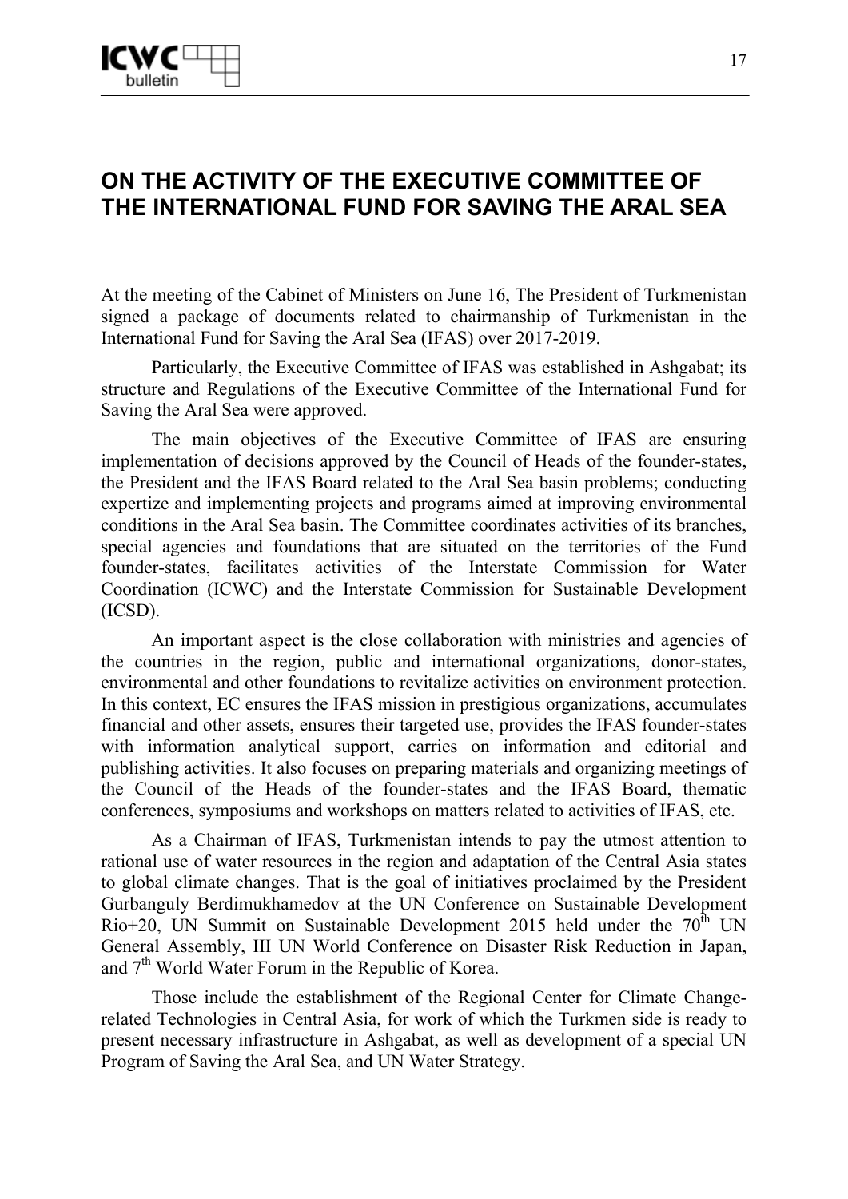# ON THE ACTIVITY OF THE EXECUTIVE COMMITTEE OF THE INTERNATIONAL FUND FOR SAVING THE ARAL SEA

At the meeting of the Cabinet of Ministers on June 16, The President of Turkmenistan signed a package of documents related to chairmanship of Turkmenistan in the International Fund for Saving the Aral Sea (IFAS) over 2017-2019.

Particularly, the Executive Committee of IFAS was established in Ashgabat; its structure and Regulations of the Executive Committee of the International Fund for Saving the Aral Sea were approved.

The main objectives of the Executive Committee of IFAS are ensuring implementation of decisions approved by the Council of Heads of the founder-states, the President and the IFAS Board related to the Aral Sea basin problems; conducting expertize and implementing projects and programs aimed at improving environmental conditions in the Aral Sea basin. The Committee coordinates activities of its branches, special agencies and foundations that are situated on the territories of the Fund founder-states, facilitates activities of the Interstate Commission for Water Coordination (ICWC) and the Interstate Commission for Sustainable Development (ICSD).

An important aspect is the close collaboration with ministries and agencies of the countries in the region, public and international organizations, donor-states, environmental and other foundations to revitalize activities on environment protection. In this context, EC ensures the IFAS mission in prestigious organizations, accumulates financial and other assets, ensures their targeted use, provides the IFAS founder-states with information analytical support, carries on information and editorial and publishing activities. It also focuses on preparing materials and organizing meetings of the Council of the Heads of the founder-states and the IFAS Board, thematic conferences, symposiums and workshops on matters related to activities of IFAS, etc.

As a Chairman of IFAS, Turkmenistan intends to pay the utmost attention to rational use of water resources in the region and adaptation of the Central Asia states to global climate changes. That is the goal of initiatives proclaimed by the President Gurbanguly Berdimukhamedov at the UN Conference on Sustainable Development Rio+20, UN Summit on Sustainable Development 2015 held under the 70th UN General Assembly, III UN World Conference on Disaster Risk Reduction in Japan, and 7th World Water Forum in the Republic of Korea.

Those include the establishment of the Regional Center for Climate Change-related Technologies in Central Asia, for work of which the Turkmen side is ready to present necessary infrastructure in Ashgabat, as well as development of a special UN Program of Saving the Aral Sea, and UN Water Strategy.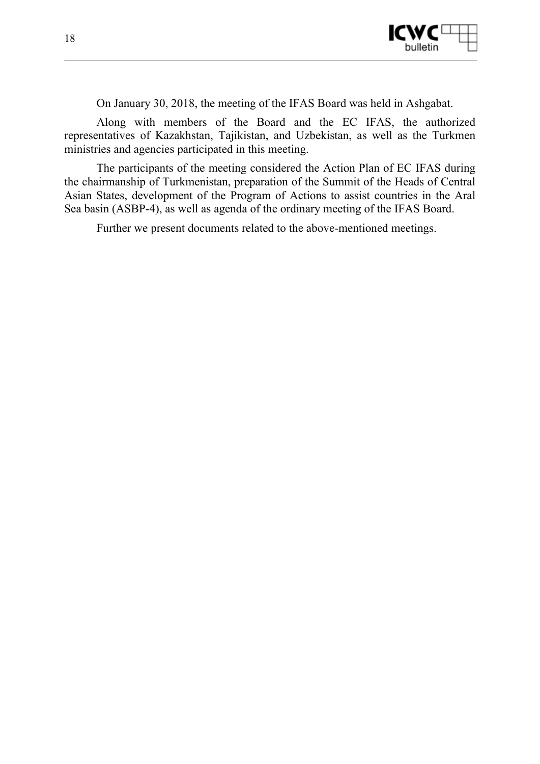On January 30, 2018, the meeting of the IFAS Board was held in Ashgabat.

Along with members of the Board and the EC IFAS, the authorized representatives of Kazakhstan, Tajikistan, and Uzbekistan, as well as the Turkmen ministries and agencies participated in this meeting.

The participants of the meeting considered the Action Plan of EC IFAS during the chairmanship of Turkmenistan, preparation of the Summit of the Heads of Central Asian States, development of the Program of Actions to assist countries in the Aral Sea basin (ASBP-4), as well as agenda of the ordinary meeting of the IFAS Board.

Further we present documents related to the above-mentioned meetings.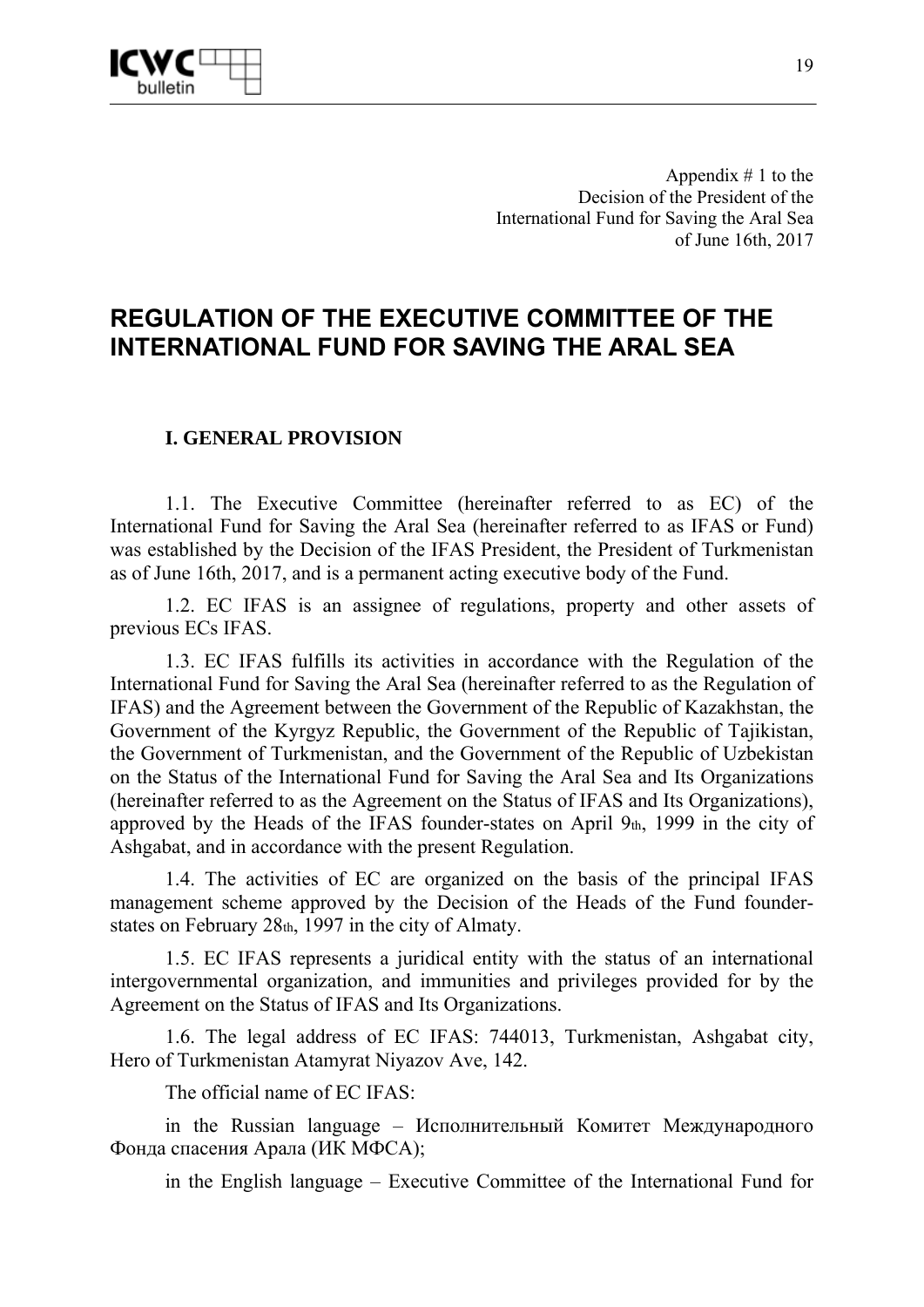Appendix # 1 to the
Decision of the President of the
International Fund for Saving the Aral Sea
of June 16th, 2017

# REGULATION OF THE EXECUTIVE COMMITTEE OF THE INTERNATIONAL FUND FOR SAVING THE ARAL SEA

## I. GENERAL PROVISION

1.1. The Executive Committee (hereinafter referred to as EC) of the International Fund for Saving the Aral Sea (hereinafter referred to as IFAS or Fund) was established by the Decision of the IFAS President, the President of Turkmenistan as of June 16th, 2017, and is a permanent acting executive body of the Fund.

1.2. EC IFAS is an assignee of regulations, property and other assets of previous ECs IFAS.

1.3. EC IFAS fulfills its activities in accordance with the Regulation of the International Fund for Saving the Aral Sea (hereinafter referred to as the Regulation of IFAS) and the Agreement between the Government of the Republic of Kazakhstan, the Government of the Kyrgyz Republic, the Government of the Republic of Tajikistan, the Government of Turkmenistan, and the Government of the Republic of Uzbekistan on the Status of the International Fund for Saving the Aral Sea and Its Organizations (hereinafter referred to as the Agreement on the Status of IFAS and Its Organizations), approved by the Heads of the IFAS founder-states on April 9th, 1999 in the city of Ashgabat, and in accordance with the present Regulation.

1.4. The activities of EC are organized on the basis of the principal IFAS management scheme approved by the Decision of the Heads of the Fund founder-states on February 28th, 1997 in the city of Almaty.

1.5. EC IFAS represents a juridical entity with the status of an international intergovernmental organization, and immunities and privileges provided for by the Agreement on the Status of IFAS and Its Organizations.

1.6. The legal address of EC IFAS: 744013, Turkmenistan, Ashgabat city, Hero of Turkmenistan Atamyrat Niyazov Ave, 142.

The official name of EC IFAS:

in the Russian language – Исполнительный Комитет Международного Фонда спасения Арала (ИК МФСА);

in the English language – Executive Committee of the International Fund for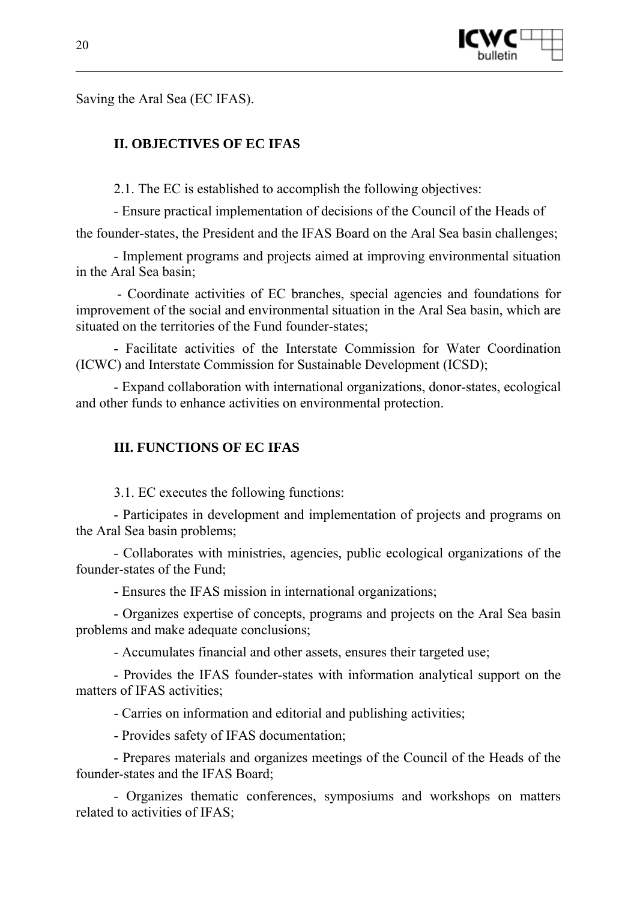Saving the Aral Sea (EC IFAS).

## II. OBJECTIVES OF EC IFAS

2.1. The EC is established to accomplish the following objectives:

- Ensure practical implementation of decisions of the Council of the Heads of the founder-states, the President and the IFAS Board on the Aral Sea basin challenges;
- Implement programs and projects aimed at improving environmental situation in the Aral Sea basin;
- Coordinate activities of EC branches, special agencies and foundations for improvement of the social and environmental situation in the Aral Sea basin, which are situated on the territories of the Fund founder-states;
- Facilitate activities of the Interstate Commission for Water Coordination (ICWC) and Interstate Commission for Sustainable Development (ICSD);
- Expand collaboration with international organizations, donor-states, ecological and other funds to enhance activities on environmental protection.

## III. FUNCTIONS OF EC IFAS

3.1. EC executes the following functions:

- Participates in development and implementation of projects and programs on the Aral Sea basin problems;
- Collaborates with ministries, agencies, public ecological organizations of the founder-states of the Fund;
- Ensures the IFAS mission in international organizations;
- Organizes expertise of concepts, programs and projects on the Aral Sea basin problems and make adequate conclusions;
- Accumulates financial and other assets, ensures their targeted use;
- Provides the IFAS founder-states with information analytical support on the matters of IFAS activities;
- Carries on information and editorial and publishing activities;
- Provides safety of IFAS documentation;
- Prepares materials and organizes meetings of the Council of the Heads of the founder-states and the IFAS Board;
- Organizes thematic conferences, symposiums and workshops on matters related to activities of IFAS;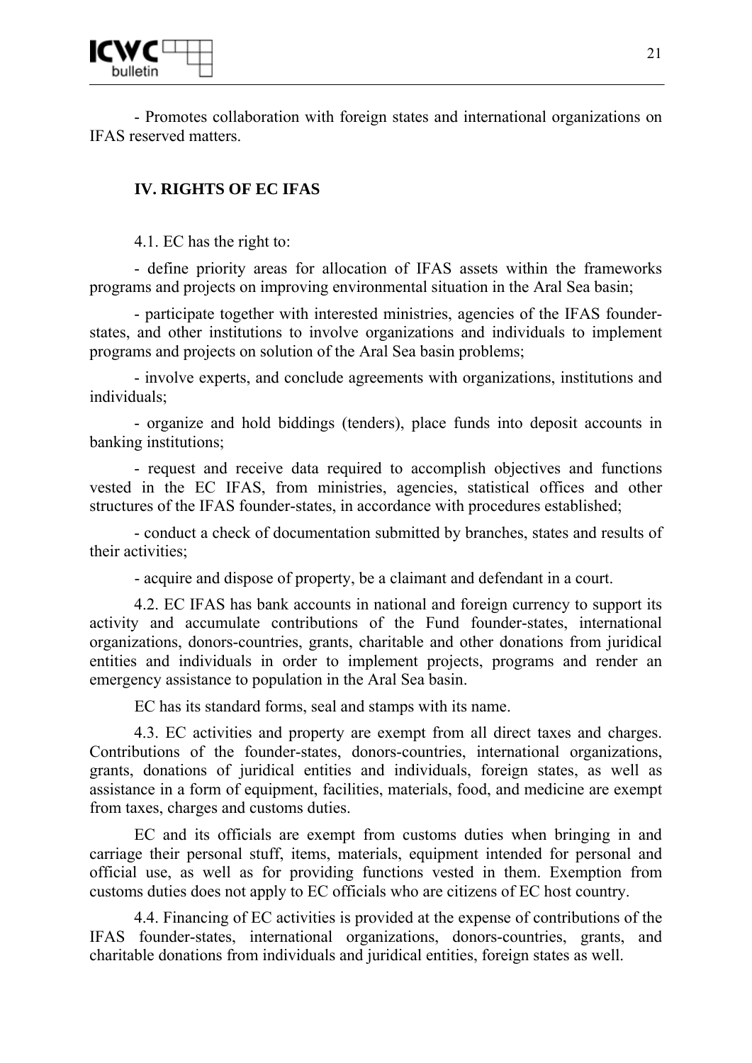- Promotes collaboration with foreign states and international organizations on IFAS reserved matters.

## IV. RIGHTS OF EC IFAS

4.1. EC has the right to:

- define priority areas for allocation of IFAS assets within the frameworks programs and projects on improving environmental situation in the Aral Sea basin;

- participate together with interested ministries, agencies of the IFAS founder-states, and other institutions to involve organizations and individuals to implement programs and projects on solution of the Aral Sea basin problems;

- involve experts, and conclude agreements with organizations, institutions and individuals;

- organize and hold biddings (tenders), place funds into deposit accounts in banking institutions;

- request and receive data required to accomplish objectives and functions vested in the EC IFAS, from ministries, agencies, statistical offices and other structures of the IFAS founder-states, in accordance with procedures established;

- conduct a check of documentation submitted by branches, states and results of their activities;

- acquire and dispose of property, be a claimant and defendant in a court.

4.2. EC IFAS has bank accounts in national and foreign currency to support its activity and accumulate contributions of the Fund founder-states, international organizations, donors-countries, grants, charitable and other donations from juridical entities and individuals in order to implement projects, programs and render an emergency assistance to population in the Aral Sea basin.

EC has its standard forms, seal and stamps with its name.

4.3. EC activities and property are exempt from all direct taxes and charges. Contributions of the founder-states, donors-countries, international organizations, grants, donations of juridical entities and individuals, foreign states, as well as assistance in a form of equipment, facilities, materials, food, and medicine are exempt from taxes, charges and customs duties.

EC and its officials are exempt from customs duties when bringing in and carriage their personal stuff, items, materials, equipment intended for personal and official use, as well as for providing functions vested in them. Exemption from customs duties does not apply to EC officials who are citizens of EC host country.

4.4. Financing of EC activities is provided at the expense of contributions of the IFAS founder-states, international organizations, donors-countries, grants, and charitable donations from individuals and juridical entities, foreign states as well.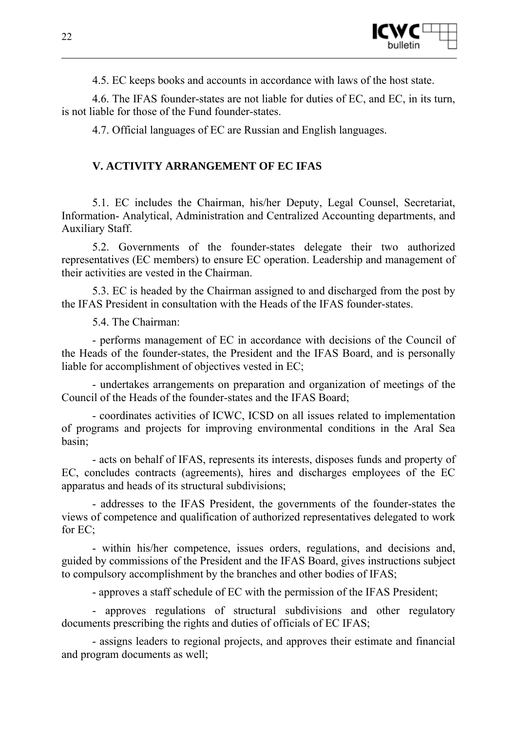4.5. EC keeps books and accounts in accordance with laws of the host state.

4.6. The IFAS founder-states are not liable for duties of EC, and EC, in its turn, is not liable for those of the Fund founder-states.

4.7. Official languages of EC are Russian and English languages.

## V. ACTIVITY ARRANGEMENT OF EC IFAS

5.1. EC includes the Chairman, his/her Deputy, Legal Counsel, Secretariat, Information- Analytical, Administration and Centralized Accounting departments, and Auxiliary Staff.

5.2. Governments of the founder-states delegate their two authorized representatives (EC members) to ensure EC operation. Leadership and management of their activities are vested in the Chairman.

5.3. EC is headed by the Chairman assigned to and discharged from the post by the IFAS President in consultation with the Heads of the IFAS founder-states.

5.4. The Chairman:

- performs management of EC in accordance with decisions of the Council of the Heads of the founder-states, the President and the IFAS Board, and is personally liable for accomplishment of objectives vested in EC;

- undertakes arrangements on preparation and organization of meetings of the Council of the Heads of the founder-states and the IFAS Board;

- coordinates activities of ICWC, ICSD on all issues related to implementation of programs and projects for improving environmental conditions in the Aral Sea basin;

- acts on behalf of IFAS, represents its interests, disposes funds and property of EC, concludes contracts (agreements), hires and discharges employees of the EC apparatus and heads of its structural subdivisions;

- addresses to the IFAS President, the governments of the founder-states the views of competence and qualification of authorized representatives delegated to work for EC;

- within his/her competence, issues orders, regulations, and decisions and, guided by commissions of the President and the IFAS Board, gives instructions subject to compulsory accomplishment by the branches and other bodies of IFAS;

- approves a staff schedule of EC with the permission of the IFAS President;

- approves regulations of structural subdivisions and other regulatory documents prescribing the rights and duties of officials of EC IFAS;

- assigns leaders to regional projects, and approves their estimate and financial and program documents as well;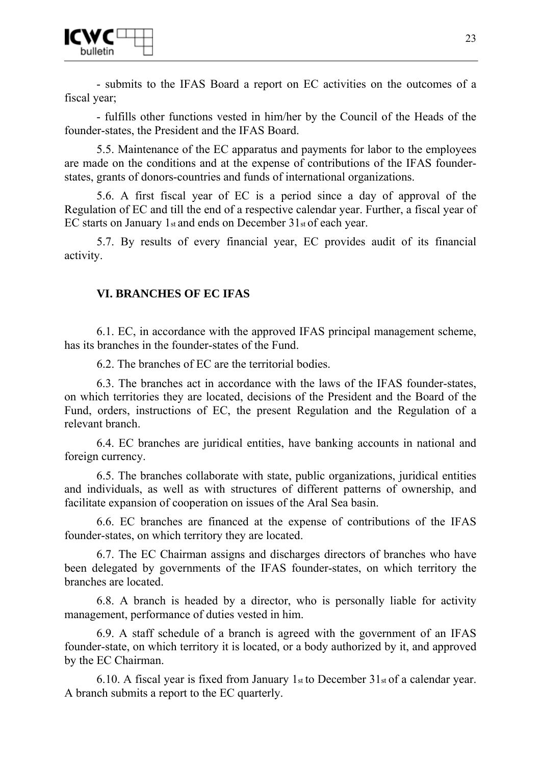- submits to the IFAS Board a report on EC activities on the outcomes of a fiscal year;

- fulfills other functions vested in him/her by the Council of the Heads of the founder-states, the President and the IFAS Board.

5.5. Maintenance of the EC apparatus and payments for labor to the employees are made on the conditions and at the expense of contributions of the IFAS founder-states, grants of donors-countries and funds of international organizations.

5.6. A first fiscal year of EC is a period since a day of approval of the Regulation of EC and till the end of a respective calendar year. Further, a fiscal year of EC starts on January 1st and ends on December 31st of each year.

5.7. By results of every financial year, EC provides audit of its financial activity.

### VI. BRANCHES OF EC IFAS

6.1. EC, in accordance with the approved IFAS principal management scheme, has its branches in the founder-states of the Fund.

6.2. The branches of EC are the territorial bodies.

6.3. The branches act in accordance with the laws of the IFAS founder-states, on which territories they are located, decisions of the President and the Board of the Fund, orders, instructions of EC, the present Regulation and the Regulation of a relevant branch.

6.4. EC branches are juridical entities, have banking accounts in national and foreign currency.

6.5. The branches collaborate with state, public organizations, juridical entities and individuals, as well as with structures of different patterns of ownership, and facilitate expansion of cooperation on issues of the Aral Sea basin.

6.6. EC branches are financed at the expense of contributions of the IFAS founder-states, on which territory they are located.

6.7. The EC Chairman assigns and discharges directors of branches who have been delegated by governments of the IFAS founder-states, on which territory the branches are located.

6.8. A branch is headed by a director, who is personally liable for activity management, performance of duties vested in him.

6.9. A staff schedule of a branch is agreed with the government of an IFAS founder-state, on which territory it is located, or a body authorized by it, and approved by the EC Chairman.

6.10. A fiscal year is fixed from January 1st to December 31st of a calendar year. A branch submits a report to the EC quarterly.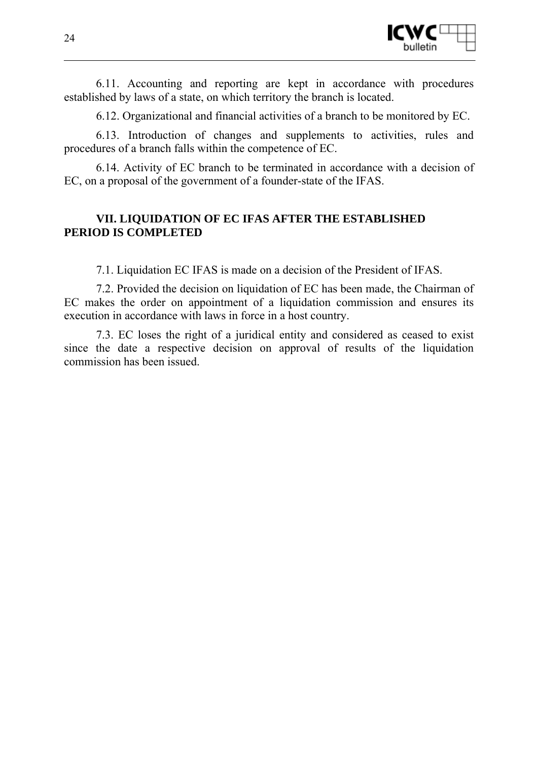6.11. Accounting and reporting are kept in accordance with procedures established by laws of a state, on which territory the branch is located.

6.12. Organizational and financial activities of a branch to be monitored by EC.

6.13. Introduction of changes and supplements to activities, rules and procedures of a branch falls within the competence of EC.

6.14. Activity of EC branch to be terminated in accordance with a decision of EC, on a proposal of the government of a founder-state of the IFAS.

## VII. LIQUIDATION OF EC IFAS AFTER THE ESTABLISHED PERIOD IS COMPLETED

7.1. Liquidation EC IFAS is made on a decision of the President of IFAS.

7.2. Provided the decision on liquidation of EC has been made, the Chairman of EC makes the order on appointment of a liquidation commission and ensures its execution in accordance with laws in force in a host country.

7.3. EC loses the right of a juridical entity and considered as ceased to exist since the date a respective decision on approval of results of the liquidation commission has been issued.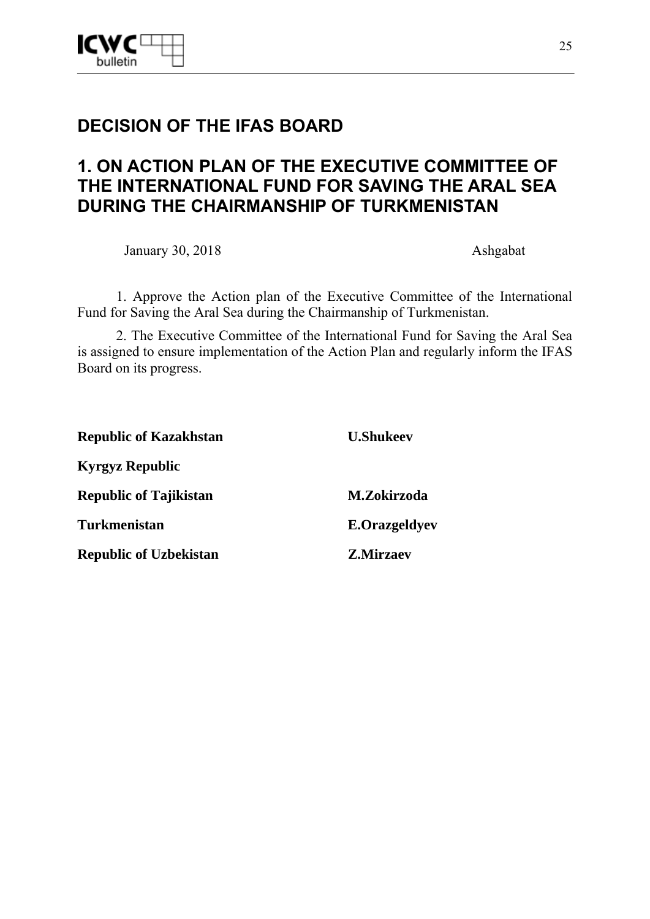# DECISION OF THE IFAS BOARD

## 1. ON ACTION PLAN OF THE EXECUTIVE COMMITTEE OF THE INTERNATIONAL FUND FOR SAVING THE ARAL SEA DURING THE CHAIRMANSHIP OF TURKMENISTAN

January 30, 2018 Ashgabat

1. Approve the Action plan of the Executive Committee of the International Fund for Saving the Aral Sea during the Chairmanship of Turkmenistan.

2. The Executive Committee of the International Fund for Saving the Aral Sea is assigned to ensure implementation of the Action Plan and regularly inform the IFAS Board on its progress.

| | |
|---|---|
| **Republic of Kazakhstan** | **U.Shukeev** |
| **Kyrgyz Republic** | |
| **Republic of Tajikistan** | **M.Zokirzoda** |
| **Turkmenistan** | **E.Orazgeldyev** |
| **Republic of Uzbekistan** | **Z.Mirzaev** |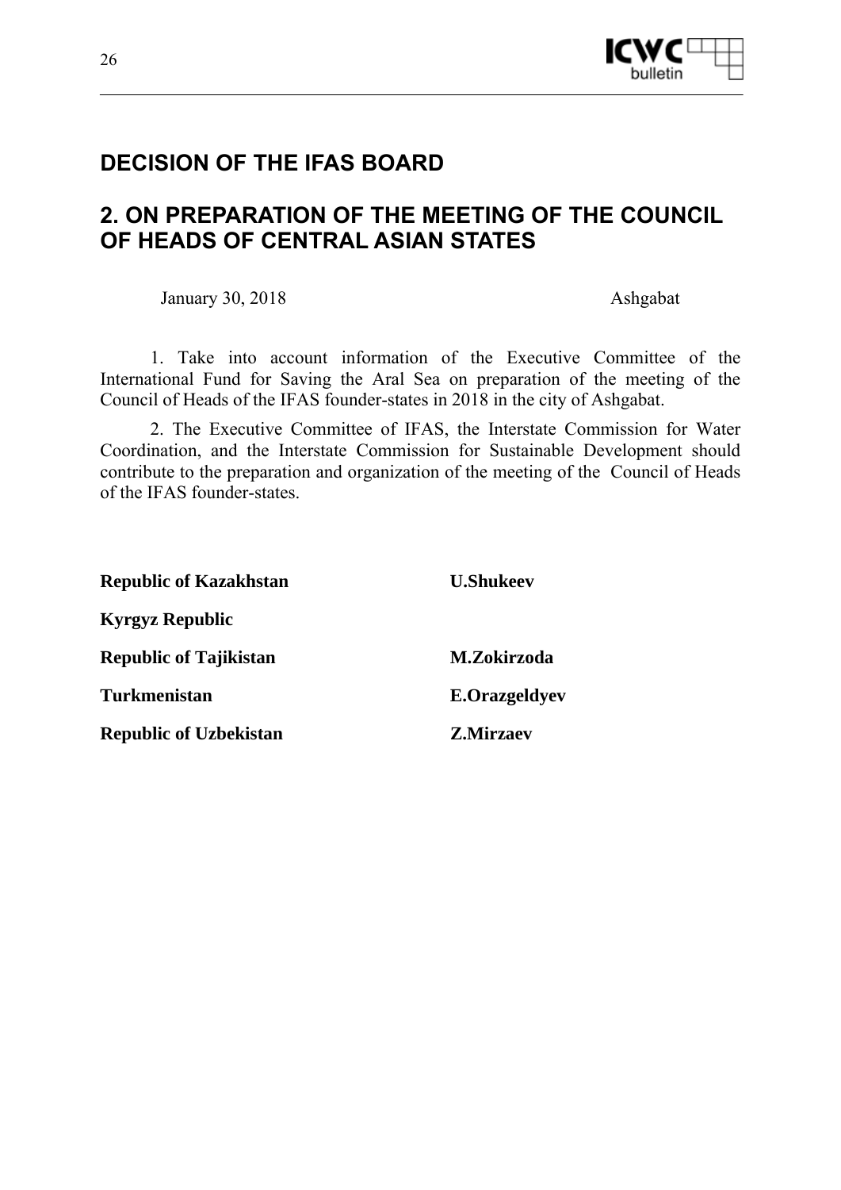## DECISION OF THE IFAS BOARD

## 2. ON PREPARATION OF THE MEETING OF THE COUNCIL OF HEADS OF CENTRAL ASIAN STATES

January 30, 2018 Ashgabat

1. Take into account information of the Executive Committee of the International Fund for Saving the Aral Sea on preparation of the meeting of the Council of Heads of the IFAS founder-states in 2018 in the city of Ashgabat.

2. The Executive Committee of IFAS, the Interstate Commission for Water Coordination, and the Interstate Commission for Sustainable Development should contribute to the preparation and organization of the meeting of the Council of Heads of the IFAS founder-states.

| | |
|---|---|
| **Republic of Kazakhstan** | **U.Shukeev** |
| **Kyrgyz Republic** | |
| **Republic of Tajikistan** | **M.Zokirzoda** |
| **Turkmenistan** | **E.Orazgeldyev** |
| **Republic of Uzbekistan** | **Z.Mirzaev** |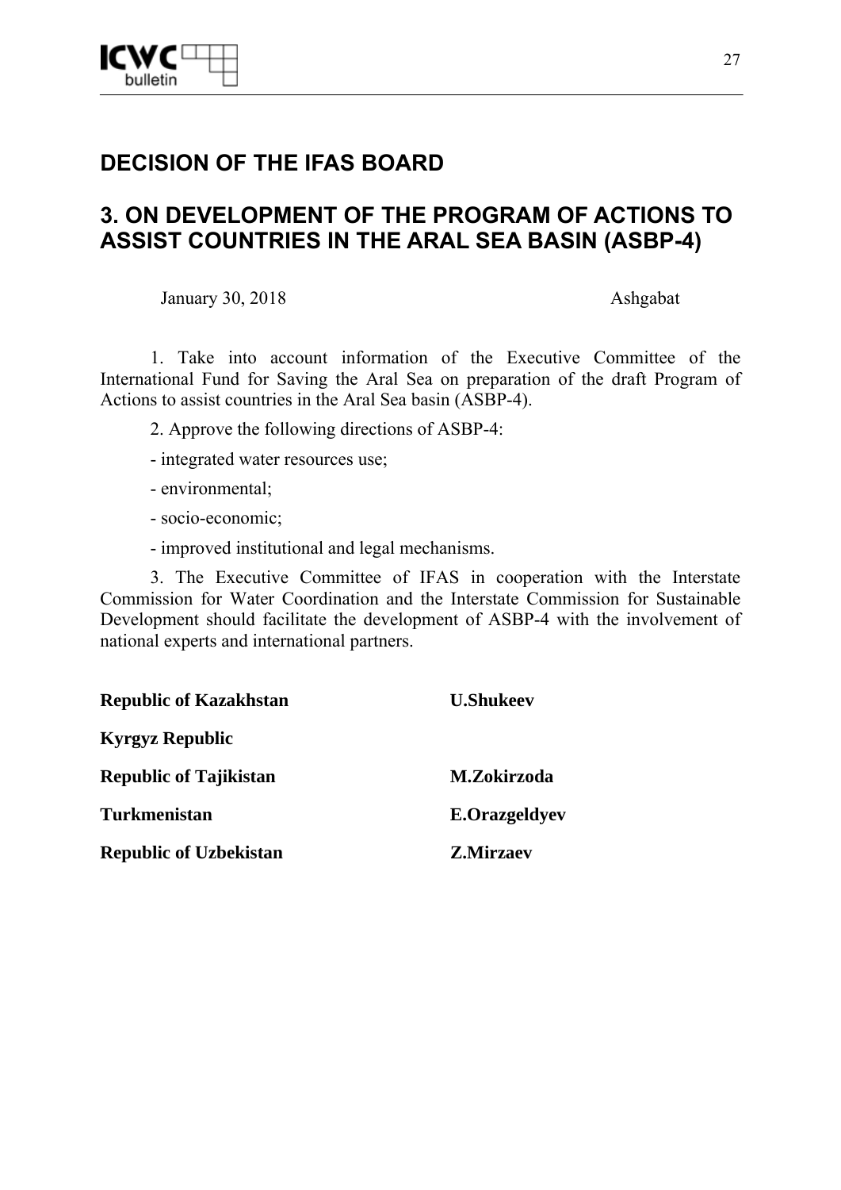## DECISION OF THE IFAS BOARD

## 3. ON DEVELOPMENT OF THE PROGRAM OF ACTIONS TO ASSIST COUNTRIES IN THE ARAL SEA BASIN (ASBP-4)

January 30, 2018 Ashgabat

1. Take into account information of the Executive Committee of the International Fund for Saving the Aral Sea on preparation of the draft Program of Actions to assist countries in the Aral Sea basin (ASBP-4).

2. Approve the following directions of ASBP-4:

- integrated water resources use;
- environmental;
- socio-economic;
- improved institutional and legal mechanisms.

3. The Executive Committee of IFAS in cooperation with the Interstate Commission for Water Coordination and the Interstate Commission for Sustainable Development should facilitate the development of ASBP-4 with the involvement of national experts and international partners.

| | |
|---|---|
| **Republic of Kazakhstan** | **U.Shukeev** |
| **Kyrgyz Republic** | |
| **Republic of Tajikistan** | **M.Zokirzoda** |
| **Turkmenistan** | **E.Orazgeldyev** |
| **Republic of Uzbekistan** | **Z.Mirzaev** |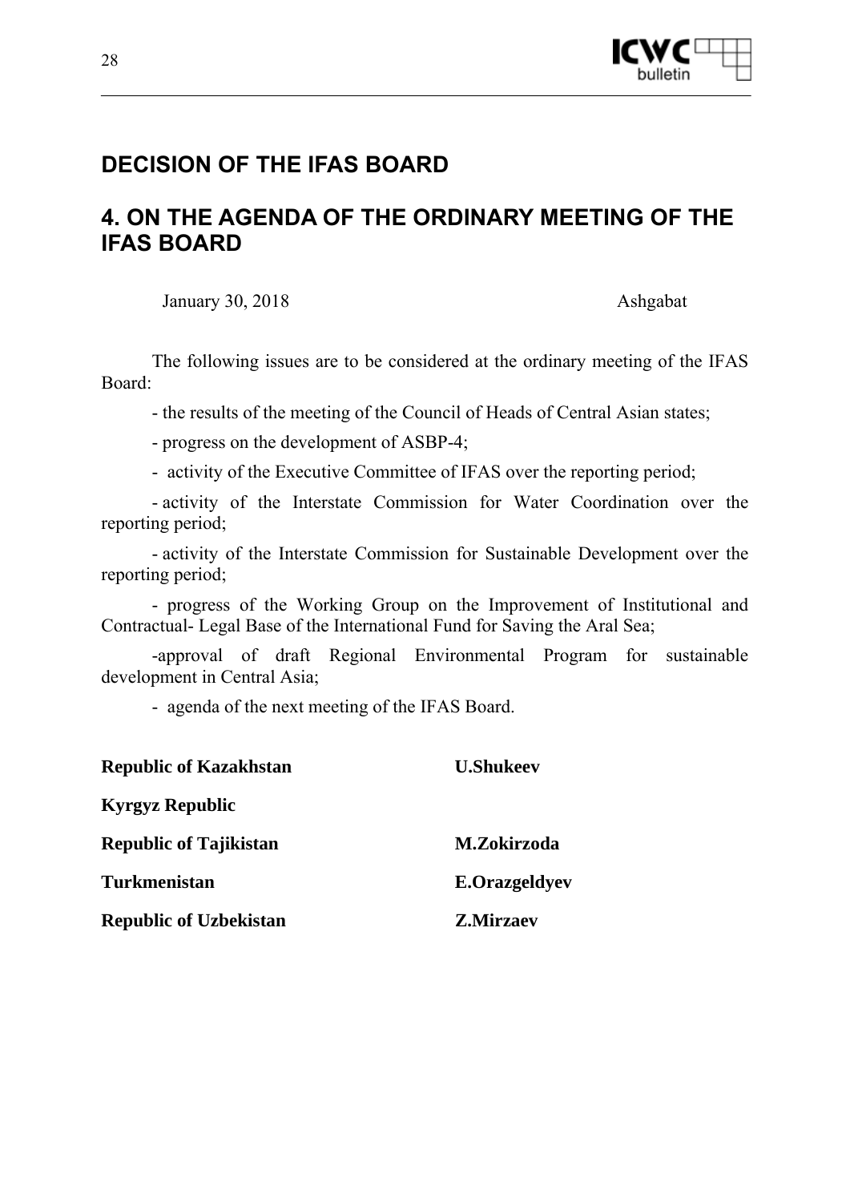## DECISION OF THE IFAS BOARD

## 4. ON THE AGENDA OF THE ORDINARY MEETING OF THE IFAS BOARD

January 30, 2018 Ashgabat

The following issues are to be considered at the ordinary meeting of the IFAS Board:

- the results of the meeting of the Council of Heads of Central Asian states;
- progress on the development of ASBP-4;
- activity of the Executive Committee of IFAS over the reporting period;
- activity of the Interstate Commission for Water Coordination over the reporting period;
- activity of the Interstate Commission for Sustainable Development over the reporting period;
- progress of the Working Group on the Improvement of Institutional and Contractual- Legal Base of the International Fund for Saving the Aral Sea;
- approval of draft Regional Environmental Program for sustainable development in Central Asia;
- agenda of the next meeting of the IFAS Board.

| | |
|---|---|
| **Republic of Kazakhstan** | **U.Shukeev** |
| **Kyrgyz Republic** | |
| **Republic of Tajikistan** | **M.Zokirzoda** |
| **Turkmenistan** | **E.Orazgeldyev** |
| **Republic of Uzbekistan** | **Z.Mirzaev** |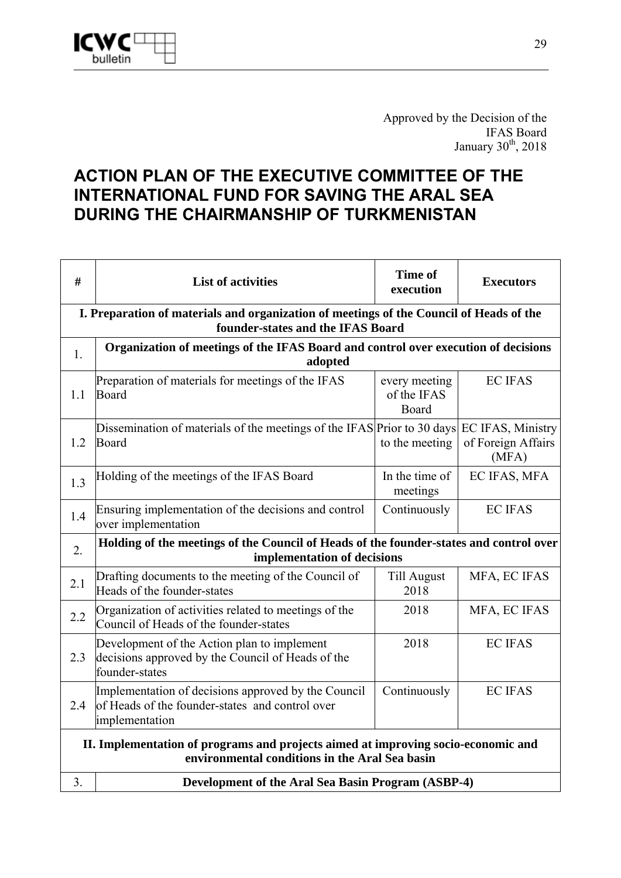Approved by the Decision of the
IFAS Board
January 30th, 2018

# ACTION PLAN OF THE EXECUTIVE COMMITTEE OF THE INTERNATIONAL FUND FOR SAVING THE ARAL SEA DURING THE CHAIRMANSHIP OF TURKMENISTAN

| # | List of activities | Time of execution | Executors |
|---|---|---|---|
| **I. Preparation of materials and organization of meetings of the Council of Heads of the founder-states and the IFAS Board** | | | |
| 1. | **Organization of meetings of the IFAS Board and control over execution of decisions adopted** | | |
| 1.1 | Preparation of materials for meetings of the IFAS Board | every meeting of the IFAS Board | EC IFAS |
| 1.2 | Dissemination of materials of the meetings of the IFAS Board | Prior to 30 days to the meeting | EC IFAS, Ministry of Foreign Affairs (MFA) |
| 1.3 | Holding of the meetings of the IFAS Board | In the time of meetings | EC IFAS, MFA |
| 1.4 | Ensuring implementation of the decisions and control over implementation | Continuously | EC IFAS |
| 2. | **Holding of the meetings of the Council of Heads of the founder-states and control over implementation of decisions** | | |
| 2.1 | Drafting documents to the meeting of the Council of Heads of the founder-states | Till August 2018 | MFA, EC IFAS |
| 2.2 | Organization of activities related to meetings of the Council of Heads of the founder-states | 2018 | MFA, EC IFAS |
| 2.3 | Development of the Action plan to implement decisions approved by the Council of Heads of the founder-states | 2018 | EC IFAS |
| 2.4 | Implementation of decisions approved by the Council of Heads of the founder-states and control over implementation | Continuously | EC IFAS |
| **II. Implementation of programs and projects aimed at improving socio-economic and environmental conditions in the Aral Sea basin** | | | |
| 3. | **Development of the Aral Sea Basin Program (ASBP-4)** | | |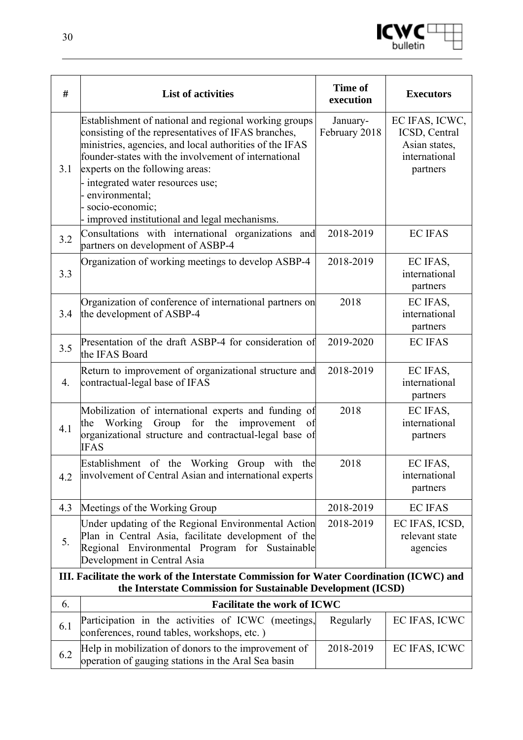| # | List of activities | Time of execution | Executors |
|---|---|---|---|
| 3.1 | Establishment of national and regional working groups consisting of the representatives of IFAS branches, ministries, agencies, and local authorities of the IFAS founder-states with the involvement of international experts on the following areas:<br>- integrated water resources use;<br>- environmental;<br>- socio-economic;<br>- improved institutional and legal mechanisms. | January-February 2018 | EC IFAS, ICWC, ICSD, Central Asian states, international partners |
| 3.2 | Consultations with international organizations and partners on development of ASBP-4 | 2018-2019 | EC IFAS |
| 3.3 | Organization of working meetings to develop ASBP-4 | 2018-2019 | EC IFAS, international partners |
| 3.4 | Organization of conference of international partners on the development of ASBP-4 | 2018 | EC IFAS, international partners |
| 3.5 | Presentation of the draft ASBP-4 for consideration of the IFAS Board | 2019-2020 | EC IFAS |
| 4. | Return to improvement of organizational structure and contractual-legal base of IFAS | 2018-2019 | EC IFAS, international partners |
| 4.1 | Mobilization of international experts and funding of the Working Group for the improvement of organizational structure and contractual-legal base of IFAS | 2018 | EC IFAS, international partners |
| 4.2 | Establishment of the Working Group with the involvement of Central Asian and international experts | 2018 | EC IFAS, international partners |
| 4.3 | Meetings of the Working Group | 2018-2019 | EC IFAS |
| 5. | Under updating of the Regional Environmental Action Plan in Central Asia, facilitate development of the Regional Environmental Program for Sustainable Development in Central Asia | 2018-2019 | EC IFAS, ICSD, relevant state agencies |
| **III. Facilitate the work of the Interstate Commission for Water Coordination (ICWC) and the Interstate Commission for Sustainable Development (ICSD)** | | | |
| 6. | **Facilitate the work of ICWC** | | |
| 6.1 | Participation in the activities of ICWC (meetings, conferences, round tables, workshops, etc. ) | Regularly | EC IFAS, ICWC |
| 6.2 | Help in mobilization of donors to the improvement of operation of gauging stations in the Aral Sea basin | 2018-2019 | EC IFAS, ICWC |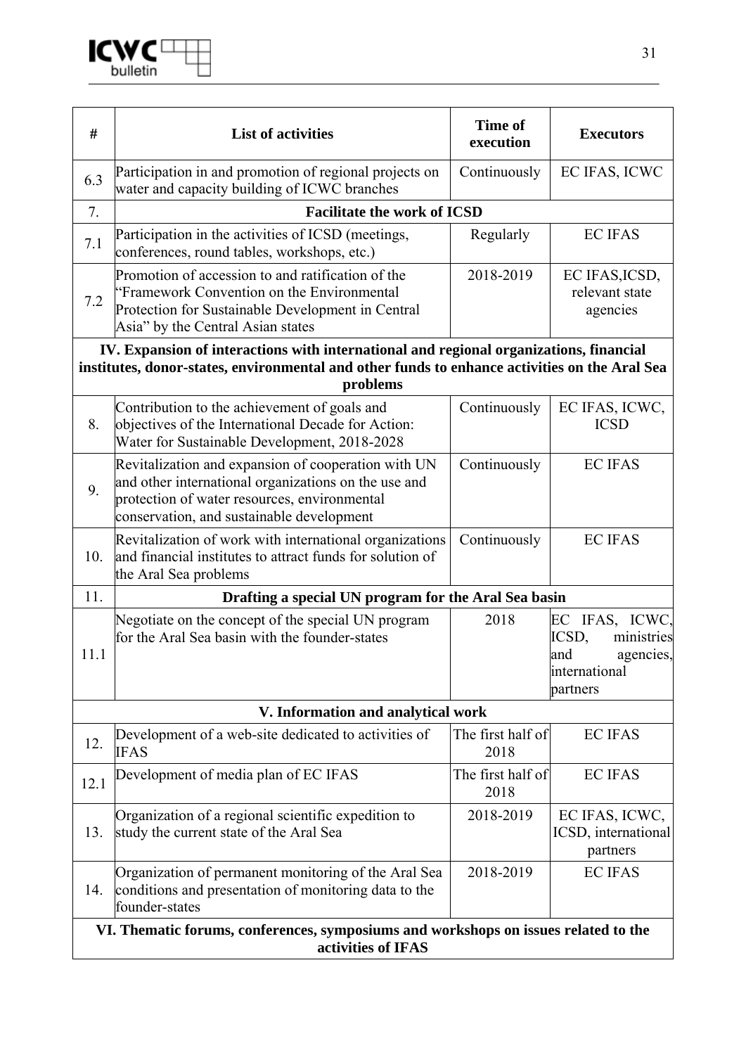| # | List of activities | Time of execution | Executors |
|---|---|---|---|
| 6.3 | Participation in and promotion of regional projects on water and capacity building of ICWC branches | Continuously | EC IFAS, ICWC |
| 7. | **Facilitate the work of ICSD** | | |
| 7.1 | Participation in the activities of ICSD (meetings, conferences, round tables, workshops, etc.) | Regularly | EC IFAS |
| 7.2 | Promotion of accession to and ratification of the "Framework Convention on the Environmental Protection for Sustainable Development in Central Asia" by the Central Asian states | 2018-2019 | EC IFAS,ICSD, relevant state agencies |
| **IV. Expansion of interactions with international and regional organizations, financial institutes, donor-states, environmental and other funds to enhance activities on the Aral Sea problems** | | | |
| 8. | Contribution to the achievement of goals and objectives of the International Decade for Action: Water for Sustainable Development, 2018-2028 | Continuously | EC IFAS, ICWC, ICSD |
| 9. | Revitalization and expansion of cooperation with UN and other international organizations on the use and protection of water resources, environmental conservation, and sustainable development | Continuously | EC IFAS |
| 10. | Revitalization of work with international organizations and financial institutes to attract funds for solution of the Aral Sea problems | Continuously | EC IFAS |
| 11. | **Drafting a special UN program for the Aral Sea basin** | | |
| 11.1 | Negotiate on the concept of the special UN program for the Aral Sea basin with the founder-states | 2018 | EC IFAS, ICWC, ICSD, ministries and agencies, international partners |
| **V. Information and analytical work** | | | |
| 12. | Development of a web-site dedicated to activities of IFAS | The first half of 2018 | EC IFAS |
| 12.1 | Development of media plan of EC IFAS | The first half of 2018 | EC IFAS |
| 13. | Organization of a regional scientific expedition to study the current state of the Aral Sea | 2018-2019 | EC IFAS, ICWC, ICSD, international partners |
| 14. | Organization of permanent monitoring of the Aral Sea conditions and presentation of monitoring data to the founder-states | 2018-2019 | EC IFAS |
| **VI. Thematic forums, conferences, symposiums and workshops on issues related to the activities of IFAS** | | | |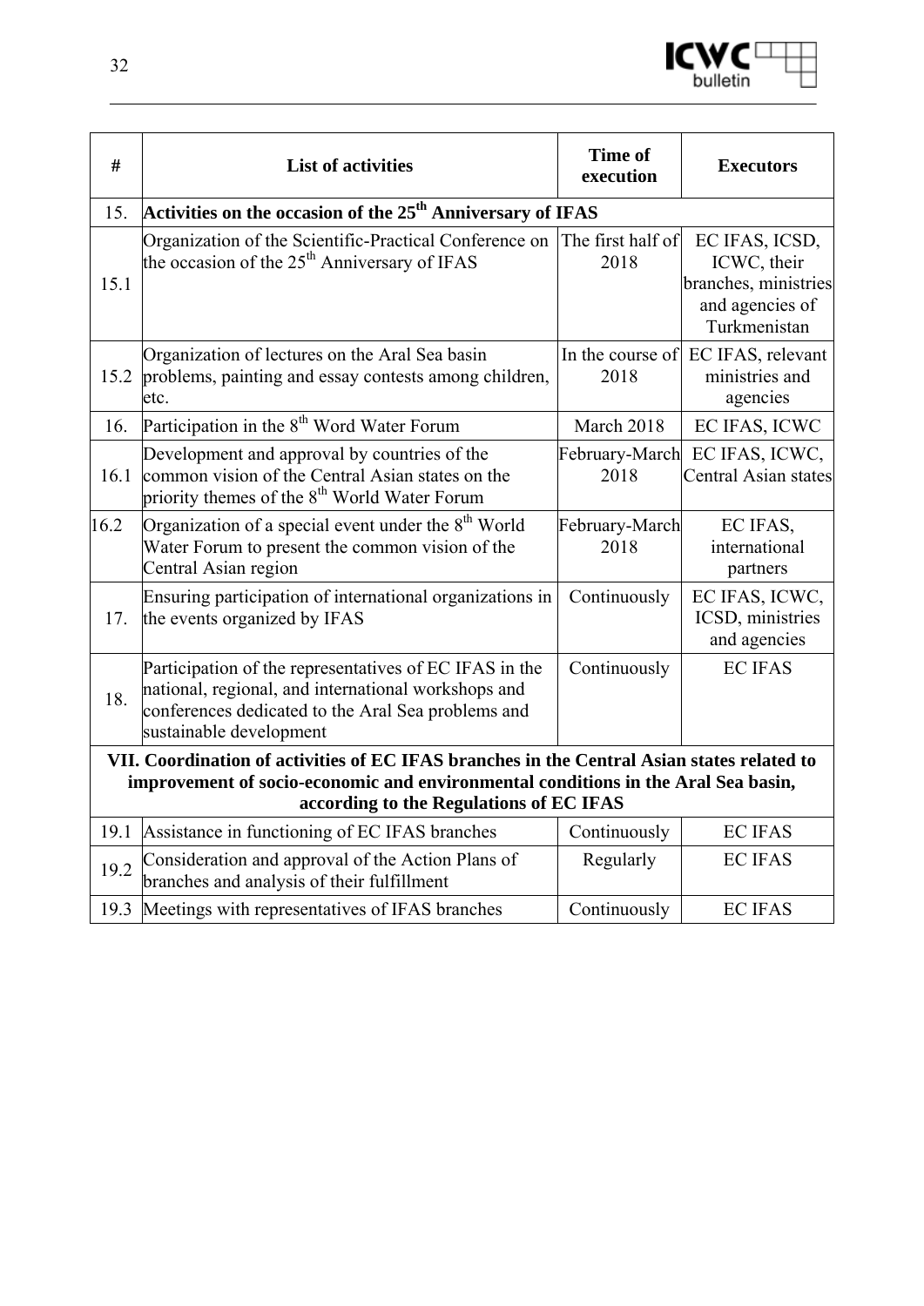| # | List of activities | Time of execution | Executors |
|---|---|---|---|
| 15. | **Activities on the occasion of the 25th Anniversary of IFAS** | | |
| 15.1 | Organization of the Scientific-Practical Conference on the occasion of the 25th Anniversary of IFAS | The first half of 2018 | EC IFAS, ICSD, ICWC, their branches, ministries and agencies of Turkmenistan |
| 15.2 | Organization of lectures on the Aral Sea basin problems, painting and essay contests among children, etc. | In the course of 2018 | EC IFAS, relevant ministries and agencies |
| 16. | Participation in the 8th Word Water Forum | March 2018 | EC IFAS, ICWC |
| 16.1 | Development and approval by countries of the common vision of the Central Asian states on the priority themes of the 8th World Water Forum | February-March 2018 | EC IFAS, ICWC, Central Asian states |
| 16.2 | Organization of a special event under the 8th World Water Forum to present the common vision of the Central Asian region | February-March 2018 | EC IFAS, international partners |
| 17. | Ensuring participation of international organizations in the events organized by IFAS | Continuously | EC IFAS, ICWC, ICSD, ministries and agencies |
| 18. | Participation of the representatives of EC IFAS in the national, regional, and international workshops and conferences dedicated to the Aral Sea problems and sustainable development | Continuously | EC IFAS |
| **VII. Coordination of activities of EC IFAS branches in the Central Asian states related to improvement of socio-economic and environmental conditions in the Aral Sea basin, according to the Regulations of EC IFAS** | | | |
| 19.1 | Assistance in functioning of EC IFAS branches | Continuously | EC IFAS |
| 19.2 | Consideration and approval of the Action Plans of branches and analysis of their fulfillment | Regularly | EC IFAS |
| 19.3 | Meetings with representatives of IFAS branches | Continuously | EC IFAS |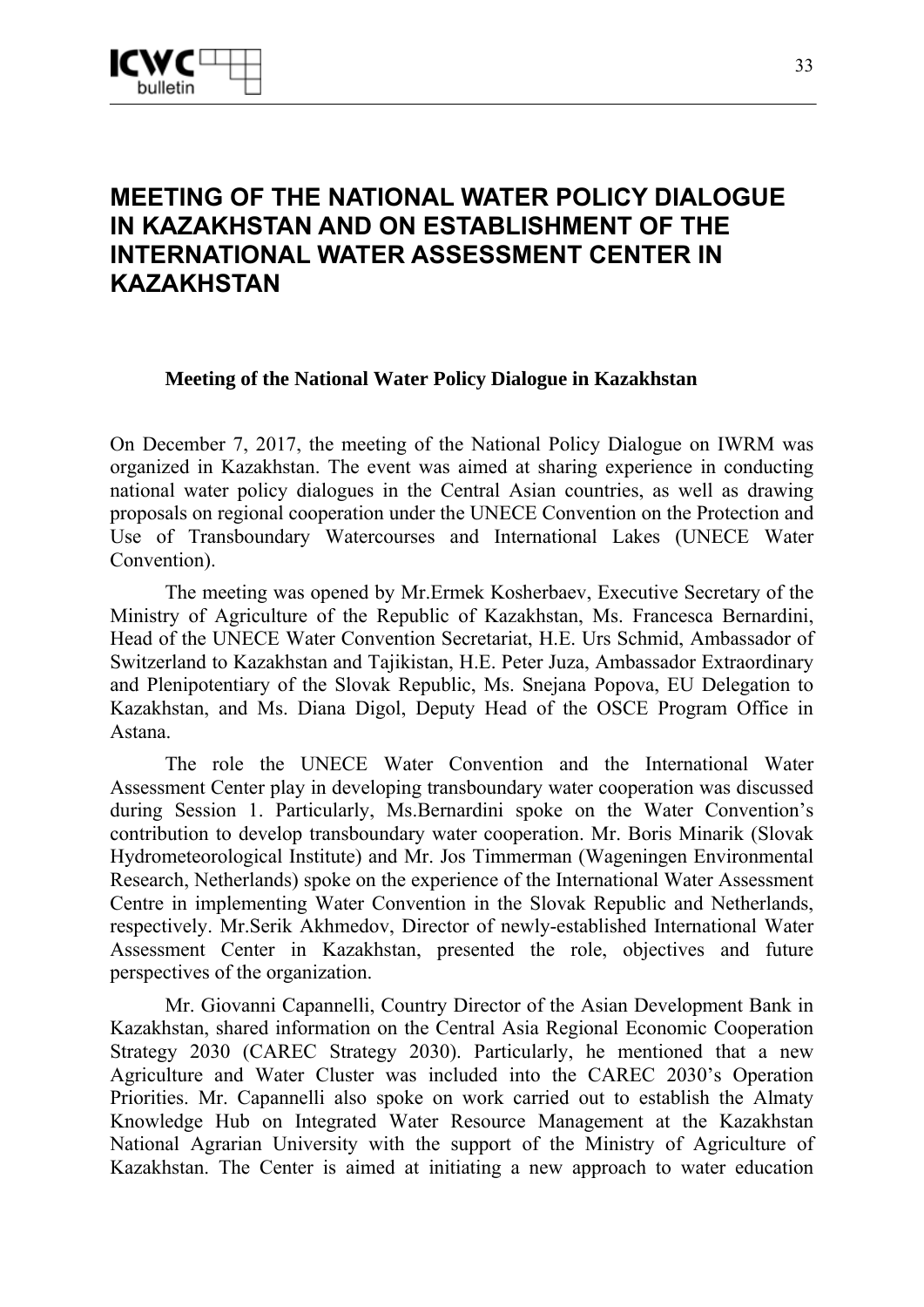# MEETING OF THE NATIONAL WATER POLICY DIALOGUE IN KAZAKHSTAN AND ON ESTABLISHMENT OF THE INTERNATIONAL WATER ASSESSMENT CENTER IN KAZAKHSTAN

## Meeting of the National Water Policy Dialogue in Kazakhstan

On December 7, 2017, the meeting of the National Policy Dialogue on IWRM was organized in Kazakhstan. The event was aimed at sharing experience in conducting national water policy dialogues in the Central Asian countries, as well as drawing proposals on regional cooperation under the UNECE Convention on the Protection and Use of Transboundary Watercourses and International Lakes (UNECE Water Convention).

The meeting was opened by Mr.Ermek Kosherbaev, Executive Secretary of the Ministry of Agriculture of the Republic of Kazakhstan, Ms. Francesca Bernardini, Head of the UNECE Water Convention Secretariat, H.E. Urs Schmid, Ambassador of Switzerland to Kazakhstan and Tajikistan, H.E. Peter Juza, Ambassador Extraordinary and Plenipotentiary of the Slovak Republic, Ms. Snejana Popova, EU Delegation to Kazakhstan, and Ms. Diana Digol, Deputy Head of the OSCE Program Office in Astana.

The role the UNECE Water Convention and the International Water Assessment Center play in developing transboundary water cooperation was discussed during Session 1. Particularly, Ms.Bernardini spoke on the Water Convention's contribution to develop transboundary water cooperation. Mr. Boris Minarik (Slovak Hydrometeorological Institute) and Mr. Jos Timmerman (Wageningen Environmental Research, Netherlands) spoke on the experience of the International Water Assessment Centre in implementing Water Convention in the Slovak Republic and Netherlands, respectively. Mr.Serik Akhmedov, Director of newly-established International Water Assessment Center in Kazakhstan, presented the role, objectives and future perspectives of the organization.

Mr. Giovanni Capannelli, Country Director of the Asian Development Bank in Kazakhstan, shared information on the Central Asia Regional Economic Cooperation Strategy 2030 (CAREC Strategy 2030). Particularly, he mentioned that a new Agriculture and Water Cluster was included into the CAREC 2030's Operation Priorities. Mr. Capannelli also spoke on work carried out to establish the Almaty Knowledge Hub on Integrated Water Resource Management at the Kazakhstan National Agrarian University with the support of the Ministry of Agriculture of Kazakhstan. The Center is aimed at initiating a new approach to water education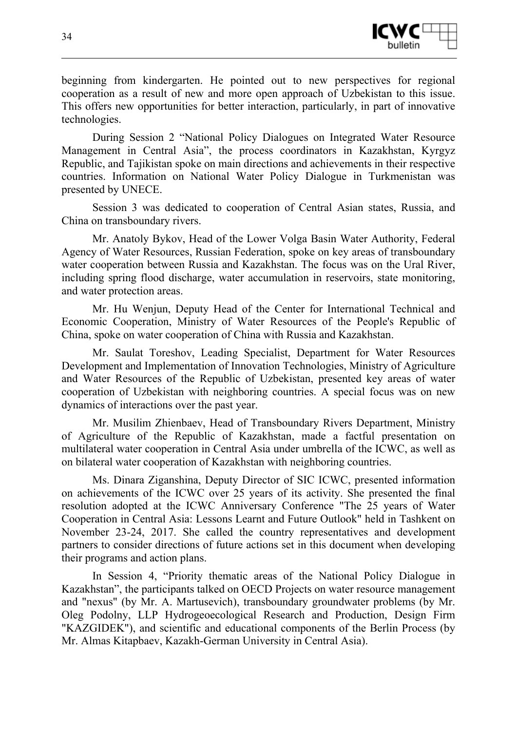beginning from kindergarten. He pointed out to new perspectives for regional cooperation as a result of new and more open approach of Uzbekistan to this issue. This offers new opportunities for better interaction, particularly, in part of innovative technologies.

During Session 2 “National Policy Dialogues on Integrated Water Resource Management in Central Asia”, the process coordinators in Kazakhstan, Kyrgyz Republic, and Tajikistan spoke on main directions and achievements in their respective countries. Information on National Water Policy Dialogue in Turkmenistan was presented by UNECE.

Session 3 was dedicated to cooperation of Central Asian states, Russia, and China on transboundary rivers.

Mr. Anatoly Bykov, Head of the Lower Volga Basin Water Authority, Federal Agency of Water Resources, Russian Federation, spoke on key areas of transboundary water cooperation between Russia and Kazakhstan. The focus was on the Ural River, including spring flood discharge, water accumulation in reservoirs, state monitoring, and water protection areas.

Mr. Hu Wenjun, Deputy Head of the Center for International Technical and Economic Cooperation, Ministry of Water Resources of the People's Republic of China, spoke on water cooperation of China with Russia and Kazakhstan.

Mr. Saulat Toreshov, Leading Specialist, Department for Water Resources Development and Implementation of Innovation Technologies, Ministry of Agriculture and Water Resources of the Republic of Uzbekistan, presented key areas of water cooperation of Uzbekistan with neighboring countries. A special focus was on new dynamics of interactions over the past year.

Mr. Musilim Zhienbaev, Head of Transboundary Rivers Department, Ministry of Agriculture of the Republic of Kazakhstan, made a factful presentation on multilateral water cooperation in Central Asia under umbrella of the ICWC, as well as on bilateral water cooperation of Kazakhstan with neighboring countries.

Ms. Dinara Ziganshina, Deputy Director of SIC ICWC, presented information on achievements of the ICWC over 25 years of its activity. She presented the final resolution adopted at the ICWC Anniversary Conference "The 25 years of Water Cooperation in Central Asia: Lessons Learnt and Future Outlook" held in Tashkent on November 23-24, 2017. She called the country representatives and development partners to consider directions of future actions set in this document when developing their programs and action plans.

In Session 4, “Priority thematic areas of the National Policy Dialogue in Kazakhstan”, the participants talked on OECD Projects on water resource management and "nexus" (by Mr. A. Martusevich), transboundary groundwater problems (by Mr. Oleg Podolny, LLP Hydrogeoecological Research and Production, Design Firm "KAZGIDEK"), and scientific and educational components of the Berlin Process (by Mr. Almas Kitapbaev, Kazakh-German University in Central Asia).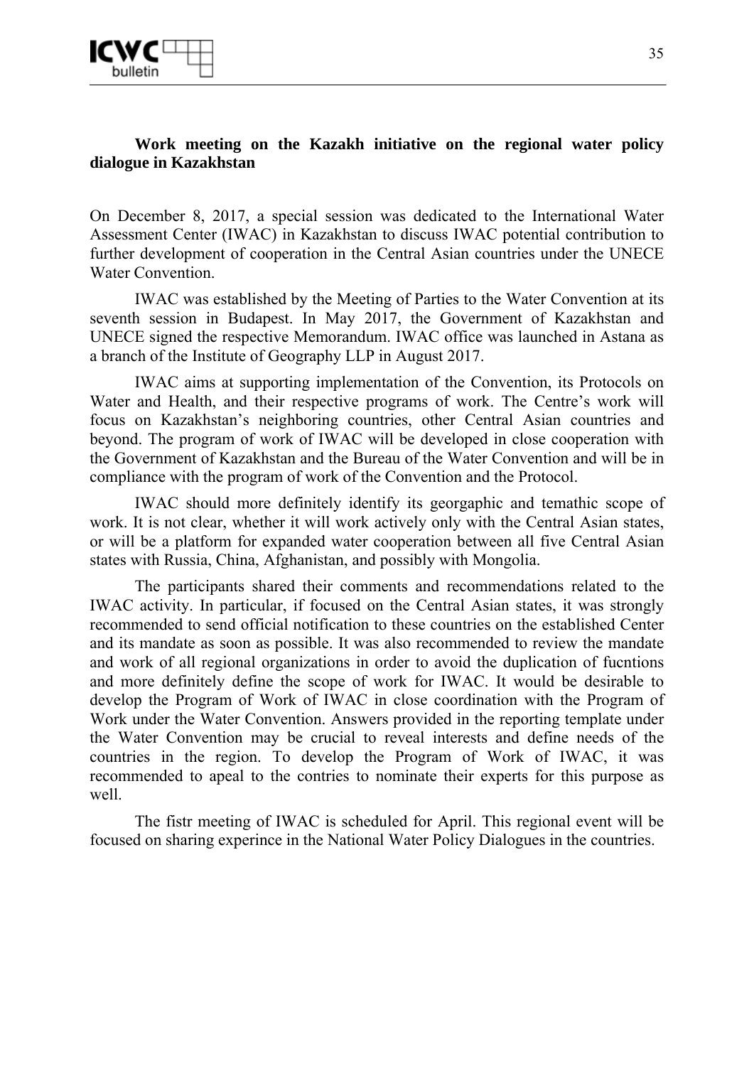## Work meeting on the Kazakh initiative on the regional water policy dialogue in Kazakhstan

On December 8, 2017, a special session was dedicated to the International Water Assessment Center (IWAC) in Kazakhstan to discuss IWAC potential contribution to further development of cooperation in the Central Asian countries under the UNECE Water Convention.

IWAC was established by the Meeting of Parties to the Water Convention at its seventh session in Budapest. In May 2017, the Government of Kazakhstan and UNECE signed the respective Memorandum. IWAC office was launched in Astana as a branch of the Institute of Geography LLP in August 2017.

IWAC aims at supporting implementation of the Convention, its Protocols on Water and Health, and their respective programs of work. The Centre's work will focus on Kazakhstan's neighboring countries, other Central Asian countries and beyond. The program of work of IWAC will be developed in close cooperation with the Government of Kazakhstan and the Bureau of the Water Convention and will be in compliance with the program of work of the Convention and the Protocol.

IWAC should more definitely identify its georgaphic and temathic scope of work. It is not clear, whether it will work actively only with the Central Asian states, or will be a platform for expanded water cooperation between all five Central Asian states with Russia, China, Afghanistan, and possibly with Mongolia.

The participants shared their comments and recommendations related to the IWAC activity. In particular, if focused on the Central Asian states, it was strongly recommended to send official notification to these countries on the established Center and its mandate as soon as possible. It was also recommended to review the mandate and work of all regional organizations in order to avoid the duplication of fucntions and more definitely define the scope of work for IWAC. It would be desirable to develop the Program of Work of IWAC in close coordination with the Program of Work under the Water Convention. Answers provided in the reporting template under the Water Convention may be crucial to reveal interests and define needs of the countries in the region. To develop the Program of Work of IWAC, it was recommended to apeal to the contries to nominate their experts for this purpose as well.

The fistr meeting of IWAC is scheduled for April. This regional event will be focused on sharing experince in the National Water Policy Dialogues in the countries.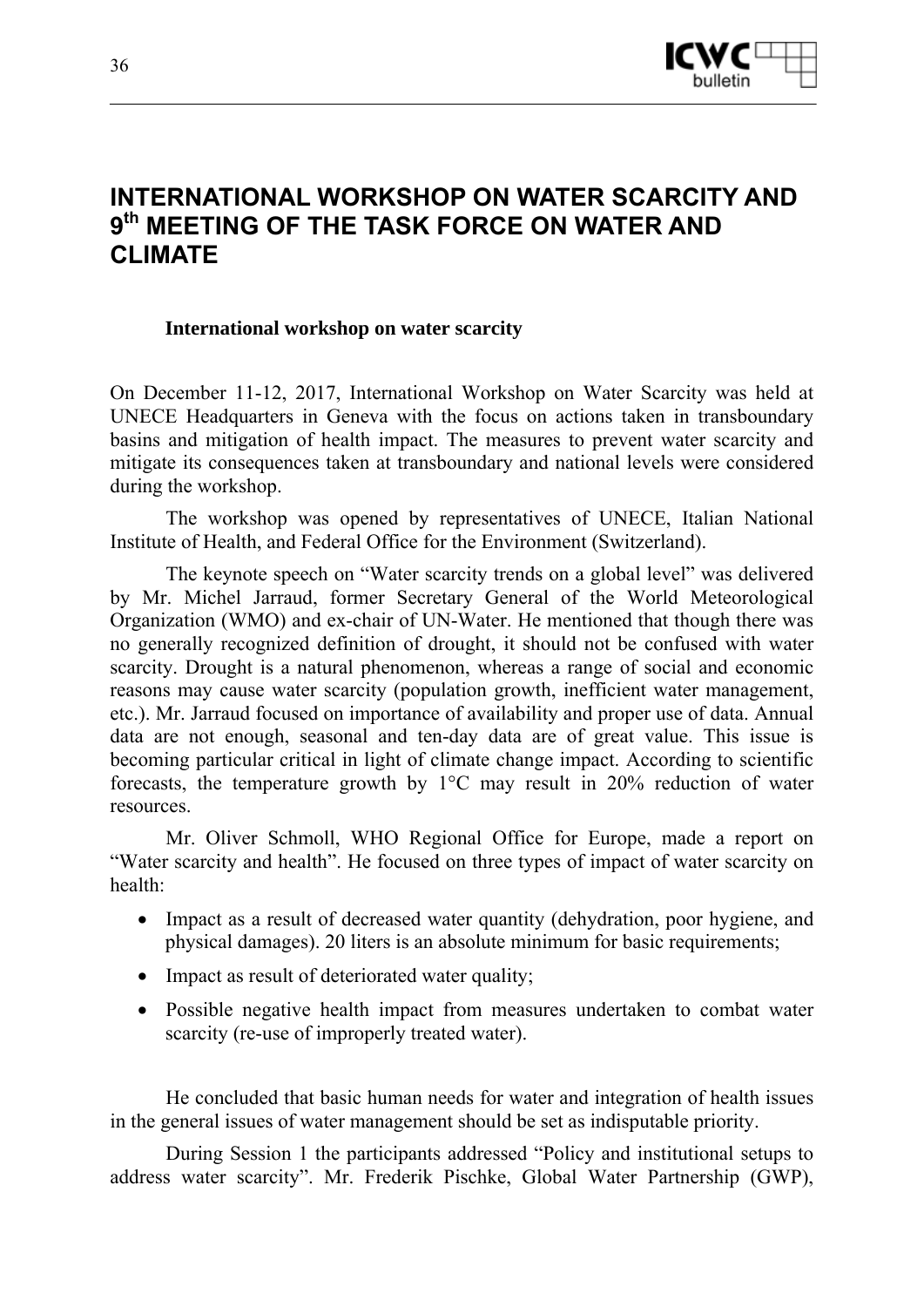# INTERNATIONAL WORKSHOP ON WATER SCARCITY AND 9th MEETING OF THE TASK FORCE ON WATER AND CLIMATE

### International workshop on water scarcity

On December 11-12, 2017, International Workshop on Water Scarcity was held at UNECE Headquarters in Geneva with the focus on actions taken in transboundary basins and mitigation of health impact. The measures to prevent water scarcity and mitigate its consequences taken at transboundary and national levels were considered during the workshop.

The workshop was opened by representatives of UNECE, Italian National Institute of Health, and Federal Office for the Environment (Switzerland).

The keynote speech on "Water scarcity trends on a global level" was delivered by Mr. Michel Jarraud, former Secretary General of the World Meteorological Organization (WMO) and ex-chair of UN-Water. He mentioned that though there was no generally recognized definition of drought, it should not be confused with water scarcity. Drought is a natural phenomenon, whereas a range of social and economic reasons may cause water scarcity (population growth, inefficient water management, etc.). Mr. Jarraud focused on importance of availability and proper use of data. Annual data are not enough, seasonal and ten-day data are of great value. This issue is becoming particular critical in light of climate change impact. According to scientific forecasts, the temperature growth by 1°C may result in 20% reduction of water resources.

Mr. Oliver Schmoll, WHO Regional Office for Europe, made a report on "Water scarcity and health". He focused on three types of impact of water scarcity on health:

- Impact as a result of decreased water quantity (dehydration, poor hygiene, and physical damages). 20 liters is an absolute minimum for basic requirements;
- Impact as result of deteriorated water quality;
- Possible negative health impact from measures undertaken to combat water scarcity (re-use of improperly treated water).

He concluded that basic human needs for water and integration of health issues in the general issues of water management should be set as indisputable priority.

During Session 1 the participants addressed "Policy and institutional setups to address water scarcity". Mr. Frederik Pischke, Global Water Partnership (GWP),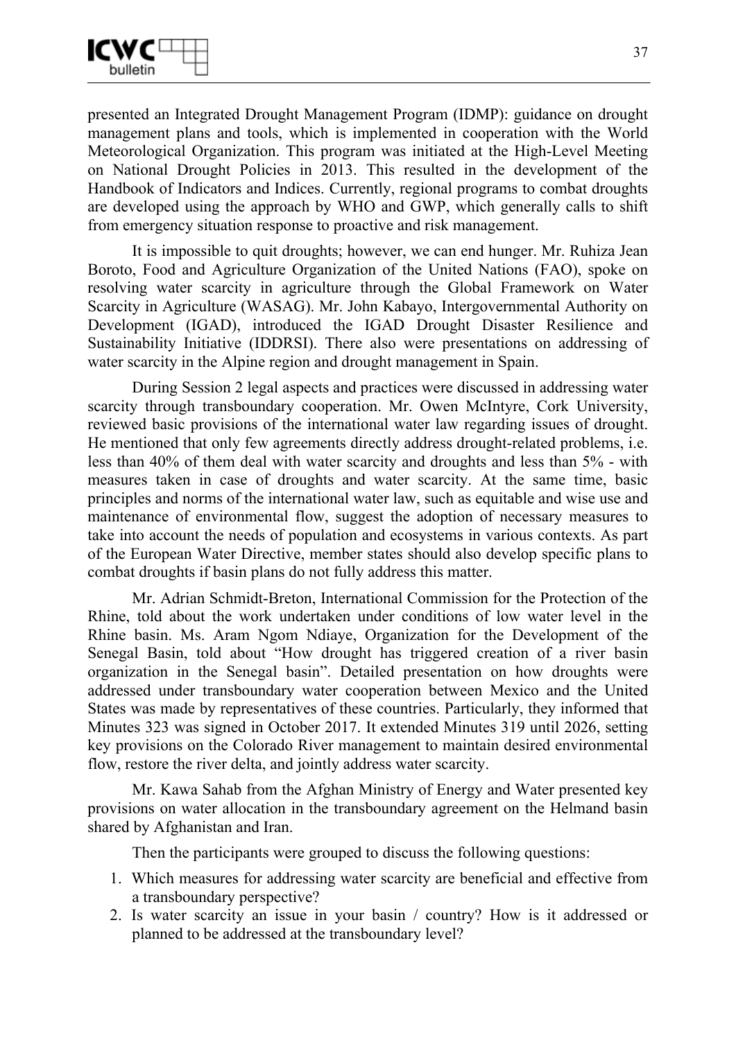presented an Integrated Drought Management Program (IDMP): guidance on drought management plans and tools, which is implemented in cooperation with the World Meteorological Organization. This program was initiated at the High-Level Meeting on National Drought Policies in 2013. This resulted in the development of the Handbook of Indicators and Indices. Currently, regional programs to combat droughts are developed using the approach by WHO and GWP, which generally calls to shift from emergency situation response to proactive and risk management.

It is impossible to quit droughts; however, we can end hunger. Mr. Ruhiza Jean Boroto, Food and Agriculture Organization of the United Nations (FAO), spoke on resolving water scarcity in agriculture through the Global Framework on Water Scarcity in Agriculture (WASAG). Mr. John Kabayo, Intergovernmental Authority on Development (IGAD), introduced the IGAD Drought Disaster Resilience and Sustainability Initiative (IDDRSI). There also were presentations on addressing of water scarcity in the Alpine region and drought management in Spain.

During Session 2 legal aspects and practices were discussed in addressing water scarcity through transboundary cooperation. Mr. Owen McIntyre, Cork University, reviewed basic provisions of the international water law regarding issues of drought. He mentioned that only few agreements directly address drought-related problems, i.e. less than 40% of them deal with water scarcity and droughts and less than 5% - with measures taken in case of droughts and water scarcity. At the same time, basic principles and norms of the international water law, such as equitable and wise use and maintenance of environmental flow, suggest the adoption of necessary measures to take into account the needs of population and ecosystems in various contexts. As part of the European Water Directive, member states should also develop specific plans to combat droughts if basin plans do not fully address this matter.

Mr. Adrian Schmidt-Breton, International Commission for the Protection of the Rhine, told about the work undertaken under conditions of low water level in the Rhine basin. Ms. Aram Ngom Ndiaye, Organization for the Development of the Senegal Basin, told about "How drought has triggered creation of a river basin organization in the Senegal basin". Detailed presentation on how droughts were addressed under transboundary water cooperation between Mexico and the United States was made by representatives of these countries. Particularly, they informed that Minutes 323 was signed in October 2017. It extended Minutes 319 until 2026, setting key provisions on the Colorado River management to maintain desired environmental flow, restore the river delta, and jointly address water scarcity.

Mr. Kawa Sahab from the Afghan Ministry of Energy and Water presented key provisions on water allocation in the transboundary agreement on the Helmand basin shared by Afghanistan and Iran.

Then the participants were grouped to discuss the following questions:

1. Which measures for addressing water scarcity are beneficial and effective from a transboundary perspective?
2. Is water scarcity an issue in your basin / country? How is it addressed or planned to be addressed at the transboundary level?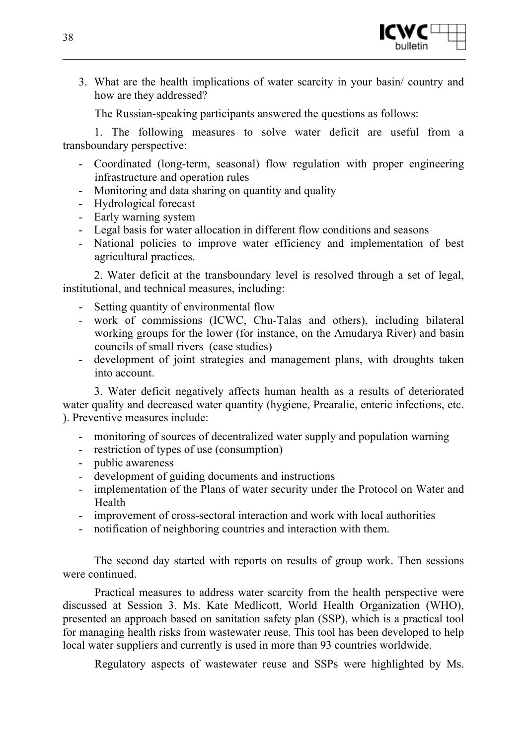3. What are the health implications of water scarcity in your basin/ country and how are they addressed?

The Russian-speaking participants answered the questions as follows:

1. The following measures to solve water deficit are useful from a transboundary perspective:

- Coordinated (long-term, seasonal) flow regulation with proper engineering infrastructure and operation rules
- Monitoring and data sharing on quantity and quality
- Hydrological forecast
- Early warning system
- Legal basis for water allocation in different flow conditions and seasons
- National policies to improve water efficiency and implementation of best agricultural practices.

2. Water deficit at the transboundary level is resolved through a set of legal, institutional, and technical measures, including:

- Setting quantity of environmental flow
- work of commissions (ICWC, Chu-Talas and others), including bilateral working groups for the lower (for instance, on the Amudarya River) and basin councils of small rivers (case studies)
- development of joint strategies and management plans, with droughts taken into account.

3. Water deficit negatively affects human health as a results of deteriorated water quality and decreased water quantity (hygiene, Prearalie, enteric infections, etc. ). Preventive measures include:

- monitoring of sources of decentralized water supply and population warning
- restriction of types of use (consumption)
- public awareness
- development of guiding documents and instructions
- implementation of the Plans of water security under the Protocol on Water and Health
- improvement of cross-sectoral interaction and work with local authorities
- notification of neighboring countries and interaction with them.

The second day started with reports on results of group work. Then sessions were continued.

Practical measures to address water scarcity from the health perspective were discussed at Session 3. Ms. Kate Medlicott, World Health Organization (WHO), presented an approach based on sanitation safety plan (SSP), which is a practical tool for managing health risks from wastewater reuse. This tool has been developed to help local water suppliers and currently is used in more than 93 countries worldwide.

Regulatory aspects of wastewater reuse and SSPs were highlighted by Ms.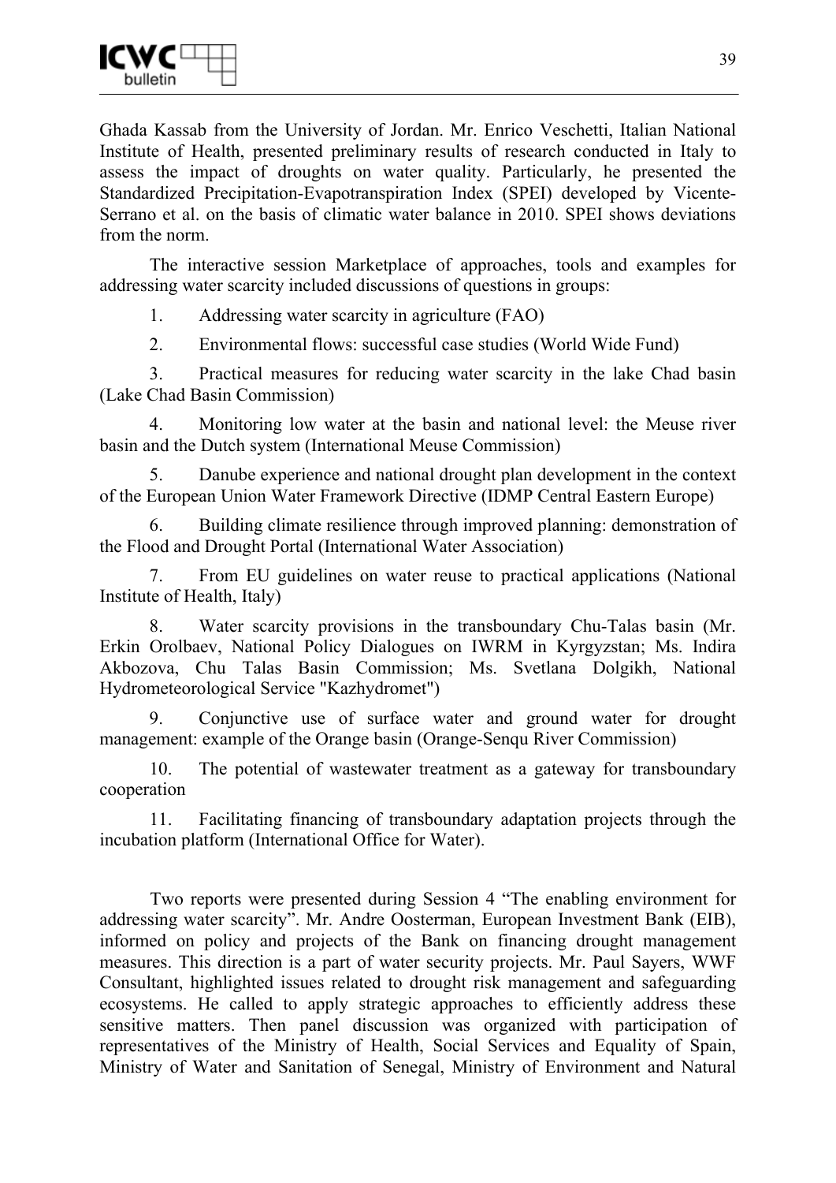Ghada Kassab from the University of Jordan. Mr. Enrico Veschetti, Italian National Institute of Health, presented preliminary results of research conducted in Italy to assess the impact of droughts on water quality. Particularly, he presented the Standardized Precipitation-Evapotranspiration Index (SPEI) developed by Vicente-Serrano et al. on the basis of climatic water balance in 2010. SPEI shows deviations from the norm.

The interactive session Marketplace of approaches, tools and examples for addressing water scarcity included discussions of questions in groups:

1. Addressing water scarcity in agriculture (FAO)
2. Environmental flows: successful case studies (World Wide Fund)
3. Practical measures for reducing water scarcity in the lake Chad basin (Lake Chad Basin Commission)
4. Monitoring low water at the basin and national level: the Meuse river basin and the Dutch system (International Meuse Commission)
5. Danube experience and national drought plan development in the context of the European Union Water Framework Directive (IDMP Central Eastern Europe)
6. Building climate resilience through improved planning: demonstration of the Flood and Drought Portal (International Water Association)
7. From EU guidelines on water reuse to practical applications (National Institute of Health, Italy)
8. Water scarcity provisions in the transboundary Chu-Talas basin (Mr. Erkin Orolbaev, National Policy Dialogues on IWRM in Kyrgyzstan; Ms. Indira Akbozova, Chu Talas Basin Commission; Ms. Svetlana Dolgikh, National Hydrometeorological Service "Kazhydromet")
9. Conjunctive use of surface water and ground water for drought management: example of the Orange basin (Orange-Senqu River Commission)
10. The potential of wastewater treatment as a gateway for transboundary cooperation
11. Facilitating financing of transboundary adaptation projects through the incubation platform (International Office for Water).

Two reports were presented during Session 4 “The enabling environment for addressing water scarcity”. Mr. Andre Oosterman, European Investment Bank (EIB), informed on policy and projects of the Bank on financing drought management measures. This direction is a part of water security projects. Mr. Paul Sayers, WWF Consultant, highlighted issues related to drought risk management and safeguarding ecosystems. He called to apply strategic approaches to efficiently address these sensitive matters. Then panel discussion was organized with participation of representatives of the Ministry of Health, Social Services and Equality of Spain, Ministry of Water and Sanitation of Senegal, Ministry of Environment and Natural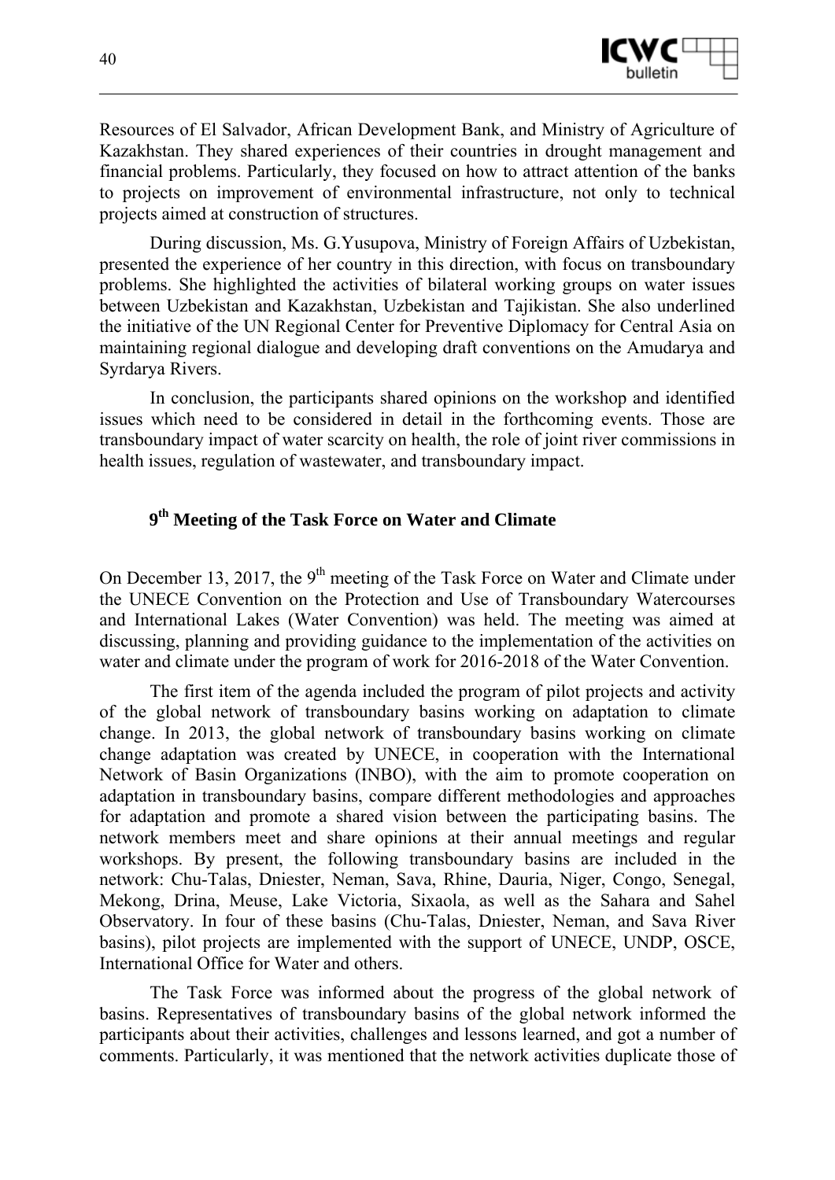Resources of El Salvador, African Development Bank, and Ministry of Agriculture of Kazakhstan. They shared experiences of their countries in drought management and financial problems. Particularly, they focused on how to attract attention of the banks to projects on improvement of environmental infrastructure, not only to technical projects aimed at construction of structures.

During discussion, Ms. G.Yusupova, Ministry of Foreign Affairs of Uzbekistan, presented the experience of her country in this direction, with focus on transboundary problems. She highlighted the activities of bilateral working groups on water issues between Uzbekistan and Kazakhstan, Uzbekistan and Tajikistan. She also underlined the initiative of the UN Regional Center for Preventive Diplomacy for Central Asia on maintaining regional dialogue and developing draft conventions on the Amudarya and Syrdarya Rivers.

In conclusion, the participants shared opinions on the workshop and identified issues which need to be considered in detail in the forthcoming events. Those are transboundary impact of water scarcity on health, the role of joint river commissions in health issues, regulation of wastewater, and transboundary impact.

## 9th Meeting of the Task Force on Water and Climate

On December 13, 2017, the 9th meeting of the Task Force on Water and Climate under the UNECE Convention on the Protection and Use of Transboundary Watercourses and International Lakes (Water Convention) was held. The meeting was aimed at discussing, planning and providing guidance to the implementation of the activities on water and climate under the program of work for 2016-2018 of the Water Convention.

The first item of the agenda included the program of pilot projects and activity of the global network of transboundary basins working on adaptation to climate change. In 2013, the global network of transboundary basins working on climate change adaptation was created by UNECE, in cooperation with the International Network of Basin Organizations (INBO), with the aim to promote cooperation on adaptation in transboundary basins, compare different methodologies and approaches for adaptation and promote a shared vision between the participating basins. The network members meet and share opinions at their annual meetings and regular workshops. By present, the following transboundary basins are included in the network: Chu-Talas, Dniester, Neman, Sava, Rhine, Dauria, Niger, Congo, Senegal, Mekong, Drina, Meuse, Lake Victoria, Sixaola, as well as the Sahara and Sahel Observatory. In four of these basins (Chu-Talas, Dniester, Neman, and Sava River basins), pilot projects are implemented with the support of UNECE, UNDP, OSCE, International Office for Water and others.

The Task Force was informed about the progress of the global network of basins. Representatives of transboundary basins of the global network informed the participants about their activities, challenges and lessons learned, and got a number of comments. Particularly, it was mentioned that the network activities duplicate those of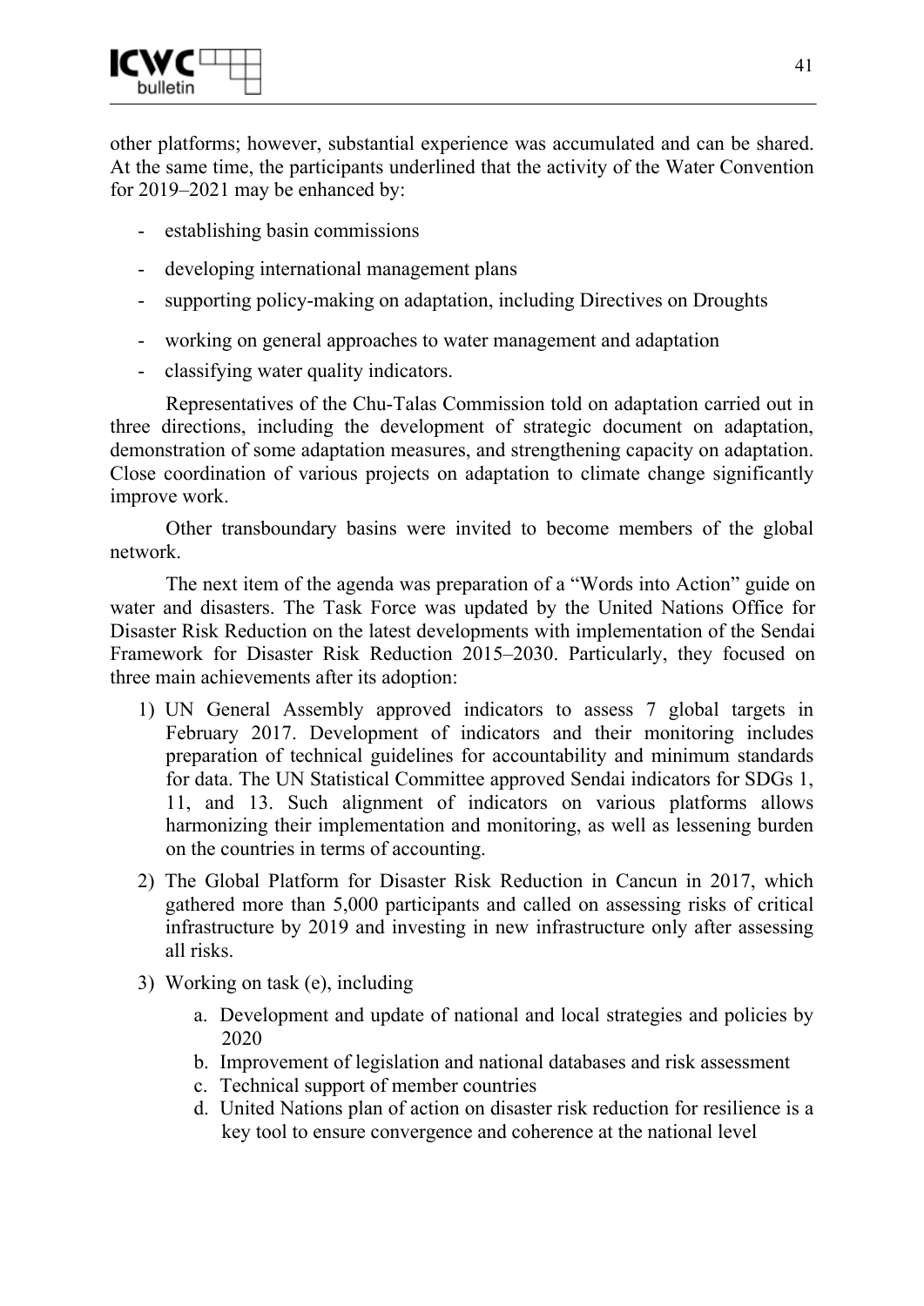other platforms; however, substantial experience was accumulated and can be shared. At the same time, the participants underlined that the activity of the Water Convention for 2019–2021 may be enhanced by:

- establishing basin commissions
- developing international management plans
- supporting policy-making on adaptation, including Directives on Droughts
- working on general approaches to water management and adaptation
- classifying water quality indicators.

Representatives of the Chu-Talas Commission told on adaptation carried out in three directions, including the development of strategic document on adaptation, demonstration of some adaptation measures, and strengthening capacity on adaptation. Close coordination of various projects on adaptation to climate change significantly improve work.

Other transboundary basins were invited to become members of the global network.

The next item of the agenda was preparation of a "Words into Action" guide on water and disasters. The Task Force was updated by the United Nations Office for Disaster Risk Reduction on the latest developments with implementation of the Sendai Framework for Disaster Risk Reduction 2015–2030. Particularly, they focused on three main achievements after its adoption:

1) UN General Assembly approved indicators to assess 7 global targets in February 2017. Development of indicators and their monitoring includes preparation of technical guidelines for accountability and minimum standards for data. The UN Statistical Committee approved Sendai indicators for SDGs 1, 11, and 13. Such alignment of indicators on various platforms allows harmonizing their implementation and monitoring, as well as lessening burden on the countries in terms of accounting.
2) The Global Platform for Disaster Risk Reduction in Cancun in 2017, which gathered more than 5,000 participants and called on assessing risks of critical infrastructure by 2019 and investing in new infrastructure only after assessing all risks.
3) Working on task (e), including
    a. Development and update of national and local strategies and policies by 2020
    b. Improvement of legislation and national databases and risk assessment
    c. Technical support of member countries
    d. United Nations plan of action on disaster risk reduction for resilience is a key tool to ensure convergence and coherence at the national level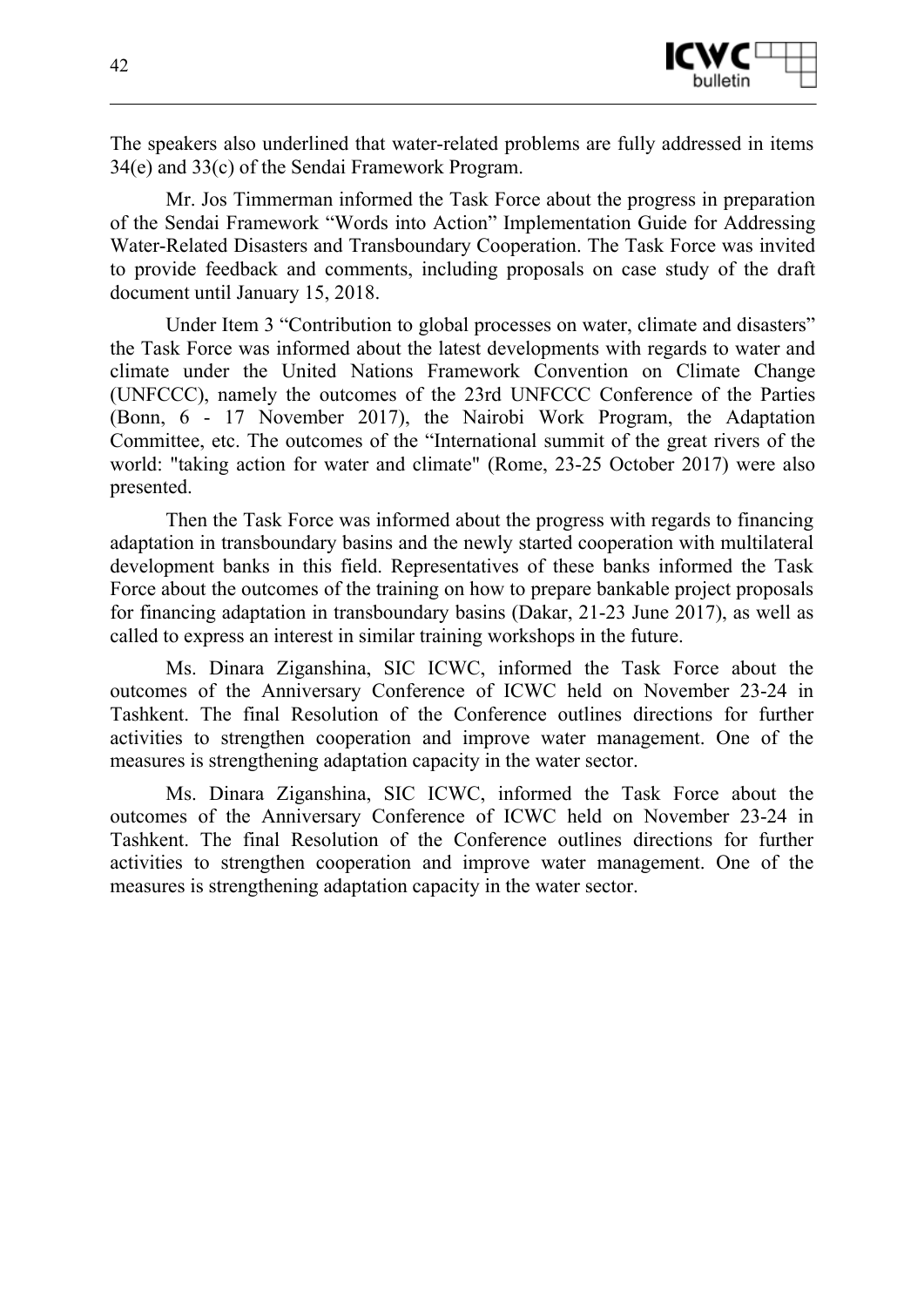The speakers also underlined that water-related problems are fully addressed in items 34(e) and 33(c) of the Sendai Framework Program.

Mr. Jos Timmerman informed the Task Force about the progress in preparation of the Sendai Framework "Words into Action" Implementation Guide for Addressing Water-Related Disasters and Transboundary Cooperation. The Task Force was invited to provide feedback and comments, including proposals on case study of the draft document until January 15, 2018.

Under Item 3 "Contribution to global processes on water, climate and disasters" the Task Force was informed about the latest developments with regards to water and climate under the United Nations Framework Convention on Climate Change (UNFCCC), namely the outcomes of the 23rd UNFCCC Conference of the Parties (Bonn, 6 - 17 November 2017), the Nairobi Work Program, the Adaptation Committee, etc. The outcomes of the "International summit of the great rivers of the world: "taking action for water and climate" (Rome, 23-25 October 2017) were also presented.

Then the Task Force was informed about the progress with regards to financing adaptation in transboundary basins and the newly started cooperation with multilateral development banks in this field. Representatives of these banks informed the Task Force about the outcomes of the training on how to prepare bankable project proposals for financing adaptation in transboundary basins (Dakar, 21-23 June 2017), as well as called to express an interest in similar training workshops in the future.

Ms. Dinara Ziganshina, SIC ICWC, informed the Task Force about the outcomes of the Anniversary Conference of ICWC held on November 23-24 in Tashkent. The final Resolution of the Conference outlines directions for further activities to strengthen cooperation and improve water management. One of the measures is strengthening adaptation capacity in the water sector.

Ms. Dinara Ziganshina, SIC ICWC, informed the Task Force about the outcomes of the Anniversary Conference of ICWC held on November 23-24 in Tashkent. The final Resolution of the Conference outlines directions for further activities to strengthen cooperation and improve water management. One of the measures is strengthening adaptation capacity in the water sector.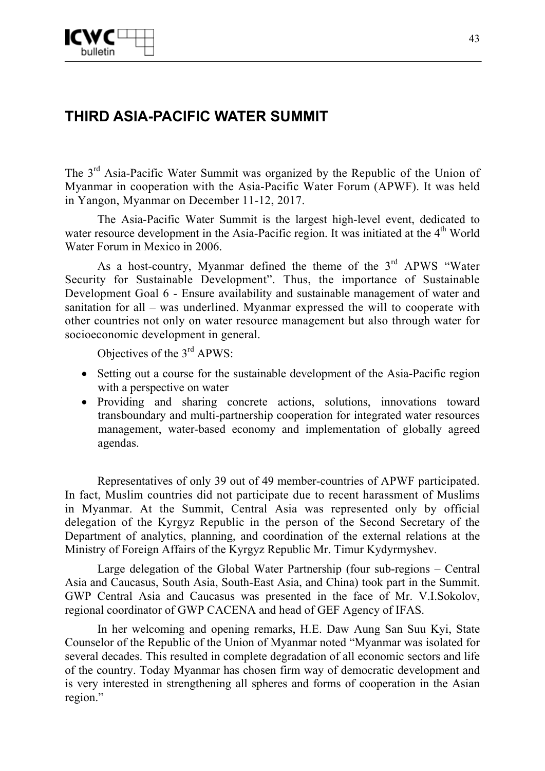# THIRD ASIA-PACIFIC WATER SUMMIT

The 3rd Asia-Pacific Water Summit was organized by the Republic of the Union of Myanmar in cooperation with the Asia-Pacific Water Forum (APWF). It was held in Yangon, Myanmar on December 11-12, 2017.

The Asia-Pacific Water Summit is the largest high-level event, dedicated to water resource development in the Asia-Pacific region. It was initiated at the 4th World Water Forum in Mexico in 2006.

As a host-country, Myanmar defined the theme of the 3rd APWS "Water Security for Sustainable Development". Thus, the importance of Sustainable Development Goal 6 - Ensure availability and sustainable management of water and sanitation for all – was underlined. Myanmar expressed the will to cooperate with other countries not only on water resource management but also through water for socioeconomic development in general.

Objectives of the 3rd APWS:

- Setting out a course for the sustainable development of the Asia-Pacific region with a perspective on water
- Providing and sharing concrete actions, solutions, innovations toward transboundary and multi-partnership cooperation for integrated water resources management, water-based economy and implementation of globally agreed agendas.

Representatives of only 39 out of 49 member-countries of APWF participated. In fact, Muslim countries did not participate due to recent harassment of Muslims in Myanmar. At the Summit, Central Asia was represented only by official delegation of the Kyrgyz Republic in the person of the Second Secretary of the Department of analytics, planning, and coordination of the external relations at the Ministry of Foreign Affairs of the Kyrgyz Republic Mr. Timur Kydyrmyshev.

Large delegation of the Global Water Partnership (four sub-regions – Central Asia and Caucasus, South Asia, South-East Asia, and China) took part in the Summit. GWP Central Asia and Caucasus was presented in the face of Mr. V.I.Sokolov, regional coordinator of GWP CACENA and head of GEF Agency of IFAS.

In her welcoming and opening remarks, H.E. Daw Aung San Suu Kyi, State Counselor of the Republic of the Union of Myanmar noted "Myanmar was isolated for several decades. This resulted in complete degradation of all economic sectors and life of the country. Today Myanmar has chosen firm way of democratic development and is very interested in strengthening all spheres and forms of cooperation in the Asian region."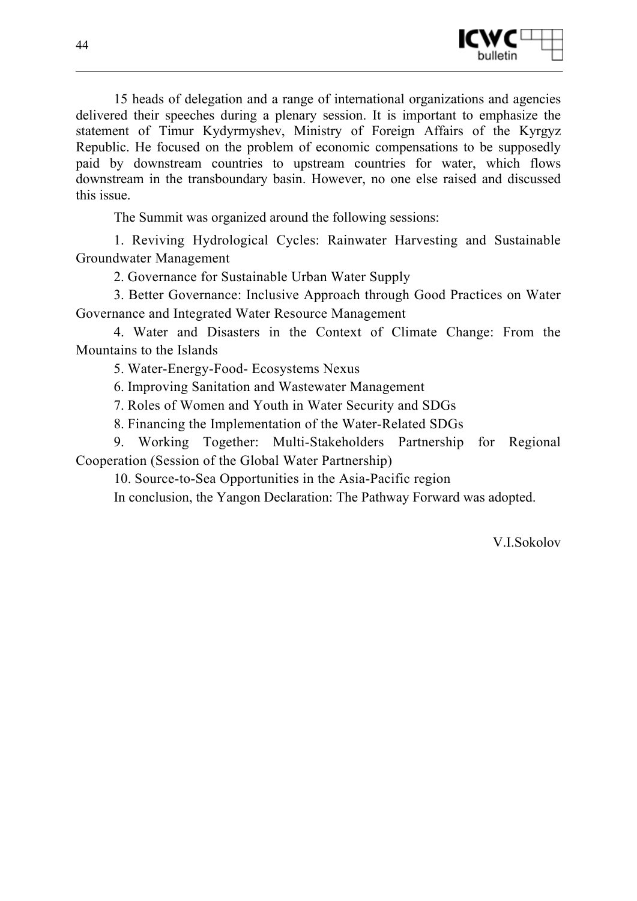15 heads of delegation and a range of international organizations and agencies delivered their speeches during a plenary session. It is important to emphasize the statement of Timur Kydyrmyshev, Ministry of Foreign Affairs of the Kyrgyz Republic. He focused on the problem of economic compensations to be supposedly paid by downstream countries to upstream countries for water, which flows downstream in the transboundary basin. However, no one else raised and discussed this issue.

The Summit was organized around the following sessions:

1. Reviving Hydrological Cycles: Rainwater Harvesting and Sustainable Groundwater Management
2. Governance for Sustainable Urban Water Supply
3. Better Governance: Inclusive Approach through Good Practices on Water Governance and Integrated Water Resource Management
4. Water and Disasters in the Context of Climate Change: From the Mountains to the Islands
5. Water-Energy-Food- Ecosystems Nexus
6. Improving Sanitation and Wastewater Management
7. Roles of Women and Youth in Water Security and SDGs
8. Financing the Implementation of the Water-Related SDGs
9. Working Together: Multi-Stakeholders Partnership for Regional Cooperation (Session of the Global Water Partnership)
10. Source-to-Sea Opportunities in the Asia-Pacific region

In conclusion, the Yangon Declaration: The Pathway Forward was adopted.

V.I.Sokolov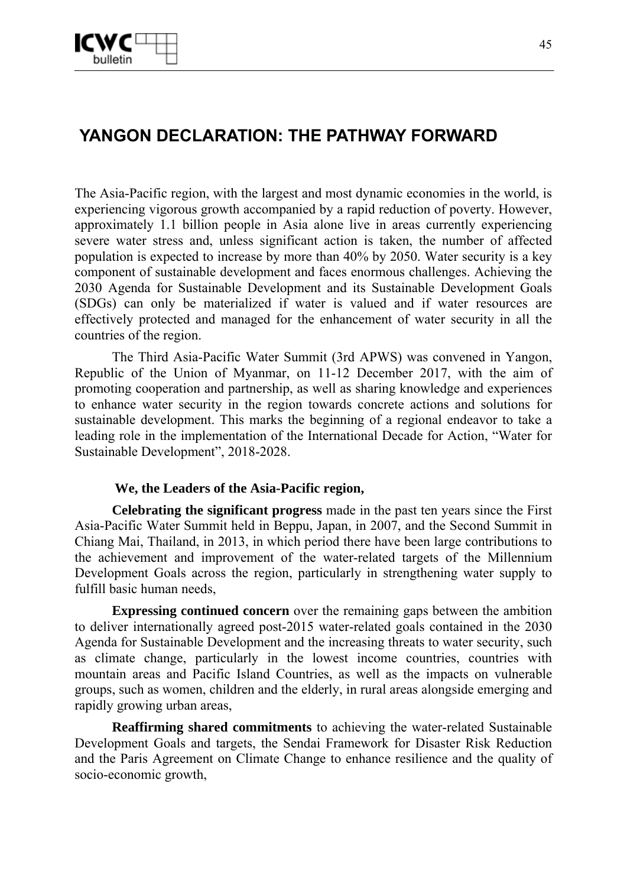# YANGON DECLARATION: THE PATHWAY FORWARD

The Asia-Pacific region, with the largest and most dynamic economies in the world, is experiencing vigorous growth accompanied by a rapid reduction of poverty. However, approximately 1.1 billion people in Asia alone live in areas currently experiencing severe water stress and, unless significant action is taken, the number of affected population is expected to increase by more than 40% by 2050. Water security is a key component of sustainable development and faces enormous challenges. Achieving the 2030 Agenda for Sustainable Development and its Sustainable Development Goals (SDGs) can only be materialized if water is valued and if water resources are effectively protected and managed for the enhancement of water security in all the countries of the region.

The Third Asia-Pacific Water Summit (3rd APWS) was convened in Yangon, Republic of the Union of Myanmar, on 11-12 December 2017, with the aim of promoting cooperation and partnership, as well as sharing knowledge and experiences to enhance water security in the region towards concrete actions and solutions for sustainable development. This marks the beginning of a regional endeavor to take a leading role in the implementation of the International Decade for Action, "Water for Sustainable Development", 2018-2028.

**We, the Leaders of the Asia-Pacific region,**

**Celebrating the significant progress** made in the past ten years since the First Asia-Pacific Water Summit held in Beppu, Japan, in 2007, and the Second Summit in Chiang Mai, Thailand, in 2013, in which period there have been large contributions to the achievement and improvement of the water-related targets of the Millennium Development Goals across the region, particularly in strengthening water supply to fulfill basic human needs,

**Expressing continued concern** over the remaining gaps between the ambition to deliver internationally agreed post-2015 water-related goals contained in the 2030 Agenda for Sustainable Development and the increasing threats to water security, such as climate change, particularly in the lowest income countries, countries with mountain areas and Pacific Island Countries, as well as the impacts on vulnerable groups, such as women, children and the elderly, in rural areas alongside emerging and rapidly growing urban areas,

**Reaffirming shared commitments** to achieving the water-related Sustainable Development Goals and targets, the Sendai Framework for Disaster Risk Reduction and the Paris Agreement on Climate Change to enhance resilience and the quality of socio-economic growth,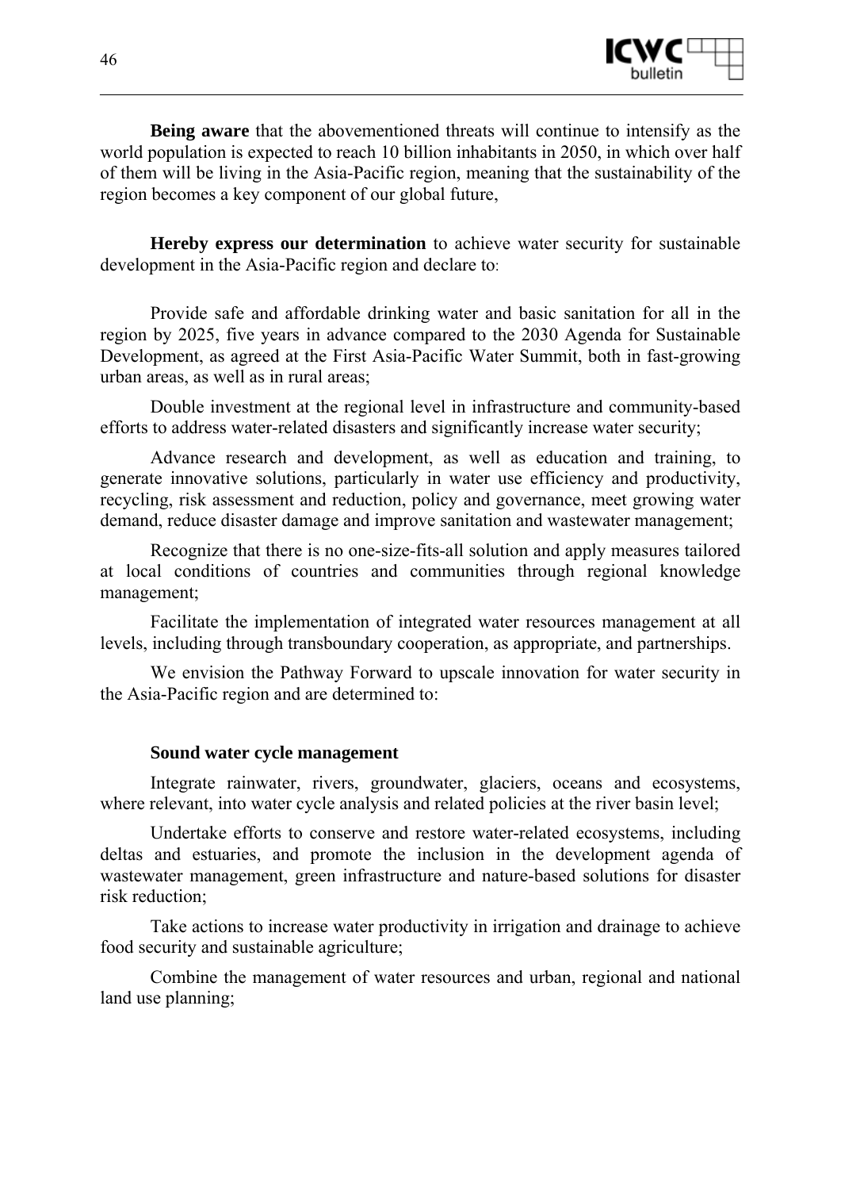**Being aware** that the abovementioned threats will continue to intensify as the world population is expected to reach 10 billion inhabitants in 2050, in which over half of them will be living in the Asia-Pacific region, meaning that the sustainability of the region becomes a key component of our global future,

**Hereby express our determination** to achieve water security for sustainable development in the Asia-Pacific region and declare to:

Provide safe and affordable drinking water and basic sanitation for all in the region by 2025, five years in advance compared to the 2030 Agenda for Sustainable Development, as agreed at the First Asia-Pacific Water Summit, both in fast-growing urban areas, as well as in rural areas;

Double investment at the regional level in infrastructure and community-based efforts to address water-related disasters and significantly increase water security;

Advance research and development, as well as education and training, to generate innovative solutions, particularly in water use efficiency and productivity, recycling, risk assessment and reduction, policy and governance, meet growing water demand, reduce disaster damage and improve sanitation and wastewater management;

Recognize that there is no one-size-fits-all solution and apply measures tailored at local conditions of countries and communities through regional knowledge management;

Facilitate the implementation of integrated water resources management at all levels, including through transboundary cooperation, as appropriate, and partnerships.

We envision the Pathway Forward to upscale innovation for water security in the Asia-Pacific region and are determined to:

**Sound water cycle management**

Integrate rainwater, rivers, groundwater, glaciers, oceans and ecosystems, where relevant, into water cycle analysis and related policies at the river basin level;

Undertake efforts to conserve and restore water-related ecosystems, including deltas and estuaries, and promote the inclusion in the development agenda of wastewater management, green infrastructure and nature-based solutions for disaster risk reduction;

Take actions to increase water productivity in irrigation and drainage to achieve food security and sustainable agriculture;

Combine the management of water resources and urban, regional and national land use planning;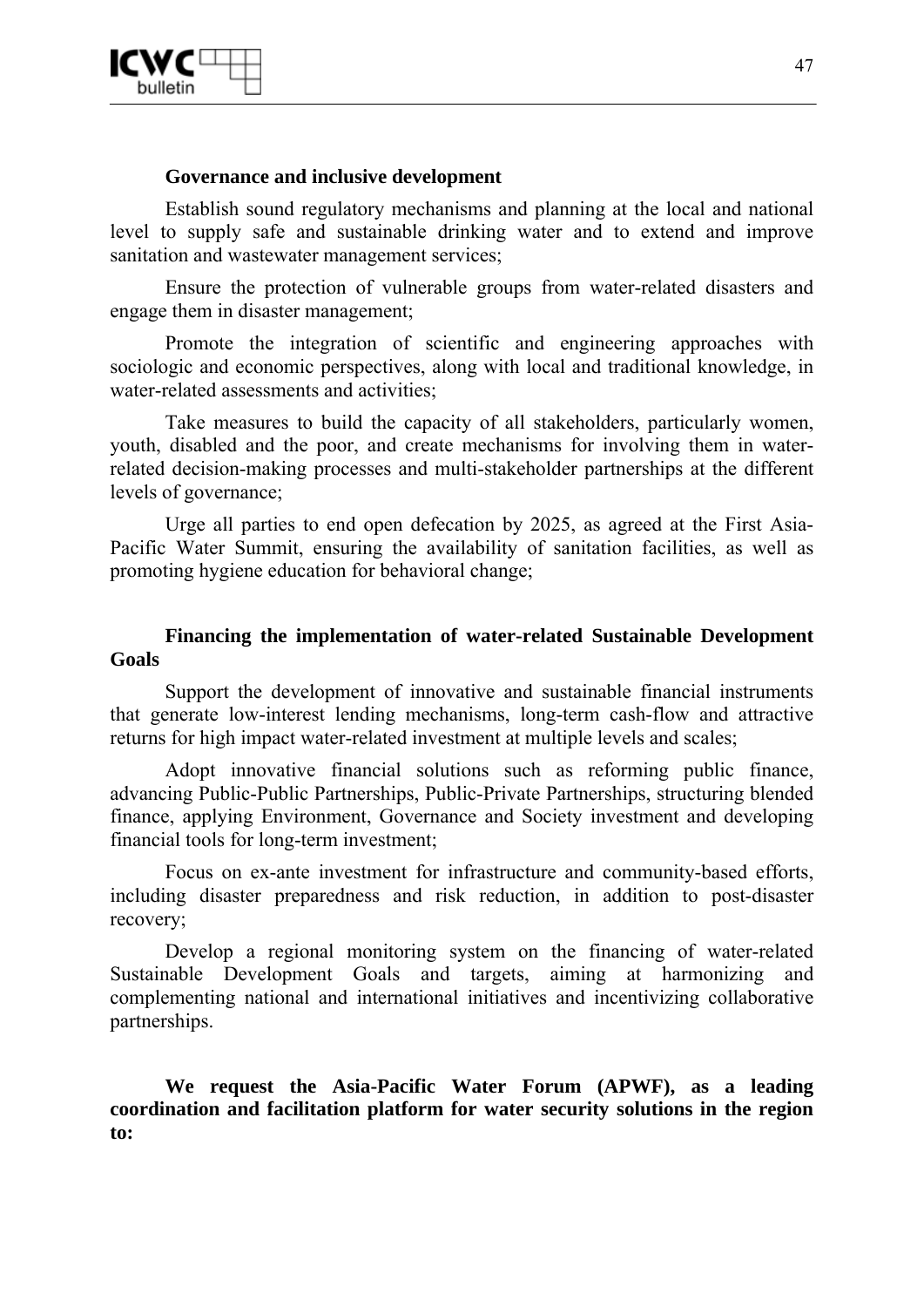**Governance and inclusive development**

Establish sound regulatory mechanisms and planning at the local and national level to supply safe and sustainable drinking water and to extend and improve sanitation and wastewater management services;

Ensure the protection of vulnerable groups from water-related disasters and engage them in disaster management;

Promote the integration of scientific and engineering approaches with sociologic and economic perspectives, along with local and traditional knowledge, in water-related assessments and activities;

Take measures to build the capacity of all stakeholders, particularly women, youth, disabled and the poor, and create mechanisms for involving them in water-related decision-making processes and multi-stakeholder partnerships at the different levels of governance;

Urge all parties to end open defecation by 2025, as agreed at the First Asia-Pacific Water Summit, ensuring the availability of sanitation facilities, as well as promoting hygiene education for behavioral change;

**Financing the implementation of water-related Sustainable Development Goals**

Support the development of innovative and sustainable financial instruments that generate low-interest lending mechanisms, long-term cash-flow and attractive returns for high impact water-related investment at multiple levels and scales;

Adopt innovative financial solutions such as reforming public finance, advancing Public-Public Partnerships, Public-Private Partnerships, structuring blended finance, applying Environment, Governance and Society investment and developing financial tools for long-term investment;

Focus on ex-ante investment for infrastructure and community-based efforts, including disaster preparedness and risk reduction, in addition to post-disaster recovery;

Develop a regional monitoring system on the financing of water-related Sustainable Development Goals and targets, aiming at harmonizing and complementing national and international initiatives and incentivizing collaborative partnerships.

**We request the Asia-Pacific Water Forum (APWF), as a leading coordination and facilitation platform for water security solutions in the region to:**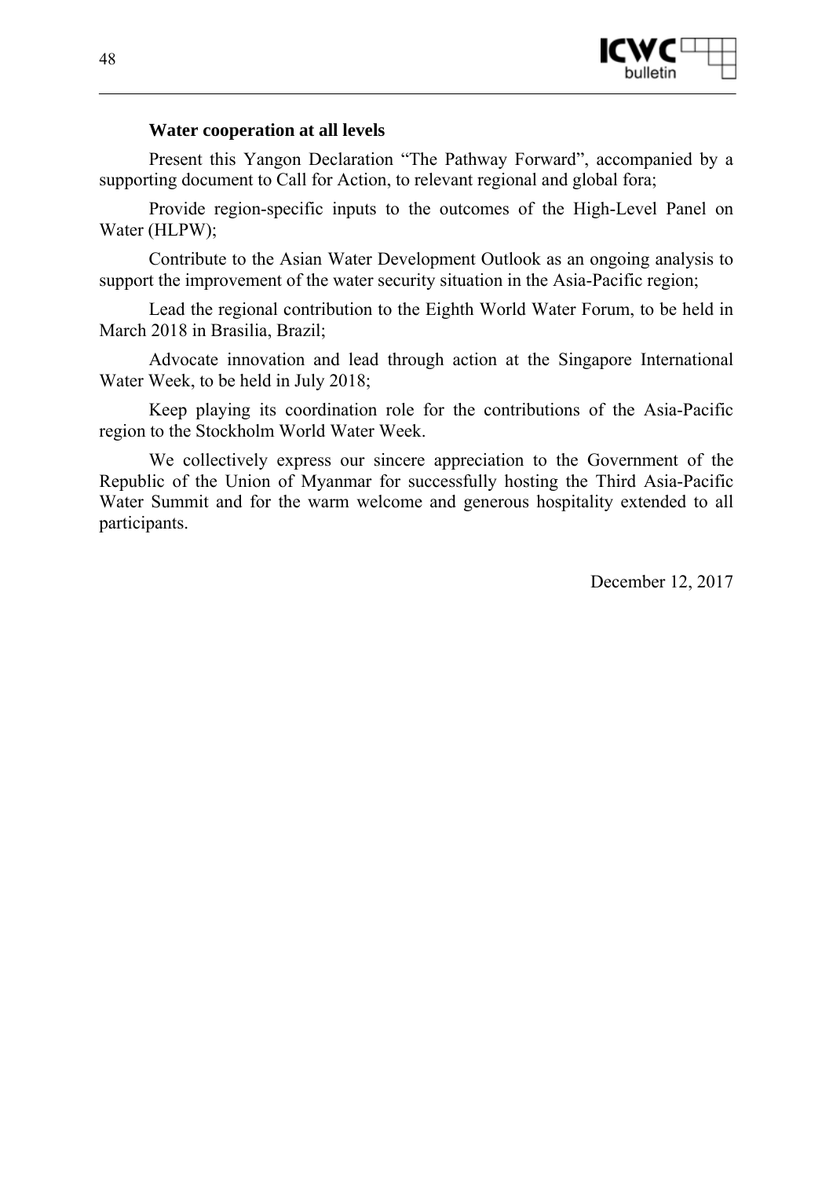**Water cooperation at all levels**

Present this Yangon Declaration "The Pathway Forward", accompanied by a supporting document to Call for Action, to relevant regional and global fora;

Provide region-specific inputs to the outcomes of the High-Level Panel on Water (HLPW);

Contribute to the Asian Water Development Outlook as an ongoing analysis to support the improvement of the water security situation in the Asia-Pacific region;

Lead the regional contribution to the Eighth World Water Forum, to be held in March 2018 in Brasilia, Brazil;

Advocate innovation and lead through action at the Singapore International Water Week, to be held in July 2018;

Keep playing its coordination role for the contributions of the Asia-Pacific region to the Stockholm World Water Week.

We collectively express our sincere appreciation to the Government of the Republic of the Union of Myanmar for successfully hosting the Third Asia-Pacific Water Summit and for the warm welcome and generous hospitality extended to all participants.

December 12, 2017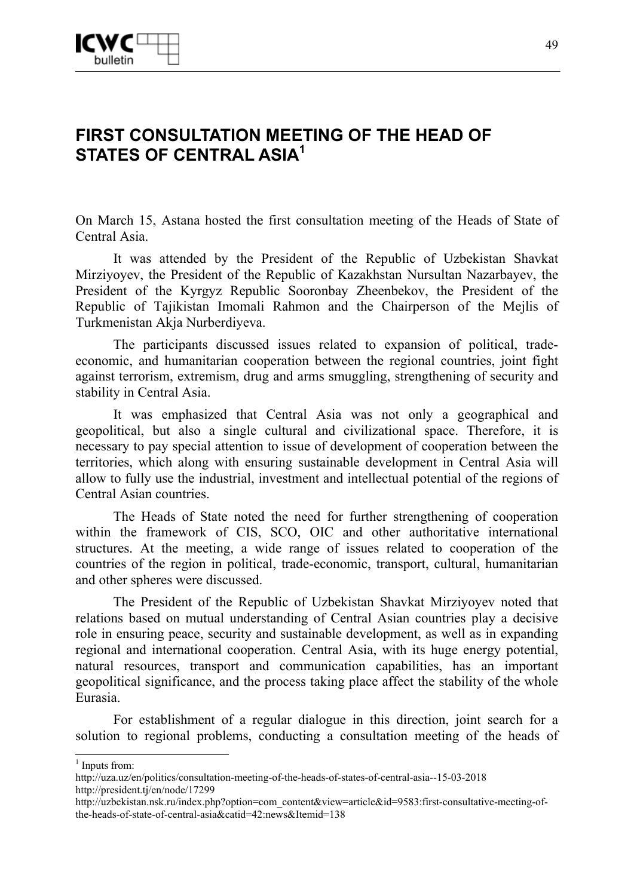# FIRST CONSULTATION MEETING OF THE HEAD OF STATES OF CENTRAL ASIA[1]

On March 15, Astana hosted the first consultation meeting of the Heads of State of Central Asia.

It was attended by the President of the Republic of Uzbekistan Shavkat Mirziyoyev, the President of the Republic of Kazakhstan Nursultan Nazarbayev, the President of the Kyrgyz Republic Sooronbay Zheenbekov, the President of the Republic of Tajikistan Imomali Rahmon and the Chairperson of the Mejlis of Turkmenistan Akja Nurberdiyeva.

The participants discussed issues related to expansion of political, trade-economic, and humanitarian cooperation between the regional countries, joint fight against terrorism, extremism, drug and arms smuggling, strengthening of security and stability in Central Asia.

It was emphasized that Central Asia was not only a geographical and geopolitical, but also a single cultural and civilizational space. Therefore, it is necessary to pay special attention to issue of development of cooperation between the territories, which along with ensuring sustainable development in Central Asia will allow to fully use the industrial, investment and intellectual potential of the regions of Central Asian countries.

The Heads of State noted the need for further strengthening of cooperation within the framework of CIS, SCO, OIC and other authoritative international structures. At the meeting, a wide range of issues related to cooperation of the countries of the region in political, trade-economic, transport, cultural, humanitarian and other spheres were discussed.

The President of the Republic of Uzbekistan Shavkat Mirziyoyev noted that relations based on mutual understanding of Central Asian countries play a decisive role in ensuring peace, security and sustainable development, as well as in expanding regional and international cooperation. Central Asia, with its huge energy potential, natural resources, transport and communication capabilities, has an important geopolitical significance, and the process taking place affect the stability of the whole Eurasia.

For establishment of a regular dialogue in this direction, joint search for a solution to regional problems, conducting a consultation meeting of the heads of

---

[1] Inputs from:
http://uza.uz/en/politics/consultation-meeting-of-the-heads-of-states-of-central-asia--15-03-2018
http://president.tj/en/node/17299
http://uzbekistan.nsk.ru/index.php?option=com_content&view=article&id=9583:first-consultative-meeting-of-the-heads-of-state-of-central-asia&catid=42:news&Itemid=138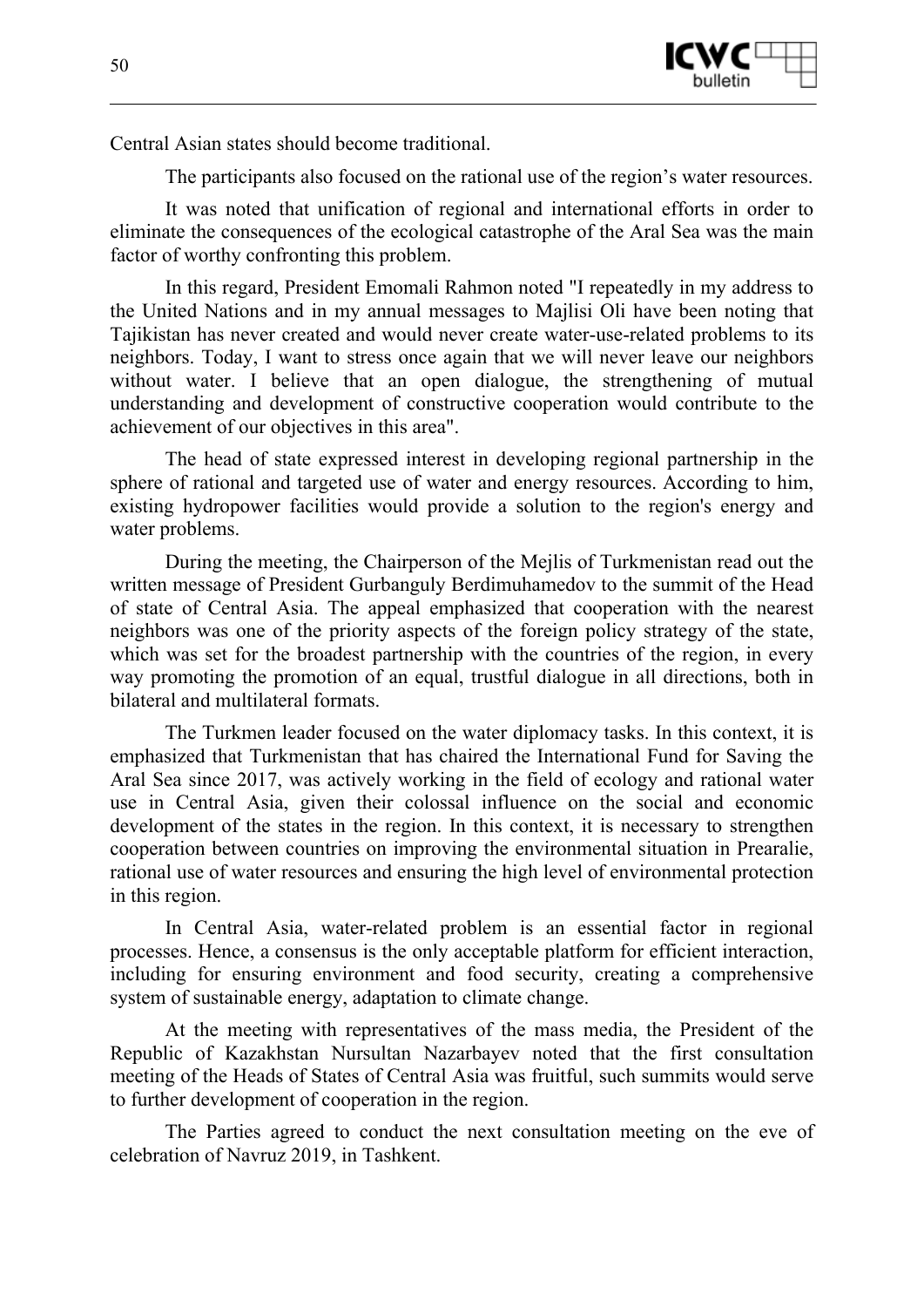Central Asian states should become traditional.

The participants also focused on the rational use of the region's water resources.

It was noted that unification of regional and international efforts in order to eliminate the consequences of the ecological catastrophe of the Aral Sea was the main factor of worthy confronting this problem.

In this regard, President Emomali Rahmon noted "I repeatedly in my address to the United Nations and in my annual messages to Majlisi Oli have been noting that Tajikistan has never created and would never create water-use-related problems to its neighbors. Today, I want to stress once again that we will never leave our neighbors without water. I believe that an open dialogue, the strengthening of mutual understanding and development of constructive cooperation would contribute to the achievement of our objectives in this area".

The head of state expressed interest in developing regional partnership in the sphere of rational and targeted use of water and energy resources. According to him, existing hydropower facilities would provide a solution to the region's energy and water problems.

During the meeting, the Chairperson of the Mejlis of Turkmenistan read out the written message of President Gurbanguly Berdimuhamedov to the summit of the Head of state of Central Asia. The appeal emphasized that cooperation with the nearest neighbors was one of the priority aspects of the foreign policy strategy of the state, which was set for the broadest partnership with the countries of the region, in every way promoting the promotion of an equal, trustful dialogue in all directions, both in bilateral and multilateral formats.

The Turkmen leader focused on the water diplomacy tasks. In this context, it is emphasized that Turkmenistan that has chaired the International Fund for Saving the Aral Sea since 2017, was actively working in the field of ecology and rational water use in Central Asia, given their colossal influence on the social and economic development of the states in the region. In this context, it is necessary to strengthen cooperation between countries on improving the environmental situation in Prearalie, rational use of water resources and ensuring the high level of environmental protection in this region.

In Central Asia, water-related problem is an essential factor in regional processes. Hence, a consensus is the only acceptable platform for efficient interaction, including for ensuring environment and food security, creating a comprehensive system of sustainable energy, adaptation to climate change.

At the meeting with representatives of the mass media, the President of the Republic of Kazakhstan Nursultan Nazarbayev noted that the first consultation meeting of the Heads of States of Central Asia was fruitful, such summits would serve to further development of cooperation in the region.

The Parties agreed to conduct the next consultation meeting on the eve of celebration of Navruz 2019, in Tashkent.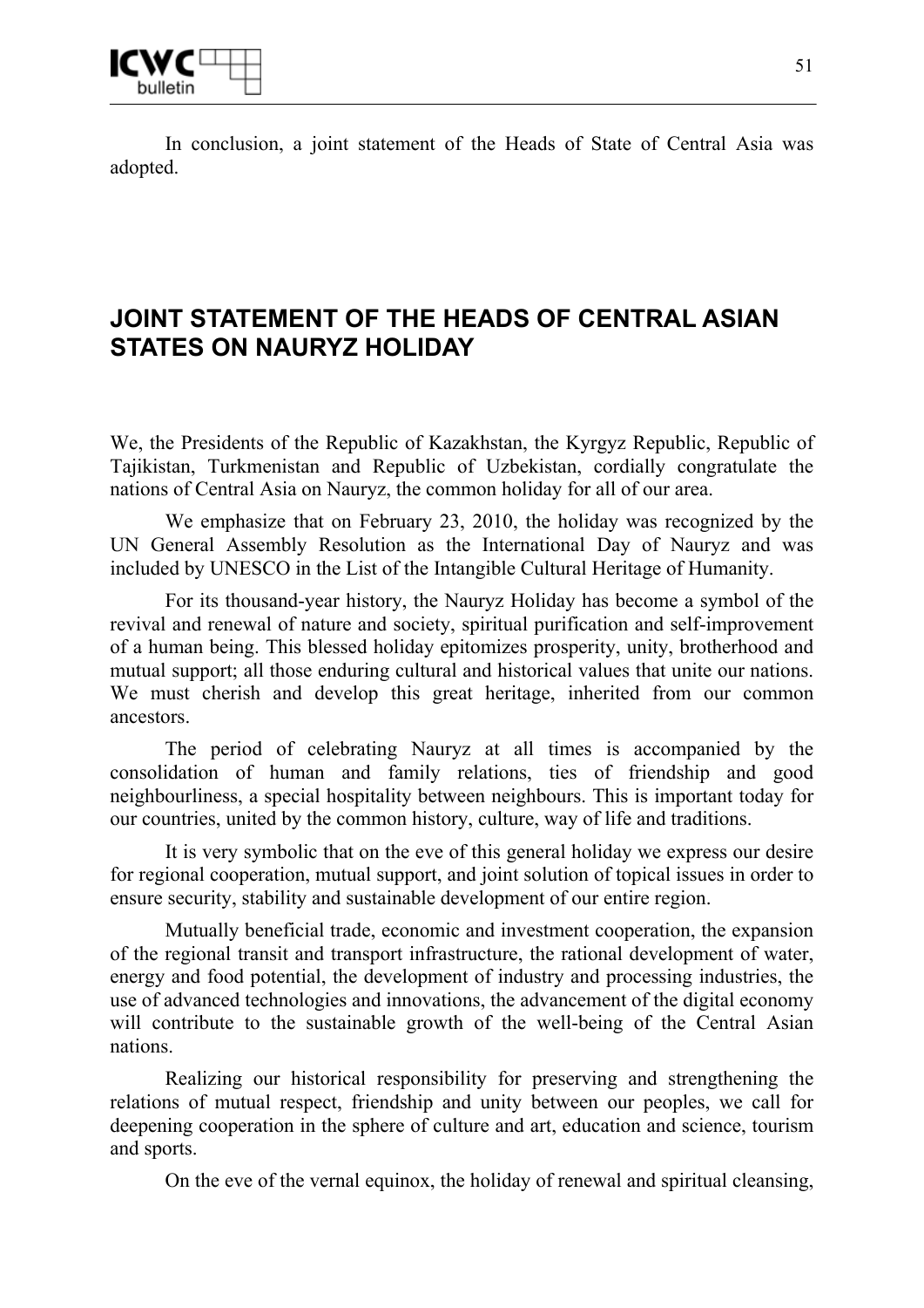In conclusion, a joint statement of the Heads of State of Central Asia was adopted.

## JOINT STATEMENT OF THE HEADS OF CENTRAL ASIAN STATES ON NAURYZ HOLIDAY

We, the Presidents of the Republic of Kazakhstan, the Kyrgyz Republic, Republic of Tajikistan, Turkmenistan and Republic of Uzbekistan, cordially congratulate the nations of Central Asia on Nauryz, the common holiday for all of our area.

We emphasize that on February 23, 2010, the holiday was recognized by the UN General Assembly Resolution as the International Day of Nauryz and was included by UNESCO in the List of the Intangible Cultural Heritage of Humanity.

For its thousand-year history, the Nauryz Holiday has become a symbol of the revival and renewal of nature and society, spiritual purification and self-improvement of a human being. This blessed holiday epitomizes prosperity, unity, brotherhood and mutual support; all those enduring cultural and historical values that unite our nations. We must cherish and develop this great heritage, inherited from our common ancestors.

The period of celebrating Nauryz at all times is accompanied by the consolidation of human and family relations, ties of friendship and good neighbourliness, a special hospitality between neighbours. This is important today for our countries, united by the common history, culture, way of life and traditions.

It is very symbolic that on the eve of this general holiday we express our desire for regional cooperation, mutual support, and joint solution of topical issues in order to ensure security, stability and sustainable development of our entire region.

Mutually beneficial trade, economic and investment cooperation, the expansion of the regional transit and transport infrastructure, the rational development of water, energy and food potential, the development of industry and processing industries, the use of advanced technologies and innovations, the advancement of the digital economy will contribute to the sustainable growth of the well-being of the Central Asian nations.

Realizing our historical responsibility for preserving and strengthening the relations of mutual respect, friendship and unity between our peoples, we call for deepening cooperation in the sphere of culture and art, education and science, tourism and sports.

On the eve of the vernal equinox, the holiday of renewal and spiritual cleansing,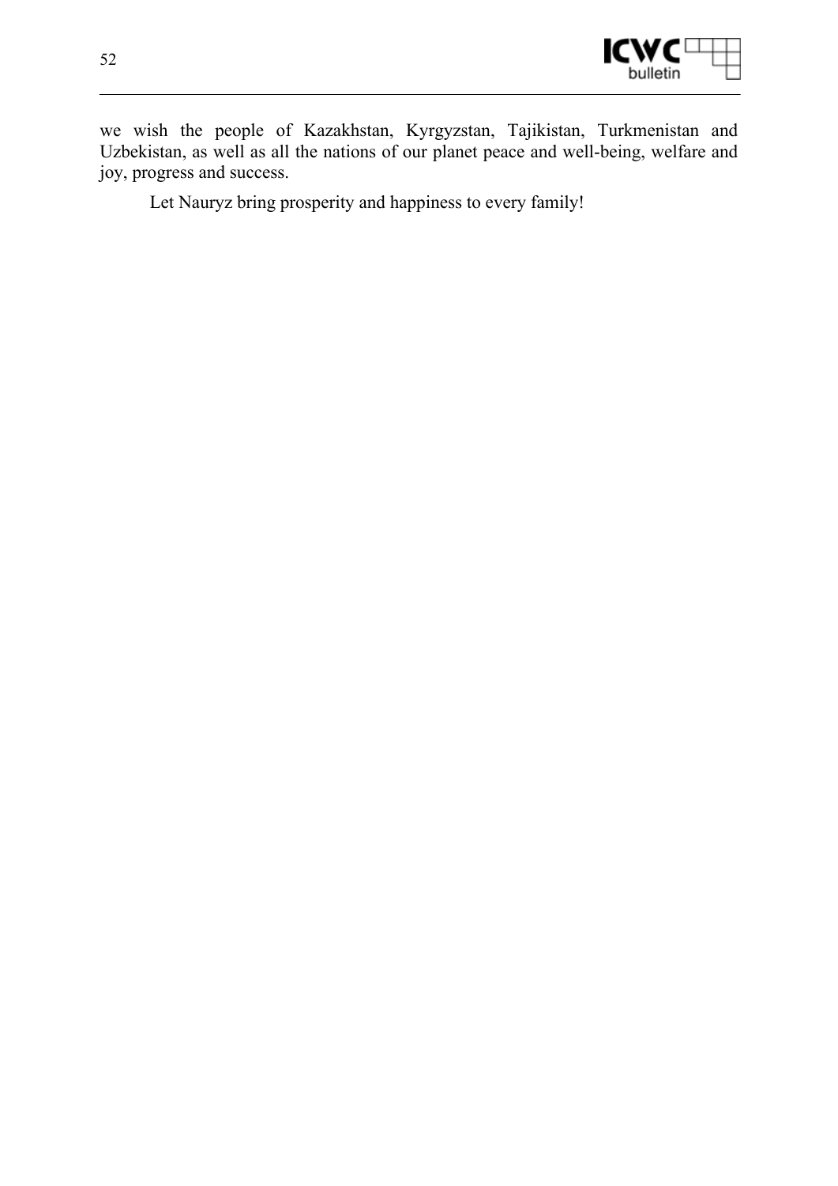we wish the people of Kazakhstan, Kyrgyzstan, Tajikistan, Turkmenistan and Uzbekistan, as well as all the nations of our planet peace and well-being, welfare and joy, progress and success.

Let Nauryz bring prosperity and happiness to every family!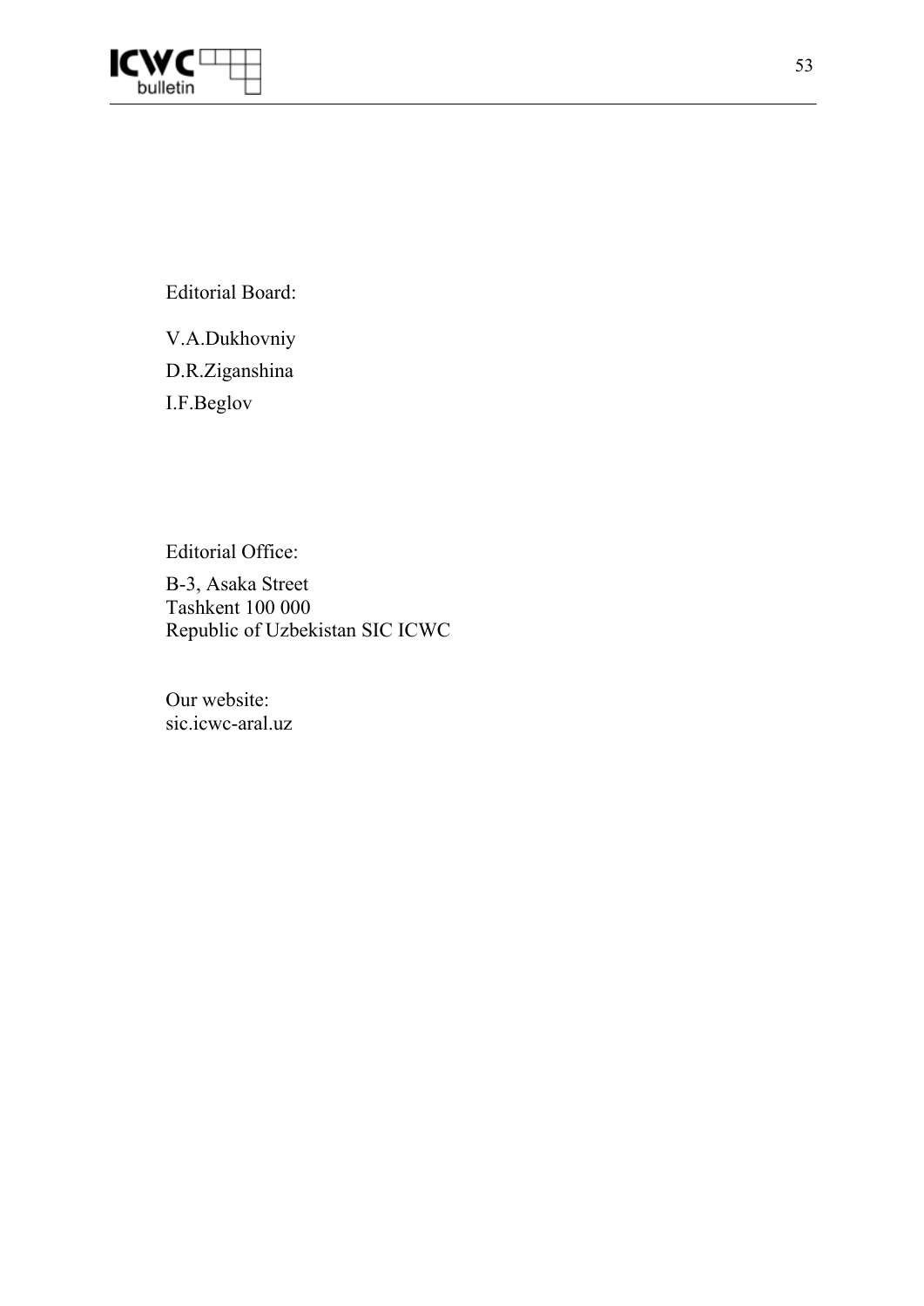Editorial Board:

V.A.Dukhovniy

D.R.Ziganshina

I.F.Beglov

Editorial Office:

B-3, Asaka Street
Tashkent 100 000
Republic of Uzbekistan SIC ICWC

Our website:
sic.icwc-aral.uz